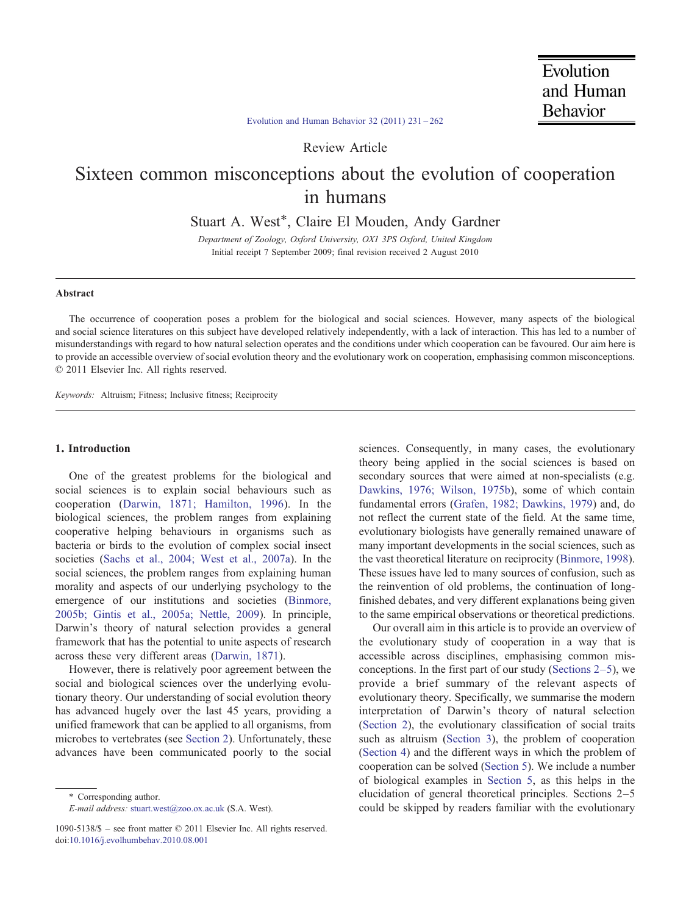Review Article

# Sixteen common misconceptions about the evolution of cooperation in humans

Stuart A. West*, Claire El Mouden, Andy Gardner

*Department of Zoology, Oxford University, OX1 3PS Oxford, United Kingdom*

Initial receipt 7 September 2009; final revision received 2 August 2010

## Abstract

The occurrence of cooperation poses a problem for the biological and social sciences. However, many aspects of the biological and social science literatures on this subject have developed relatively independently, with a lack of interaction. This has led to a number of misunderstandings with regard to how natural selection operates and the conditions under which cooperation can be favoured. Our aim here is to provide an accessible overview of social evolution theory and the evolutionary work on cooperation, emphasising common misconceptions. © 2011 Elsevier Inc. All rights reserved.

*Keywords:* Altruism; Fitness; Inclusive fitness; Reciprocity

## 1. Introduction

One of the greatest problems for the biological and social sciences is to explain social behaviours such as cooperation (Darwin, 1871; Hamilton, 1996). In the biological sciences, the problem ranges from explaining cooperative helping behaviours in organisms such as bacteria or birds to the evolution of complex social insect societies (Sachs et al., 2004; West et al., 2007a). In the social sciences, the problem ranges from explaining human morality and aspects of our underlying psychology to the emergence of our institutions and societies (Binmore, 2005b; Gintis et al., 2005a; Nettle, 2009). In principle, Darwin's theory of natural selection provides a general framework that has the potential to unite aspects of research across these very different areas (Darwin, 1871).

However, there is relatively poor agreement between the social and biological sciences over the underlying evolutionary theory. Our understanding of social evolution theory has advanced hugely over the last 45 years, providing a unified framework that can be applied to all organisms, from microbes to vertebrates (see Section 2). Unfortunately, these advances have been communicated poorly to the social sciences. Consequently, in many cases, the evolutionary theory being applied in the social sciences is based on secondary sources that were aimed at non-specialists (e.g. Dawkins, 1976; Wilson, 1975b), some of which contain fundamental errors (Grafen, 1982; Dawkins, 1979) and, do not reflect the current state of the field. At the same time, evolutionary biologists have generally remained unaware of many important developments in the social sciences, such as the vast theoretical literature on reciprocity (Binmore, 1998). These issues have led to many sources of confusion, such as the reinvention of old problems, the continuation of long-finished debates, and very different explanations being given to the same empirical observations or theoretical predictions.

Our overall aim in this article is to provide an overview of the evolutionary study of cooperation in a way that is accessible across disciplines, emphasising common misconceptions. In the first part of our study (Sections 2–5), we provide a brief summary of the relevant aspects of evolutionary theory. Specifically, we summarise the modern interpretation of Darwin's theory of natural selection (Section 2), the evolutionary classification of social traits such as altruism (Section 3), the problem of cooperation (Section 4) and the different ways in which the problem of cooperation can be solved (Section 5). We include a number of biological examples in Section 5, as this helps in the elucidation of general theoretical principles. Sections 2–5 could be skipped by readers familiar with the evolutionary

* Corresponding author.
*E-mail address:* stuart.west@zoo.ox.ac.uk (S.A. West).

1090-5138/$ – see front matter © 2011 Elsevier Inc. All rights reserved.
doi:10.1016/j.evolhumbehav.2010.08.001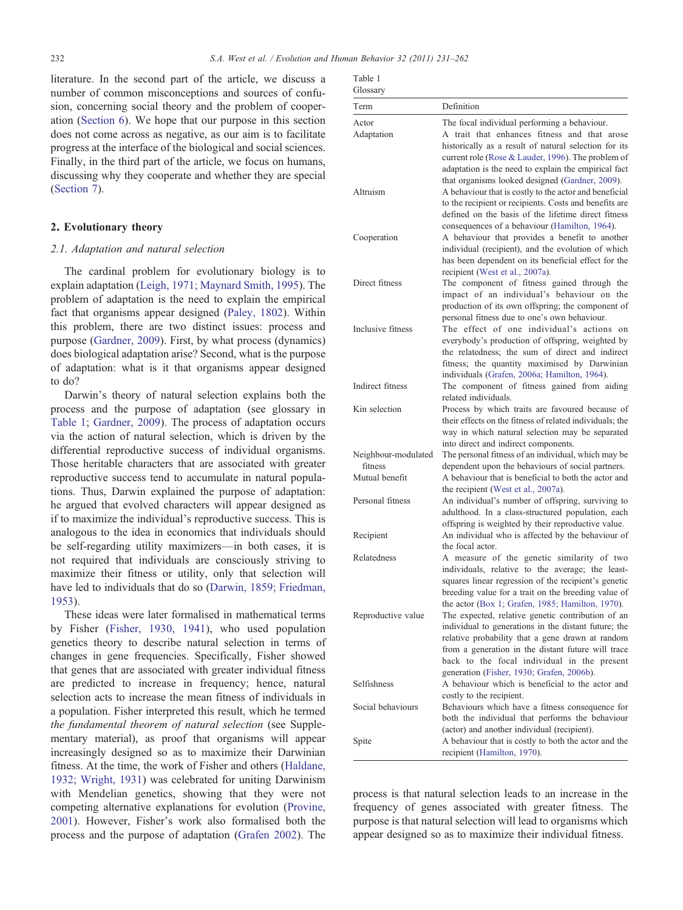literature. In the second part of the article, we discuss a number of common misconceptions and sources of confusion, concerning social theory and the problem of cooperation (Section 6). We hope that our purpose in this section does not come across as negative, as our aim is to facilitate progress at the interface of the biological and social sciences. Finally, in the third part of the article, we focus on humans, discussing why they cooperate and whether they are special (Section 7).

## 2. Evolutionary theory

### 2.1. Adaptation and natural selection

The cardinal problem for evolutionary biology is to explain adaptation (Leigh, 1971; Maynard Smith, 1995). The problem of adaptation is the need to explain the empirical fact that organisms appear designed (Paley, 1802). Within this problem, there are two distinct issues: process and purpose (Gardner, 2009). First, by what process (dynamics) does biological adaptation arise? Second, what is the purpose of adaptation: what is it that organisms appear designed to do?

Darwin's theory of natural selection explains both the process and the purpose of adaptation (see glossary in Table 1; Gardner, 2009). The process of adaptation occurs via the action of natural selection, which is driven by the differential reproductive success of individual organisms. Those heritable characters that are associated with greater reproductive success tend to accumulate in natural populations. Thus, Darwin explained the purpose of adaptation: he argued that evolved characters will appear designed as if to maximize the individual's reproductive success. This is analogous to the idea in economics that individuals should be self-regarding utility maximizers—in both cases, it is not required that individuals are consciously striving to maximize their fitness or utility, only that selection will have led to individuals that do so (Darwin, 1859; Friedman, 1953).

These ideas were later formalised in mathematical terms by Fisher (Fisher, 1930, 1941), who used population genetics theory to describe natural selection in terms of changes in gene frequencies. Specifically, Fisher showed that genes that are associated with greater individual fitness are predicted to increase in frequency; hence, natural selection acts to increase the mean fitness of individuals in a population. Fisher interpreted this result, which he termed *the fundamental theorem of natural selection* (see Supplementary material), as proof that organisms will appear increasingly designed so as to maximize their Darwinian fitness. At the time, the work of Fisher and others (Haldane, 1932; Wright, 1931) was celebrated for uniting Darwinism with Mendelian genetics, showing that they were not competing alternative explanations for evolution (Provine, 2001). However, Fisher's work also formalised both the process and the purpose of adaptation (Grafen 2002). The process is that natural selection leads to an increase in the frequency of genes associated with greater fitness. The purpose is that natural selection will lead to organisms which appear designed so as to maximize their individual fitness.

Table 1
Glossary

| Term | Definition |
|---|---|
| Actor | The focal individual performing a behaviour. |
| Adaptation | A trait that enhances fitness and that arose historically as a result of natural selection for its current role (Rose & Lauder, 1996). The problem of adaptation is the need to explain the empirical fact that organisms looked designed (Gardner, 2009). |
| Altruism | A behaviour that is costly to the actor and beneficial to the recipient or recipients. Costs and benefits are defined on the basis of the lifetime direct fitness consequences of a behaviour (Hamilton, 1964). |
| Cooperation | A behaviour that provides a benefit to another individual (recipient), and the evolution of which has been dependent on its beneficial effect for the recipient (West et al., 2007a). |
| Direct fitness | The component of fitness gained through the impact of an individual's behaviour on the production of its own offspring; the component of personal fitness due to one's own behaviour. |
| Inclusive fitness | The effect of one individual's actions on everybody's production of offspring, weighted by the relatedness; the sum of direct and indirect fitness; the quantity maximised by Darwinian individuals (Grafen, 2006a; Hamilton, 1964). |
| Indirect fitness | The component of fitness gained from aiding related individuals. |
| Kin selection | Process by which traits are favoured because of their effects on the fitness of related individuals; the way in which natural selection may be separated into direct and indirect components. |
| Neighbour-modulated fitness | The personal fitness of an individual, which may be dependent upon the behaviours of social partners. |
| Mutual benefit | A behaviour that is beneficial to both the actor and the recipient (West et al., 2007a). |
| Personal fitness | An individual's number of offspring, surviving to adulthood. In a class-structured population, each offspring is weighted by their reproductive value. |
| Recipient | An individual who is affected by the behaviour of the focal actor. |
| Relatedness | A measure of the genetic similarity of two individuals, relative to the average; the least-squares linear regression of the recipient's genetic breeding value for a trait on the breeding value of the actor (Box 1; Grafen, 1985; Hamilton, 1970). |
| Reproductive value | The expected, relative genetic contribution of an individual to generations in the distant future; the relative probability that a gene drawn at random from a generation in the distant future will trace back to the focal individual in the present generation (Fisher, 1930; Grafen, 2006b). |
| Selfishness | A behaviour which is beneficial to the actor and costly to the recipient. |
| Social behaviours | Behaviours which have a fitness consequence for both the individual that performs the behaviour (actor) and another individual (recipient). |
| Spite | A behaviour that is costly to both the actor and the recipient (Hamilton, 1970). |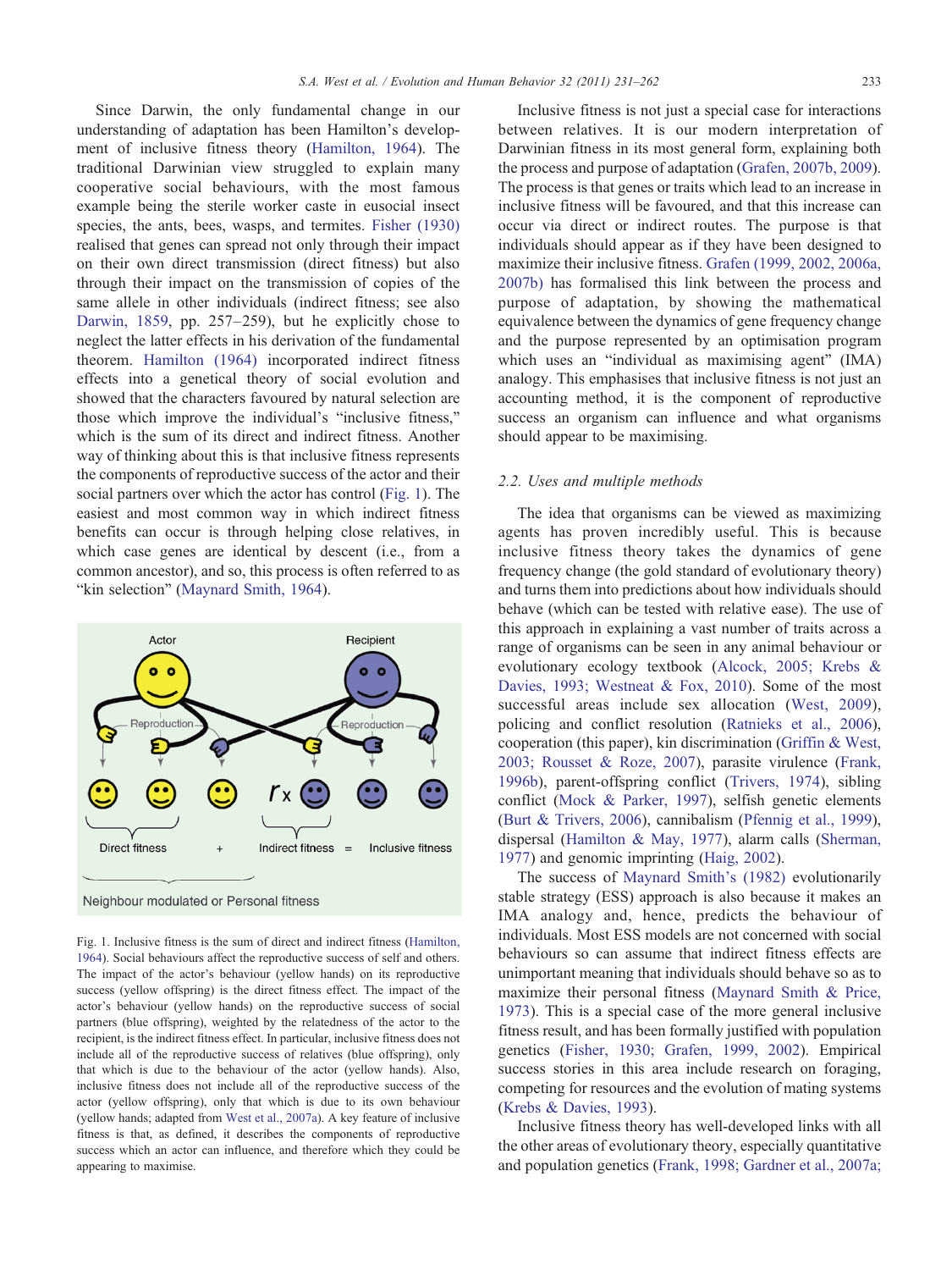Since Darwin, the only fundamental change in our understanding of adaptation has been Hamilton's development of inclusive fitness theory (Hamilton, 1964). The traditional Darwinian view struggled to explain many cooperative social behaviours, with the most famous example being the sterile worker caste in eusocial insect species, the ants, bees, wasps, and termites. Fisher (1930) realised that genes can spread not only through their impact on their own direct transmission (direct fitness) but also through their impact on the transmission of copies of the same allele in other individuals (indirect fitness; see also Darwin, 1859, pp. 257–259), but he explicitly chose to neglect the latter effects in his derivation of the fundamental theorem. Hamilton (1964) incorporated indirect fitness effects into a genetical theory of social evolution and showed that the characters favoured by natural selection are those which improve the individual's "inclusive fitness," which is the sum of its direct and indirect fitness. Another way of thinking about this is that inclusive fitness represents the components of reproductive success of the actor and their social partners over which the actor has control (Fig. 1). The easiest and most common way in which indirect fitness benefits can occur is through helping close relatives, in which case genes are identical by descent (i.e., from a common ancestor), and so, this process is often referred to as "kin selection" (Maynard Smith, 1964).

Fig. 1. Inclusive fitness is the sum of direct and indirect fitness (Hamilton, 1964). Social behaviours affect the reproductive success of self and others. The impact of the actor's behaviour (yellow hands) on its reproductive success (yellow offspring) is the direct fitness effect. The impact of the actor's behaviour (yellow hands) on the reproductive success of social partners (blue offspring), weighted by the relatedness of the actor to the recipient, is the indirect fitness effect. In particular, inclusive fitness does not include all of the reproductive success of relatives (blue offspring), only that which is due to the behaviour of the actor (yellow hands). Also, inclusive fitness does not include all of the reproductive success of the actor (yellow offspring), only that which is due to its own behaviour (yellow hands; adapted from West et al., 2007a). A key feature of inclusive fitness is that, as defined, it describes the components of reproductive success which an actor can influence, and therefore which they could be appearing to maximise.

Inclusive fitness is not just a special case for interactions between relatives. It is our modern interpretation of Darwinian fitness in its most general form, explaining both the process and purpose of adaptation (Grafen, 2007b, 2009). The process is that genes or traits which lead to an increase in inclusive fitness will be favoured, and that this increase can occur via direct or indirect routes. The purpose is that individuals should appear as if they have been designed to maximize their inclusive fitness. Grafen (1999, 2002, 2006a, 2007b) has formalised this link between the process and purpose of adaptation, by showing the mathematical equivalence between the dynamics of gene frequency change and the purpose represented by an optimisation program which uses an "individual as maximising agent" (IMA) analogy. This emphasises that inclusive fitness is not just an accounting method, it is the component of reproductive success an organism can influence and what organisms should appear to be maximising.

### 2.2. Uses and multiple methods

The idea that organisms can be viewed as maximizing agents has proven incredibly useful. This is because inclusive fitness theory takes the dynamics of gene frequency change (the gold standard of evolutionary theory) and turns them into predictions about how individuals should behave (which can be tested with relative ease). The use of this approach in explaining a vast number of traits across a range of organisms can be seen in any animal behaviour or evolutionary ecology textbook (Alcock, 2005; Krebs & Davies, 1993; Westneat & Fox, 2010). Some of the most successful areas include sex allocation (West, 2009), policing and conflict resolution (Ratnieks et al., 2006), cooperation (this paper), kin discrimination (Griffin & West, 2003; Rousset & Roze, 2007), parasite virulence (Frank, 1996b), parent-offspring conflict (Trivers, 1974), sibling conflict (Mock & Parker, 1997), selfish genetic elements (Burt & Trivers, 2006), cannibalism (Pfennig et al., 1999), dispersal (Hamilton & May, 1977), alarm calls (Sherman, 1977) and genomic imprinting (Haig, 2002).

The success of Maynard Smith's (1982) evolutionarily stable strategy (ESS) approach is also because it makes an IMA analogy and, hence, predicts the behaviour of individuals. Most ESS models are not concerned with social behaviours so can assume that indirect fitness effects are unimportant meaning that individuals should behave so as to maximize their personal fitness (Maynard Smith & Price, 1973). This is a special case of the more general inclusive fitness result, and has been formally justified with population genetics (Fisher, 1930; Grafen, 1999, 2002). Empirical success stories in this area include research on foraging, competing for resources and the evolution of mating systems (Krebs & Davies, 1993).

Inclusive fitness theory has well-developed links with all the other areas of evolutionary theory, especially quantitative and population genetics (Frank, 1998; Gardner et al., 2007a;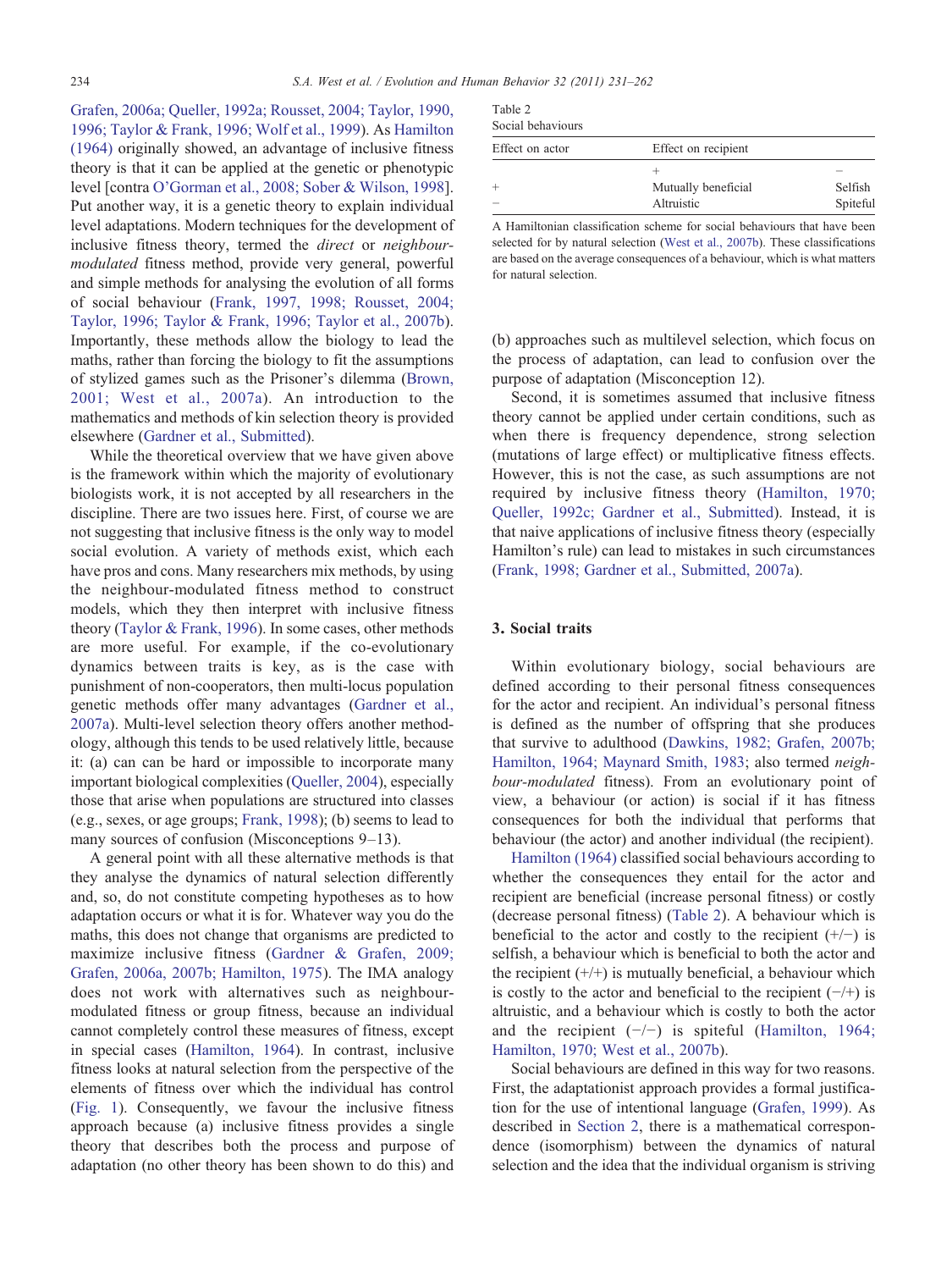Grafen, 2006a; Queller, 1992a; Rousset, 2004; Taylor, 1990, 1996; Taylor & Frank, 1996; Wolf et al., 1999). As Hamilton (1964) originally showed, an advantage of inclusive fitness theory is that it can be applied at the genetic or phenotypic level [contra O'Gorman et al., 2008; Sober & Wilson, 1998]. Put another way, it is a genetic theory to explain individual level adaptations. Modern techniques for the development of inclusive fitness theory, termed the *direct* or *neighbour-modulated* fitness method, provide very general, powerful and simple methods for analysing the evolution of all forms of social behaviour (Frank, 1997, 1998; Rousset, 2004; Taylor, 1996; Taylor & Frank, 1996; Taylor et al., 2007b). Importantly, these methods allow the biology to lead the maths, rather than forcing the biology to fit the assumptions of stylized games such as the Prisoner's dilemma (Brown, 2001; West et al., 2007a). An introduction to the mathematics and methods of kin selection theory is provided elsewhere (Gardner et al., Submitted).

While the theoretical overview that we have given above is the framework within which the majority of evolutionary biologists work, it is not accepted by all researchers in the discipline. There are two issues here. First, of course we are not suggesting that inclusive fitness is the only way to model social evolution. A variety of methods exist, which each have pros and cons. Many researchers mix methods, by using the neighbour-modulated fitness method to construct models, which they then interpret with inclusive fitness theory (Taylor & Frank, 1996). In some cases, other methods are more useful. For example, if the co-evolutionary dynamics between traits is key, as is the case with punishment of non-cooperators, then multi-locus population genetic methods offer many advantages (Gardner et al., 2007a). Multi-level selection theory offers another methodology, although this tends to be used relatively little, because it: (a) can can be hard or impossible to incorporate many important biological complexities (Queller, 2004), especially those that arise when populations are structured into classes (e.g., sexes, or age groups; Frank, 1998); (b) seems to lead to many sources of confusion (Misconceptions 9–13).

A general point with all these alternative methods is that they analyse the dynamics of natural selection differently and, so, do not constitute competing hypotheses as to how adaptation occurs or what it is for. Whatever way you do the maths, this does not change that organisms are predicted to maximize inclusive fitness (Gardner & Grafen, 2009; Grafen, 2006a, 2007b; Hamilton, 1975). The IMA analogy does not work with alternatives such as neighbour-modulated fitness or group fitness, because an individual cannot completely control these measures of fitness, except in special cases (Hamilton, 1964). In contrast, inclusive fitness looks at natural selection from the perspective of the elements of fitness over which the individual has control (Fig. 1). Consequently, we favour the inclusive fitness approach because (a) inclusive fitness provides a single theory that describes both the process and purpose of adaptation (no other theory has been shown to do this) and (b) approaches such as multilevel selection, which focus on the process of adaptation, can lead to confusion over the purpose of adaptation (Misconception 12).

Second, it is sometimes assumed that inclusive fitness theory cannot be applied under certain conditions, such as when there is frequency dependence, strong selection (mutations of large effect) or multiplicative fitness effects. However, this is not the case, as such assumptions are not required by inclusive fitness theory (Hamilton, 1970; Queller, 1992c; Gardner et al., Submitted). Instead, it is that naive applications of inclusive fitness theory (especially Hamilton's rule) can lead to mistakes in such circumstances (Frank, 1998; Gardner et al., Submitted, 2007a).

Table 2
Social behaviours

| Effect on actor | Effect on recipient | |
|---|---|---|
| | + | − |
| + | Mutually beneficial | Selfish |
| − | Altruistic | Spiteful |

A Hamiltonian classification scheme for social behaviours that have been selected for by natural selection (West et al., 2007b). These classifications are based on the average consequences of a behaviour, which is what matters for natural selection.

## 3. Social traits

Within evolutionary biology, social behaviours are defined according to their personal fitness consequences for the actor and recipient. An individual's personal fitness is defined as the number of offspring that she produces that survive to adulthood (Dawkins, 1982; Grafen, 2007b; Hamilton, 1964; Maynard Smith, 1983; also termed *neighbour-modulated* fitness). From an evolutionary point of view, a behaviour (or action) is social if it has fitness consequences for both the individual that performs that behaviour (the actor) and another individual (the recipient). Hamilton (1964) classified social behaviours according to whether the consequences they entail for the actor and recipient are beneficial (increase personal fitness) or costly (decrease personal fitness) (Table 2). A behaviour which is beneficial to the actor and costly to the recipient (+/−) is selfish, a behaviour which is beneficial to both the actor and the recipient (+/+) is mutually beneficial, a behaviour which is costly to the actor and beneficial to the recipient (−/+) is altruistic, and a behaviour which is costly to both the actor and the recipient (−/−) is spiteful (Hamilton, 1964; Hamilton, 1970; West et al., 2007b).

Social behaviours are defined in this way for two reasons. First, the adaptationist approach provides a formal justification for the use of intentional language (Grafen, 1999). As described in Section 2, there is a mathematical correspondence (isomorphism) between the dynamics of natural selection and the idea that the individual organism is striving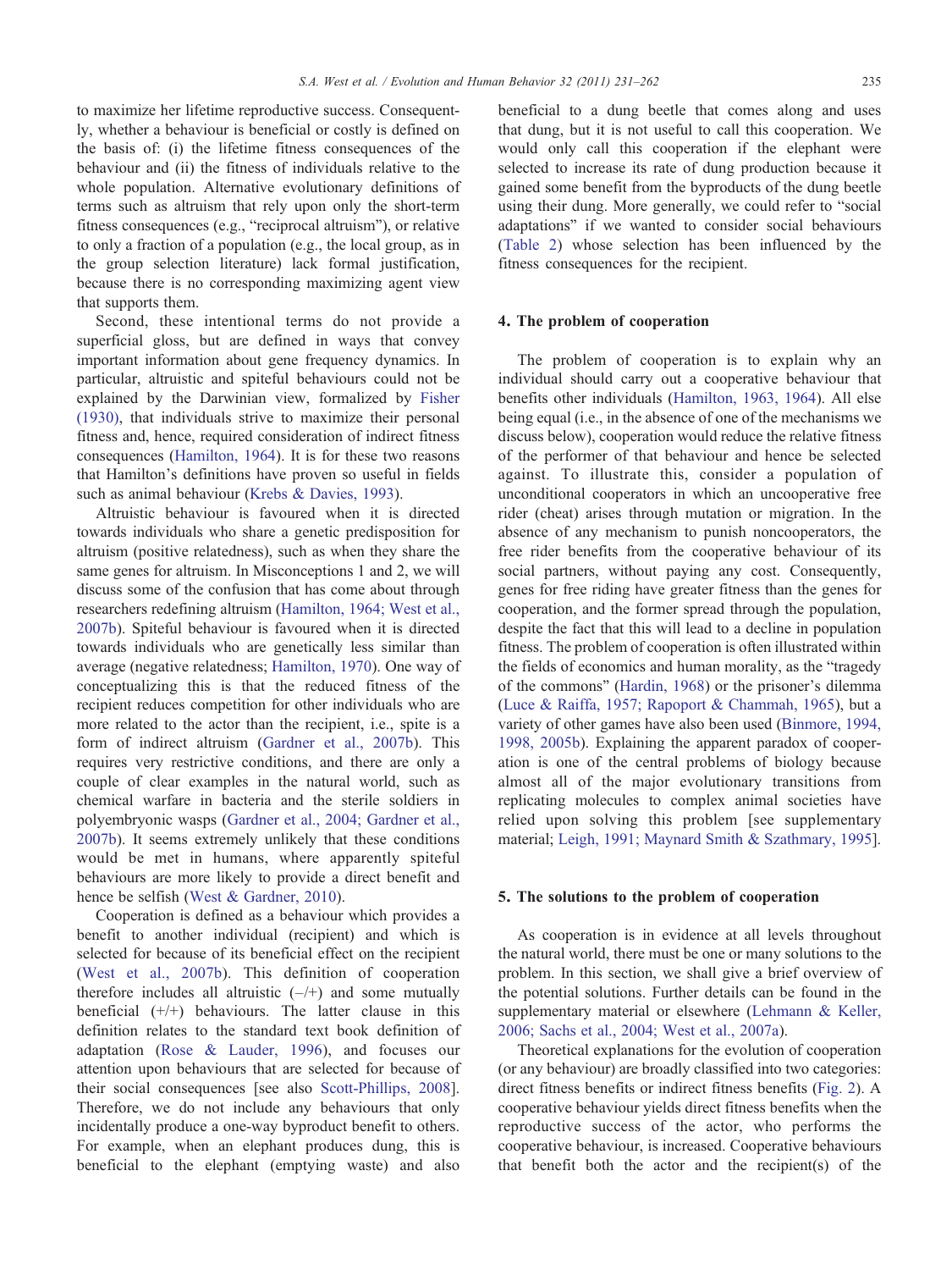to maximize her lifetime reproductive success. Consequently, whether a behaviour is beneficial or costly is defined on the basis of: (i) the lifetime fitness consequences of the behaviour and (ii) the fitness of individuals relative to the whole population. Alternative evolutionary definitions of terms such as altruism that rely upon only the short-term fitness consequences (e.g., "reciprocal altruism"), or relative to only a fraction of a population (e.g., the local group, as in the group selection literature) lack formal justification, because there is no corresponding maximizing agent view that supports them.

Second, these intentional terms do not provide a superficial gloss, but are defined in ways that convey important information about gene frequency dynamics. In particular, altruistic and spiteful behaviours could not be explained by the Darwinian view, formalized by Fisher (1930), that individuals strive to maximize their personal fitness and, hence, required consideration of indirect fitness consequences (Hamilton, 1964). It is for these two reasons that Hamilton's definitions have proven so useful in fields such as animal behaviour (Krebs & Davies, 1993).

Altruistic behaviour is favoured when it is directed towards individuals who share a genetic predisposition for altruism (positive relatedness), such as when they share the same genes for altruism. In Misconceptions 1 and 2, we will discuss some of the confusion that has come about through researchers redefining altruism (Hamilton, 1964; West et al., 2007b). Spiteful behaviour is favoured when it is directed towards individuals who are genetically less similar than average (negative relatedness; Hamilton, 1970). One way of conceptualizing this is that the reduced fitness of the recipient reduces competition for other individuals who are more related to the actor than the recipient, i.e., spite is a form of indirect altruism (Gardner et al., 2007b). This requires very restrictive conditions, and there are only a couple of clear examples in the natural world, such as chemical warfare in bacteria and the sterile soldiers in polyembryonic wasps (Gardner et al., 2004; Gardner et al., 2007b). It seems extremely unlikely that these conditions would be met in humans, where apparently spiteful behaviours are more likely to provide a direct benefit and hence be selfish (West & Gardner, 2010).

Cooperation is defined as a behaviour which provides a benefit to another individual (recipient) and which is selected for because of its beneficial effect on the recipient (West et al., 2007b). This definition of cooperation therefore includes all altruistic (–/+) and some mutually beneficial (+/+) behaviours. The latter clause in this definition relates to the standard text book definition of adaptation (Rose & Lauder, 1996), and focuses our attention upon behaviours that are selected for because of their social consequences [see also Scott-Phillips, 2008]. Therefore, we do not include any behaviours that only incidentally produce a one-way byproduct benefit to others. For example, when an elephant produces dung, this is beneficial to the elephant (emptying waste) and also beneficial to a dung beetle that comes along and uses that dung, but it is not useful to call this cooperation. We would only call this cooperation if the elephant were selected to increase its rate of dung production because it gained some benefit from the byproducts of the dung beetle using their dung. More generally, we could refer to "social adaptations" if we wanted to consider social behaviours (Table 2) whose selection has been influenced by the fitness consequences for the recipient.

## 4. The problem of cooperation

The problem of cooperation is to explain why an individual should carry out a cooperative behaviour that benefits other individuals (Hamilton, 1963, 1964). All else being equal (i.e., in the absence of one of the mechanisms we discuss below), cooperation would reduce the relative fitness of the performer of that behaviour and hence be selected against. To illustrate this, consider a population of unconditional cooperators in which an uncooperative free rider (cheat) arises through mutation or migration. In the absence of any mechanism to punish noncooperators, the free rider benefits from the cooperative behaviour of its social partners, without paying any cost. Consequently, genes for free riding have greater fitness than the genes for cooperation, and the former spread through the population, despite the fact that this will lead to a decline in population fitness. The problem of cooperation is often illustrated within the fields of economics and human morality, as the "tragedy of the commons" (Hardin, 1968) or the prisoner's dilemma (Luce & Raiffa, 1957; Rapoport & Chammah, 1965), but a variety of other games have also been used (Binmore, 1994, 1998, 2005b). Explaining the apparent paradox of cooperation is one of the central problems of biology because almost all of the major evolutionary transitions from replicating molecules to complex animal societies have relied upon solving this problem [see supplementary material; Leigh, 1991; Maynard Smith & Szathmary, 1995].

## 5. The solutions to the problem of cooperation

As cooperation is in evidence at all levels throughout the natural world, there must be one or many solutions to the problem. In this section, we shall give a brief overview of the potential solutions. Further details can be found in the supplementary material or elsewhere (Lehmann & Keller, 2006; Sachs et al., 2004; West et al., 2007a).

Theoretical explanations for the evolution of cooperation (or any behaviour) are broadly classified into two categories: direct fitness benefits or indirect fitness benefits (Fig. 2). A cooperative behaviour yields direct fitness benefits when the reproductive success of the actor, who performs the cooperative behaviour, is increased. Cooperative behaviours that benefit both the actor and the recipient(s) of the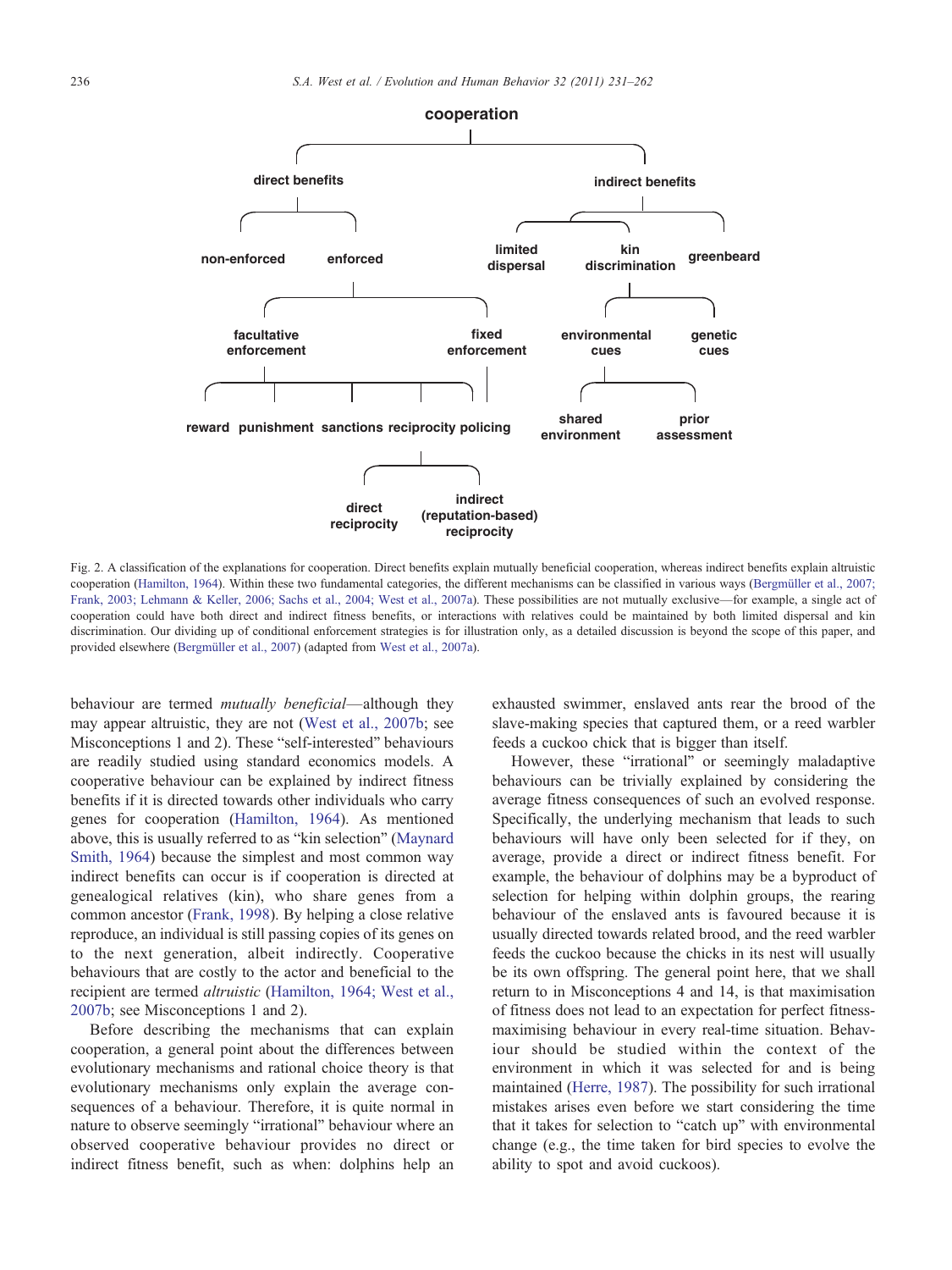cooperation

direct benefits — indirect benefits

non-enforced — enforced — limited dispersal — kin discrimination — greenbeard

facultative enforcement — fixed enforcement — environmental cues — genetic cues

reward — punishment — sanctions — reciprocity — policing — shared environment — prior assessment

direct reciprocity — indirect (reputation-based) reciprocity

Fig. 2. A classification of the explanations for cooperation. Direct benefits explain mutually beneficial cooperation, whereas indirect benefits explain altruistic cooperation (Hamilton, 1964). Within these two fundamental categories, the different mechanisms can be classified in various ways (Bergmüller et al., 2007; Frank, 2003; Lehmann & Keller, 2006; Sachs et al., 2004; West et al., 2007a). These possibilities are not mutually exclusive—for example, a single act of cooperation could have both direct and indirect fitness benefits, or interactions with relatives could be maintained by both limited dispersal and kin discrimination. Our dividing up of conditional enforcement strategies is for illustration only, as a detailed discussion is beyond the scope of this paper, and provided elsewhere (Bergmüller et al., 2007) (adapted from West et al., 2007a).

behaviour are termed *mutually beneficial*—although they may appear altruistic, they are not (West et al., 2007b; see Misconceptions 1 and 2). These "self-interested" behaviours are readily studied using standard economics models. A cooperative behaviour can be explained by indirect fitness benefits if it is directed towards other individuals who carry genes for cooperation (Hamilton, 1964). As mentioned above, this is usually referred to as "kin selection" (Maynard Smith, 1964) because the simplest and most common way indirect benefits can occur is if cooperation is directed at genealogical relatives (kin), who share genes from a common ancestor (Frank, 1998). By helping a close relative reproduce, an individual is still passing copies of its genes on to the next generation, albeit indirectly. Cooperative behaviours that are costly to the actor and beneficial to the recipient are termed *altruistic* (Hamilton, 1964; West et al., 2007b; see Misconceptions 1 and 2).

Before describing the mechanisms that can explain cooperation, a general point about the differences between evolutionary mechanisms and rational choice theory is that evolutionary mechanisms only explain the average consequences of a behaviour. Therefore, it is quite normal in nature to observe seemingly "irrational" behaviour where an observed cooperative behaviour provides no direct or indirect fitness benefit, such as when: dolphins help an exhausted swimmer, enslaved ants rear the brood of the slave-making species that captured them, or a reed warbler feeds a cuckoo chick that is bigger than itself.

However, these "irrational" or seemingly maladaptive behaviours can be trivially explained by considering the average fitness consequences of such an evolved response. Specifically, the underlying mechanism that leads to such behaviours will have only been selected for if they, on average, provide a direct or indirect fitness benefit. For example, the behaviour of dolphins may be a byproduct of selection for helping within dolphin groups, the rearing behaviour of the enslaved ants is favoured because it is usually directed towards related brood, and the reed warbler feeds the cuckoo because the chicks in its nest will usually be its own offspring. The general point here, that we shall return to in Misconceptions 4 and 14, is that maximisation of fitness does not lead to an expectation for perfect fitness-maximising behaviour in every real-time situation. Behaviour should be studied within the context of the environment in which it was selected for and is being maintained (Herre, 1987). The possibility for such irrational mistakes arises even before we start considering the time that it takes for selection to "catch up" with environmental change (e.g., the time taken for bird species to evolve the ability to spot and avoid cuckoos).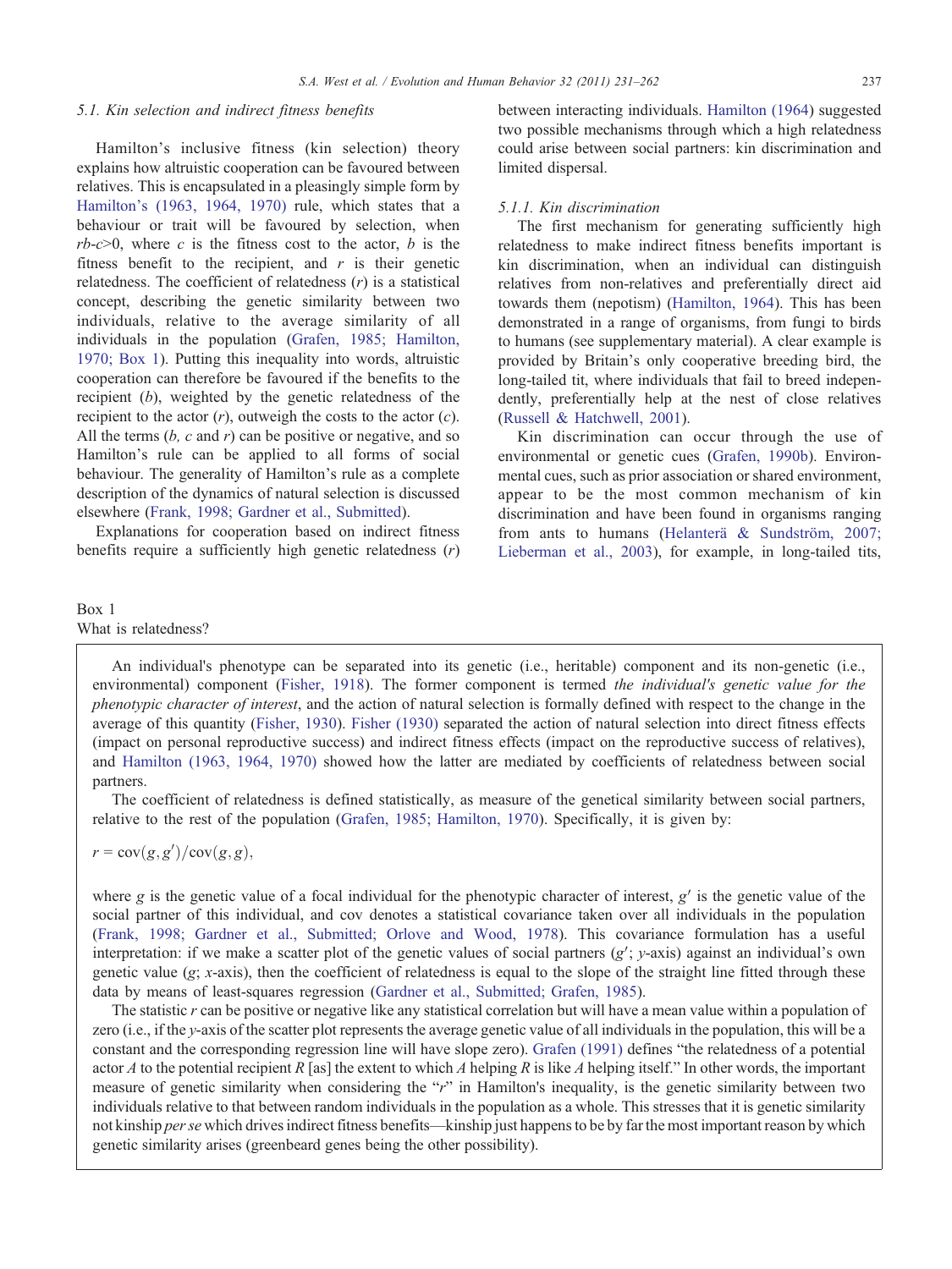### 5.1. Kin selection and indirect fitness benefits

Hamilton's inclusive fitness (kin selection) theory explains how altruistic cooperation can be favoured between relatives. This is encapsulated in a pleasingly simple form by Hamilton's (1963, 1964, 1970) rule, which states that a behaviour or trait will be favoured by selection, when $rb$-$c$>0, where $c$ is the fitness cost to the actor, $b$ is the fitness benefit to the recipient, and $r$ is their genetic relatedness. The coefficient of relatedness ($r$) is a statistical concept, describing the genetic similarity between two individuals, relative to the average similarity of all individuals in the population (Grafen, 1985; Hamilton, 1970; Box 1). Putting this inequality into words, altruistic cooperation can therefore be favoured if the benefits to the recipient ($b$), weighted by the genetic relatedness of the recipient to the actor ($r$), outweigh the costs to the actor ($c$). All the terms ($b$, $c$ and $r$) can be positive or negative, and so Hamilton's rule can be applied to all forms of social behaviour. The generality of Hamilton's rule as a complete description of the dynamics of natural selection is discussed elsewhere (Frank, 1998; Gardner et al., Submitted).

Explanations for cooperation based on indirect fitness benefits require a sufficiently high genetic relatedness ($r$) between interacting individuals. Hamilton (1964) suggested two possible mechanisms through which a high relatedness could arise between social partners: kin discrimination and limited dispersal.

#### 5.1.1. Kin discrimination

The first mechanism for generating sufficiently high relatedness to make indirect fitness benefits important is kin discrimination, when an individual can distinguish relatives from non-relatives and preferentially direct aid towards them (nepotism) (Hamilton, 1964). This has been demonstrated in a range of organisms, from fungi to birds to humans (see supplementary material). A clear example is provided by Britain's only cooperative breeding bird, the long-tailed tit, where individuals that fail to breed independently, preferentially help at the nest of close relatives (Russell & Hatchwell, 2001).

Kin discrimination can occur through the use of environmental or genetic cues (Grafen, 1990b). Environmental cues, such as prior association or shared environment, appear to be the most common mechanism of kin discrimination and have been found in organisms ranging from ants to humans (Helanterä & Sundström, 2007; Lieberman et al., 2003), for example, in long-tailed tits,

Box 1
What is relatedness?

An individual's phenotype can be separated into its genetic (i.e., heritable) component and its non-genetic (i.e., environmental) component (Fisher, 1918). The former component is termed *the individual's genetic value for the phenotypic character of interest*, and the action of natural selection is formally defined with respect to the change in the average of this quantity (Fisher, 1930). Fisher (1930) separated the action of natural selection into direct fitness effects (impact on personal reproductive success) and indirect fitness effects (impact on the reproductive success of relatives), and Hamilton (1963, 1964, 1970) showed how the latter are mediated by coefficients of relatedness between social partners.

The coefficient of relatedness is defined statistically, as measure of the genetical similarity between social partners, relative to the rest of the population (Grafen, 1985; Hamilton, 1970). Specifically, it is given by:

$$r = \mathrm{cov}(g, g')/\mathrm{cov}(g, g),$$

where $g$ is the genetic value of a focal individual for the phenotypic character of interest, $g'$ is the genetic value of the social partner of this individual, and cov denotes a statistical covariance taken over all individuals in the population (Frank, 1998; Gardner et al., Submitted; Orlove and Wood, 1978). This covariance formulation has a useful interpretation: if we make a scatter plot of the genetic values of social partners ($g'$; $y$-axis) against an individual's own genetic value ($g$; $x$-axis), then the coefficient of relatedness is equal to the slope of the straight line fitted through these data by means of least-squares regression (Gardner et al., Submitted; Grafen, 1985).

The statistic $r$ can be positive or negative like any statistical correlation but will have a mean value within a population of zero (i.e., if the $y$-axis of the scatter plot represents the average genetic value of all individuals in the population, this will be a constant and the corresponding regression line will have slope zero). Grafen (1991) defines "the relatedness of a potential actor $A$ to the potential recipient $R$ [as] the extent to which $A$ helping $R$ is like $A$ helping itself." In other words, the important measure of genetic similarity when considering the "$r$" in Hamilton's inequality, is the genetic similarity between two individuals relative to that between random individuals in the population as a whole. This stresses that it is genetic similarity not kinship *per se* which drives indirect fitness benefits—kinship just happens to be by far the most important reason by which genetic similarity arises (greenbeard genes being the other possibility).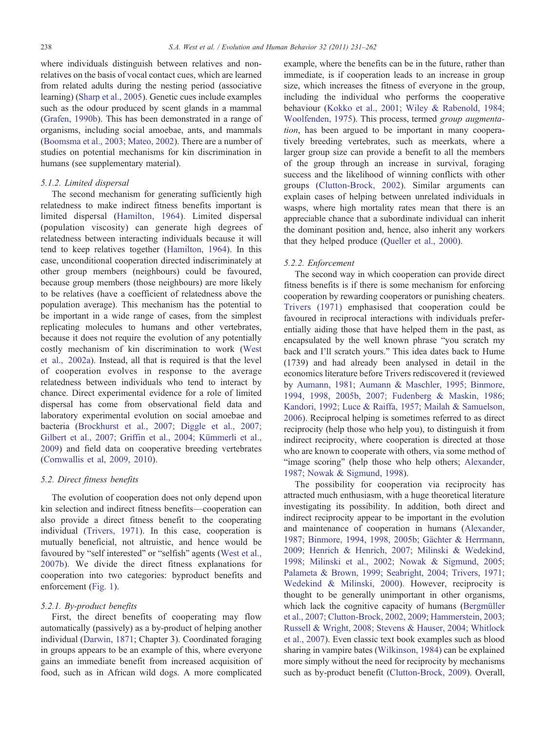where individuals distinguish between relatives and non-relatives on the basis of vocal contact cues, which are learned from related adults during the nesting period (associative learning) (Sharp et al., 2005). Genetic cues include examples such as the odour produced by scent glands in a mammal (Grafen, 1990b). This has been demonstrated in a range of organisms, including social amoebae, ants, and mammals (Boomsma et al., 2003; Mateo, 2002). There are a number of studies on potential mechanisms for kin discrimination in humans (see supplementary material).

#### 5.1.2. Limited dispersal

The second mechanism for generating sufficiently high relatedness to make indirect fitness benefits important is limited dispersal (Hamilton, 1964). Limited dispersal (population viscosity) can generate high degrees of relatedness between interacting individuals because it will tend to keep relatives together (Hamilton, 1964). In this case, unconditional cooperation directed indiscriminately at other group members (neighbours) could be favoured, because group members (those neighbours) are more likely to be relatives (have a coefficient of relatedness above the population average). This mechanism has the potential to be important in a wide range of cases, from the simplest replicating molecules to humans and other vertebrates, because it does not require the evolution of any potentially costly mechanism of kin discrimination to work (West et al., 2002a). Instead, all that is required is that the level of cooperation evolves in response to the average relatedness between individuals who tend to interact by chance. Direct experimental evidence for a role of limited dispersal has come from observational field data and laboratory experimental evolution on social amoebae and bacteria (Brockhurst et al., 2007; Diggle et al., 2007; Gilbert et al., 2007; Griffin et al., 2004; Kümmerli et al., 2009) and field data on cooperative breeding vertebrates (Cornwallis et al, 2009, 2010).

### 5.2. Direct fitness benefits

The evolution of cooperation does not only depend upon kin selection and indirect fitness benefits—cooperation can also provide a direct fitness benefit to the cooperating individual (Trivers, 1971). In this case, cooperation is mutually beneficial, not altruistic, and hence would be favoured by "self interested" or "selfish" agents (West et al., 2007b). We divide the direct fitness explanations for cooperation into two categories: byproduct benefits and enforcement (Fig. 1).

#### 5.2.1. By-product benefits

First, the direct benefits of cooperating may flow automatically (passively) as a by-product of helping another individual (Darwin, 1871; Chapter 3). Coordinated foraging in groups appears to be an example of this, where everyone gains an immediate benefit from increased acquisition of food, such as in African wild dogs. A more complicated example, where the benefits can be in the future, rather than immediate, is if cooperation leads to an increase in group size, which increases the fitness of everyone in the group, including the individual who performs the cooperative behaviour (Kokko et al., 2001; Wiley & Rabenold, 1984; Woolfenden, 1975). This process, termed *group augmentation*, has been argued to be important in many cooperatively breeding vertebrates, such as meerkats, where a larger group size can provide a benefit to all the members of the group through an increase in survival, foraging success and the likelihood of winning conflicts with other groups (Clutton-Brock, 2002). Similar arguments can explain cases of helping between unrelated individuals in wasps, where high mortality rates mean that there is an appreciable chance that a subordinate individual can inherit the dominant position and, hence, also inherit any workers that they helped produce (Queller et al., 2000).

#### 5.2.2. Enforcement

The second way in which cooperation can provide direct fitness benefits is if there is some mechanism for enforcing cooperation by rewarding cooperators or punishing cheaters. Trivers (1971) emphasised that cooperation could be favoured in reciprocal interactions with individuals preferentially aiding those that have helped them in the past, as encapsulated by the well known phrase "you scratch my back and I'll scratch yours." This idea dates back to Hume (1739) and had already been analysed in detail in the economics literature before Trivers rediscovered it (reviewed by Aumann, 1981; Aumann & Maschler, 1995; Binmore, 1994, 1998, 2005b, 2007; Fudenberg & Maskin, 1986; Kandori, 1992; Luce & Raiffa, 1957; Mailah & Samuelson, 2006). Reciprocal helping is sometimes referred to as direct reciprocity (help those who help you), to distinguish it from indirect reciprocity, where cooperation is directed at those who are known to cooperate with others, via some method of "image scoring" (help those who help others; Alexander, 1987; Nowak & Sigmund, 1998).

The possibility for cooperation via reciprocity has attracted much enthusiasm, with a huge theoretical literature investigating its possibility. In addition, both direct and indirect reciprocity appear to be important in the evolution and maintenance of cooperation in humans (Alexander, 1987; Binmore, 1994, 1998, 2005b; Gächter & Herrmann, 2009; Henrich & Henrich, 2007; Milinski & Wedekind, 1998; Milinski et al., 2002; Nowak & Sigmund, 2005; Palameta & Brown, 1999; Seabright, 2004; Trivers, 1971; Wedekind & Milinski, 2000). However, reciprocity is thought to be generally unimportant in other organisms, which lack the cognitive capacity of humans (Bergmüller et al., 2007; Clutton-Brock, 2002, 2009; Hammerstein, 2003; Russell & Wright, 2008; Stevens & Hauser, 2004; Whitlock et al., 2007). Even classic text book examples such as blood sharing in vampire bates (Wilkinson, 1984) can be explained more simply without the need for reciprocity by mechanisms such as by-product benefit (Clutton-Brock, 2009). Overall,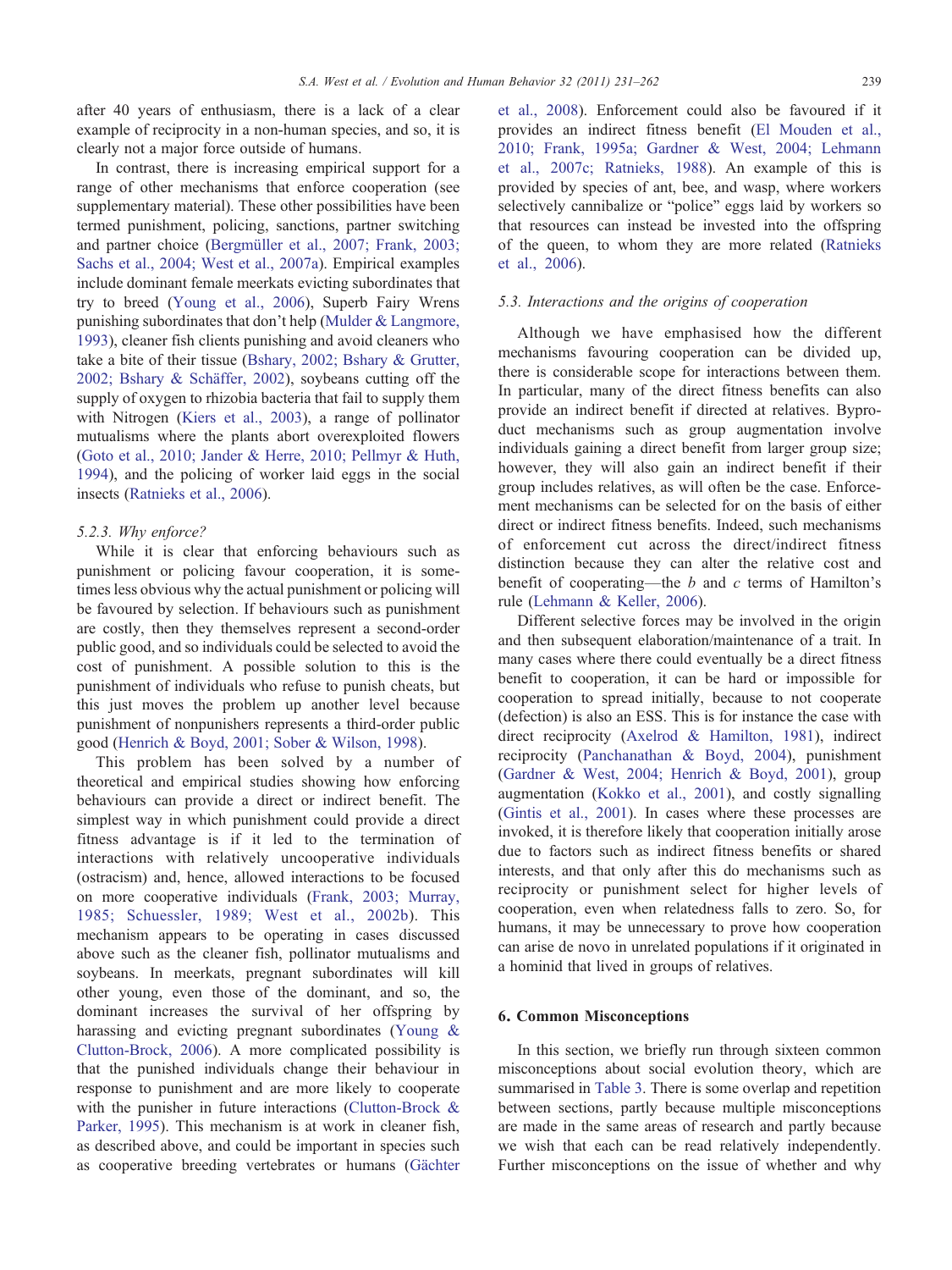after 40 years of enthusiasm, there is a lack of a clear example of reciprocity in a non-human species, and so, it is clearly not a major force outside of humans.

In contrast, there is increasing empirical support for a range of other mechanisms that enforce cooperation (see supplementary material). These other possibilities have been termed punishment, policing, sanctions, partner switching and partner choice (Bergmüller et al., 2007; Frank, 2003; Sachs et al., 2004; West et al., 2007a). Empirical examples include dominant female meerkats evicting subordinates that try to breed (Young et al., 2006), Superb Fairy Wrens punishing subordinates that don't help (Mulder & Langmore, 1993), cleaner fish clients punishing and avoid cleaners who take a bite of their tissue (Bshary, 2002; Bshary & Grutter, 2002; Bshary & Schäffer, 2002), soybeans cutting off the supply of oxygen to rhizobia bacteria that fail to supply them with Nitrogen (Kiers et al., 2003), a range of pollinator mutualisms where the plants abort overexploited flowers (Goto et al., 2010; Jander & Herre, 2010; Pellmyr & Huth, 1994), and the policing of worker laid eggs in the social insects (Ratnieks et al., 2006).

#### 5.2.3. Why enforce?

While it is clear that enforcing behaviours such as punishment or policing favour cooperation, it is sometimes less obvious why the actual punishment or policing will be favoured by selection. If behaviours such as punishment are costly, then they themselves represent a second-order public good, and so individuals could be selected to avoid the cost of punishment. A possible solution to this is the punishment of individuals who refuse to punish cheats, but this just moves the problem up another level because punishment of nonpunishers represents a third-order public good (Henrich & Boyd, 2001; Sober & Wilson, 1998).

This problem has been solved by a number of theoretical and empirical studies showing how enforcing behaviours can provide a direct or indirect benefit. The simplest way in which punishment could provide a direct fitness advantage is if it led to the termination of interactions with relatively uncooperative individuals (ostracism) and, hence, allowed interactions to be focused on more cooperative individuals (Frank, 2003; Murray, 1985; Schuessler, 1989; West et al., 2002b). This mechanism appears to be operating in cases discussed above such as the cleaner fish, pollinator mutualisms and soybeans. In meerkats, pregnant subordinates will kill other young, even those of the dominant, and so, the dominant increases the survival of her offspring by harassing and evicting pregnant subordinates (Young & Clutton-Brock, 2006). A more complicated possibility is that the punished individuals change their behaviour in response to punishment and are more likely to cooperate with the punisher in future interactions (Clutton-Brock & Parker, 1995). This mechanism is at work in cleaner fish, as described above, and could be important in species such as cooperative breeding vertebrates or humans (Gächter et al., 2008). Enforcement could also be favoured if it provides an indirect fitness benefit (El Mouden et al., 2010; Frank, 1995a; Gardner & West, 2004; Lehmann et al., 2007c; Ratnieks, 1988). An example of this is provided by species of ant, bee, and wasp, where workers selectively cannibalize or "police" eggs laid by workers so that resources can instead be invested into the offspring of the queen, to whom they are more related (Ratnieks et al., 2006).

### 5.3. Interactions and the origins of cooperation

Although we have emphasised how the different mechanisms favouring cooperation can be divided up, there is considerable scope for interactions between them. In particular, many of the direct fitness benefits can also provide an indirect benefit if directed at relatives. Byproduct mechanisms such as group augmentation involve individuals gaining a direct benefit from larger group size; however, they will also gain an indirect benefit if their group includes relatives, as will often be the case. Enforcement mechanisms can be selected for on the basis of either direct or indirect fitness benefits. Indeed, such mechanisms of enforcement cut across the direct/indirect fitness distinction because they can alter the relative cost and benefit of cooperating—the $b$ and $c$ terms of Hamilton's rule (Lehmann & Keller, 2006).

Different selective forces may be involved in the origin and then subsequent elaboration/maintenance of a trait. In many cases where there could eventually be a direct fitness benefit to cooperation, it can be hard or impossible for cooperation to spread initially, because to not cooperate (defection) is also an ESS. This is for instance the case with direct reciprocity (Axelrod & Hamilton, 1981), indirect reciprocity (Panchanathan & Boyd, 2004), punishment (Gardner & West, 2004; Henrich & Boyd, 2001), group augmentation (Kokko et al., 2001), and costly signalling (Gintis et al., 2001). In cases where these processes are invoked, it is therefore likely that cooperation initially arose due to factors such as indirect fitness benefits or shared interests, and that only after this do mechanisms such as reciprocity or punishment select for higher levels of cooperation, even when relatedness falls to zero. So, for humans, it may be unnecessary to prove how cooperation can arise de novo in unrelated populations if it originated in a hominid that lived in groups of relatives.

## 6. Common Misconceptions

In this section, we briefly run through sixteen common misconceptions about social evolution theory, which are summarised in Table 3. There is some overlap and repetition between sections, partly because multiple misconceptions are made in the same areas of research and partly because we wish that each can be read relatively independently. Further misconceptions on the issue of whether and why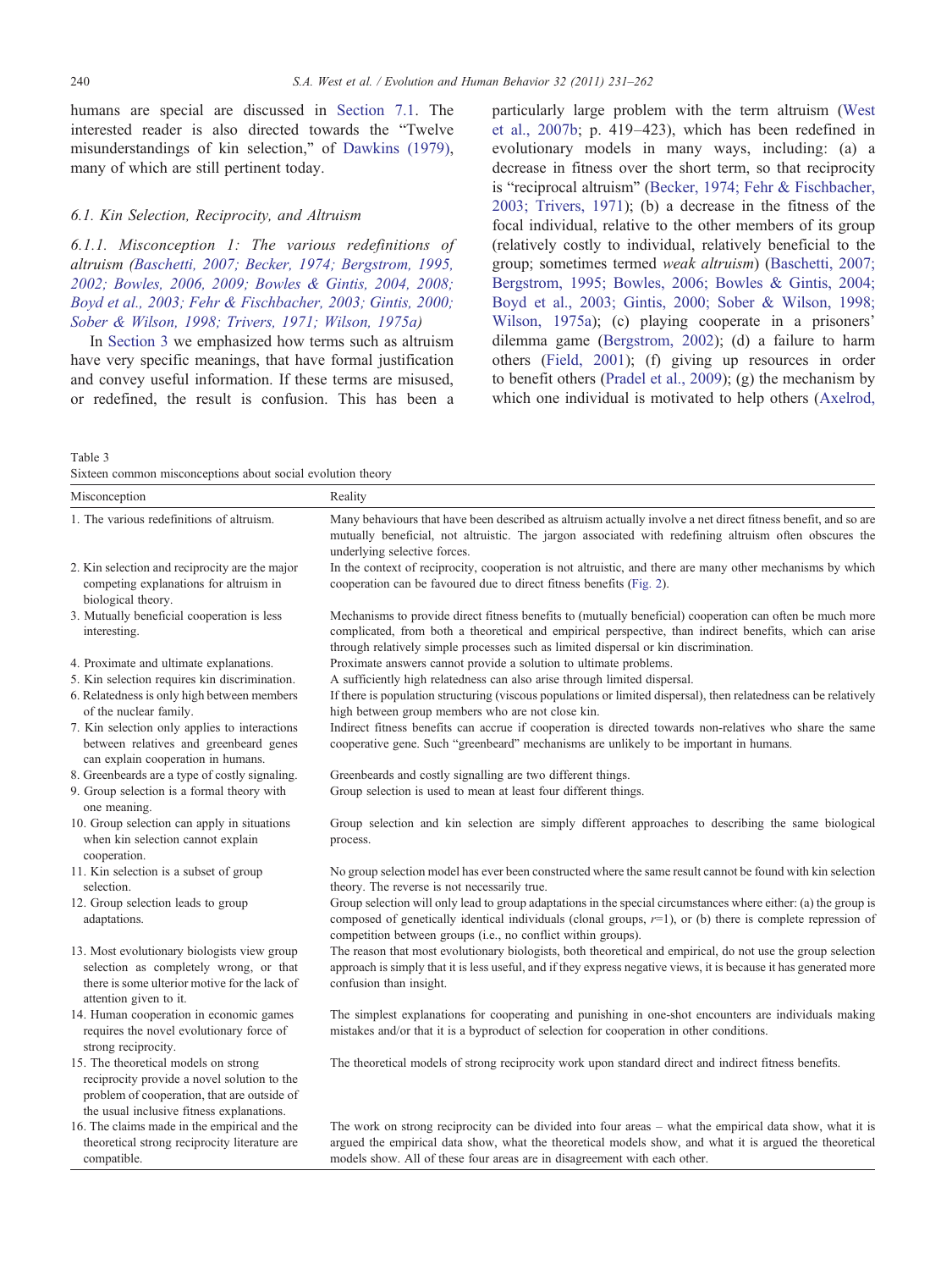humans are special are discussed in Section 7.1. The interested reader is also directed towards the "Twelve misunderstandings of kin selection," of Dawkins (1979), many of which are still pertinent today.

### 6.1. Kin Selection, Reciprocity, and Altruism

#### 6.1.1. Misconception 1: The various redefinitions of altruism (Baschetti, 2007; Becker, 1974; Bergstrom, 1995, 2002; Bowles, 2006, 2009; Bowles & Gintis, 2004, 2008; Boyd et al., 2003; Fehr & Fischbacher, 2003; Gintis, 2000; Sober & Wilson, 1998; Trivers, 1971; Wilson, 1975a)

In Section 3 we emphasized how terms such as altruism have very specific meanings, that have formal justification and convey useful information. If these terms are misused, or redefined, the result is confusion. This has been a particularly large problem with the term altruism (West et al., 2007b; p. 419–423), which has been redefined in evolutionary models in many ways, including: (a) a decrease in fitness over the short term, so that reciprocity is "reciprocal altruism" (Becker, 1974; Fehr & Fischbacher, 2003; Trivers, 1971); (b) a decrease in the fitness of the focal individual, relative to the other members of its group (relatively costly to individual, relatively beneficial to the group; sometimes termed *weak altruism*) (Baschetti, 2007; Bergstrom, 1995; Bowles, 2006; Bowles & Gintis, 2004; Boyd et al., 2003; Gintis, 2000; Sober & Wilson, 1998; Wilson, 1975a); (c) playing cooperate in a prisoners' dilemma game (Bergstrom, 2002); (d) a failure to harm others (Field, 2001); (f) giving up resources in order to benefit others (Pradel et al., 2009); (g) the mechanism by which one individual is motivated to help others (Axelrod,

Table 3
Sixteen common misconceptions about social evolution theory

| Misconception | Reality |
|---|---|
| 1. The various redefinitions of altruism. | Many behaviours that have been described as altruism actually involve a net direct fitness benefit, and so are mutually beneficial, not altruistic. The jargon associated with redefining altruism often obscures the underlying selective forces. |
| 2. Kin selection and reciprocity are the major competing explanations for altruism in biological theory. | In the context of reciprocity, cooperation is not altruistic, and there are many other mechanisms by which cooperation can be favoured due to direct fitness benefits (Fig. 2). |
| 3. Mutually beneficial cooperation is less interesting. | Mechanisms to provide direct fitness benefits to (mutually beneficial) cooperation can often be much more complicated, from both a theoretical and empirical perspective, than indirect benefits, which can arise through relatively simple processes such as limited dispersal or kin discrimination. |
| 4. Proximate and ultimate explanations. | Proximate answers cannot provide a solution to ultimate problems. |
| 5. Kin selection requires kin discrimination. | A sufficiently high relatedness can also arise through limited dispersal. |
| 6. Relatedness is only high between members of the nuclear family. | If there is population structuring (viscous populations or limited dispersal), then relatedness can be relatively high between group members who are not close kin. |
| 7. Kin selection only applies to interactions between relatives and greenbeard genes can explain cooperation in humans. | Indirect fitness benefits can accrue if cooperation is directed towards non-relatives who share the same cooperative gene. Such "greenbeard" mechanisms are unlikely to be important in humans. |
| 8. Greenbeards are a type of costly signaling. | Greenbeards and costly signalling are two different things. |
| 9. Group selection is a formal theory with one meaning. | Group selection is used to mean at least four different things. |
| 10. Group selection can apply in situations when kin selection cannot explain cooperation. | Group selection and kin selection are simply different approaches to describing the same biological process. |
| 11. Kin selection is a subset of group selection. | No group selection model has ever been constructed where the same result cannot be found with kin selection theory. The reverse is not necessarily true. |
| 12. Group selection leads to group adaptations. | Group selection will only lead to group adaptations in the special circumstances where either: (a) the group is composed of genetically identical individuals (clonal groups, $r$=1), or (b) there is complete repression of competition between groups (i.e., no conflict within groups). |
| 13. Most evolutionary biologists view group selection as completely wrong, or that there is some ulterior motive for the lack of attention given to it. | The reason that most evolutionary biologists, both theoretical and empirical, do not use the group selection approach is simply that it is less useful, and if they express negative views, it is because it has generated more confusion than insight. |
| 14. Human cooperation in economic games requires the novel evolutionary force of strong reciprocity. | The simplest explanations for cooperating and punishing in one-shot encounters are individuals making mistakes and/or that it is a byproduct of selection for cooperation in other conditions. |
| 15. The theoretical models on strong reciprocity provide a novel solution to the problem of cooperation, that are outside of the usual inclusive fitness explanations. | The theoretical models of strong reciprocity work upon standard direct and indirect fitness benefits. |
| 16. The claims made in the empirical and the theoretical strong reciprocity literature are compatible. | The work on strong reciprocity can be divided into four areas – what the empirical data show, what it is argued the empirical data show, what the theoretical models show, and what it is argued the theoretical models show. All of these four areas are in disagreement with each other. |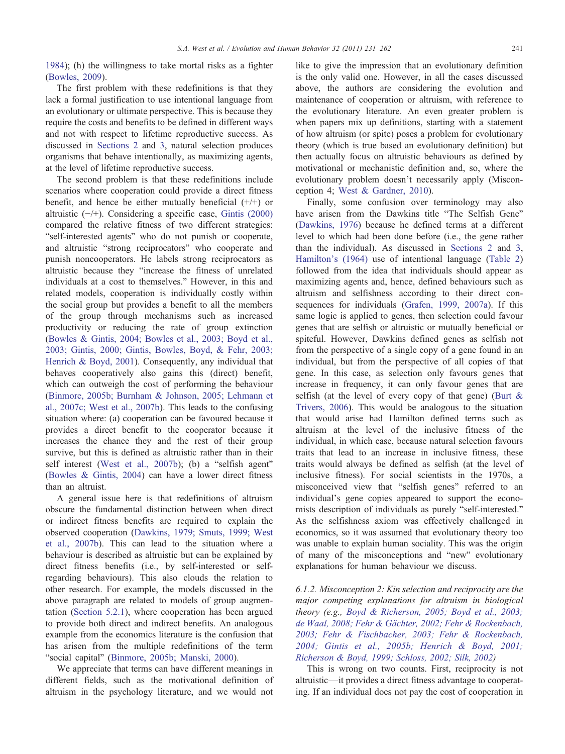1984); (h) the willingness to take mortal risks as a fighter (Bowles, 2009).

The first problem with these redefinitions is that they lack a formal justification to use intentional language from an evolutionary or ultimate perspective. This is because they require the costs and benefits to be defined in different ways and not with respect to lifetime reproductive success. As discussed in Sections 2 and 3, natural selection produces organisms that behave intentionally, as maximizing agents, at the level of lifetime reproductive success.

The second problem is that these redefinitions include scenarios where cooperation could provide a direct fitness benefit, and hence be either mutually beneficial (+/+) or altruistic (−/+). Considering a specific case, Gintis (2000) compared the relative fitness of two different strategies: "self-interested agents" who do not punish or cooperate, and altruistic "strong reciprocators" who cooperate and punish noncooperators. He labels strong reciprocators as altruistic because they "increase the fitness of unrelated individuals at a cost to themselves." However, in this and related models, cooperation is individually costly within the social group but provides a benefit to all the members of the group through mechanisms such as increased productivity or reducing the rate of group extinction (Bowles & Gintis, 2004; Bowles et al., 2003; Boyd et al., 2003; Gintis, 2000; Gintis, Bowles, Boyd, & Fehr, 2003; Henrich & Boyd, 2001). Consequently, any individual that behaves cooperatively also gains this (direct) benefit, which can outweigh the cost of performing the behaviour (Binmore, 2005b; Burnham & Johnson, 2005; Lehmann et al., 2007c; West et al., 2007b). This leads to the confusing situation where: (a) cooperation can be favoured because it provides a direct benefit to the cooperator because it increases the chance they and the rest of their group survive, but this is defined as altruistic rather than in their self interest (West et al., 2007b); (b) a "selfish agent" (Bowles & Gintis, 2004) can have a lower direct fitness than an altruist.

A general issue here is that redefinitions of altruism obscure the fundamental distinction between when direct or indirect fitness benefits are required to explain the observed cooperation (Dawkins, 1979; Smuts, 1999; West et al., 2007b). This can lead to the situation where a behaviour is described as altruistic but can be explained by direct fitness benefits (i.e., by self-interested or self-regarding behaviours). This also clouds the relation to other research. For example, the models discussed in the above paragraph are related to models of group augmentation (Section 5.2.1), where cooperation has been argued to provide both direct and indirect benefits. An analogous example from the economics literature is the confusion that has arisen from the multiple redefinitions of the term "social capital" (Binmore, 2005b; Manski, 2000).

We appreciate that terms can have different meanings in different fields, such as the motivational definition of altruism in the psychology literature, and we would not like to give the impression that an evolutionary definition is the only valid one. However, in all the cases discussed above, the authors are considering the evolution and maintenance of cooperation or altruism, with reference to the evolutionary literature. An even greater problem is when papers mix up definitions, starting with a statement of how altruism (or spite) poses a problem for evolutionary theory (which is true based an evolutionary definition) but then actually focus on altruistic behaviours as defined by motivational or mechanistic definition and, so, where the evolutionary problem doesn't necessarily apply (Misconception 4; West & Gardner, 2010).

Finally, some confusion over terminology may also have arisen from the Dawkins title "The Selfish Gene" (Dawkins, 1976) because he defined terms at a different level to which had been done before (i.e., the gene rather than the individual). As discussed in Sections 2 and 3, Hamilton's (1964) use of intentional language (Table 2) followed from the idea that individuals should appear as maximizing agents and, hence, defined behaviours such as altruism and selfishness according to their direct consequences for individuals (Grafen, 1999, 2007a). If this same logic is applied to genes, then selection could favour genes that are selfish or altruistic or mutually beneficial or spiteful. However, Dawkins defined genes as selfish not from the perspective of a single copy of a gene found in an individual, but from the perspective of all copies of that gene. In this case, as selection only favours genes that increase in frequency, it can only favour genes that are selfish (at the level of every copy of that gene) (Burt & Trivers, 2006). This would be analogous to the situation that would arise had Hamilton defined terms such as altruism at the level of the inclusive fitness of the individual, in which case, because natural selection favours traits that lead to an increase in inclusive fitness, these traits would always be defined as selfish (at the level of inclusive fitness). For social scientists in the 1970s, a misconceived view that "selfish genes" referred to an individual's gene copies appeared to support the economists description of individuals as purely "self-interested." As the selfishness axiom was effectively challenged in economics, so it was assumed that evolutionary theory too was unable to explain human sociality. This was the origin of many of the misconceptions and "new" evolutionary explanations for human behaviour we discuss.

#### *6.1.2. Misconception 2: Kin selection and reciprocity are the major competing explanations for altruism in biological theory (e.g., Boyd & Richerson, 2005; Boyd et al., 2003; de Waal, 2008; Fehr & Gächter, 2002; Fehr & Rockenbach, 2003; Fehr & Fischbacher, 2003; Fehr & Rockenbach, 2004; Gintis et al., 2005b; Henrich & Boyd, 2001; Richerson & Boyd, 1999; Schloss, 2002; Silk, 2002)*

This is wrong on two counts. First, reciprocity is not altruistic—it provides a direct fitness advantage to cooperating. If an individual does not pay the cost of cooperation in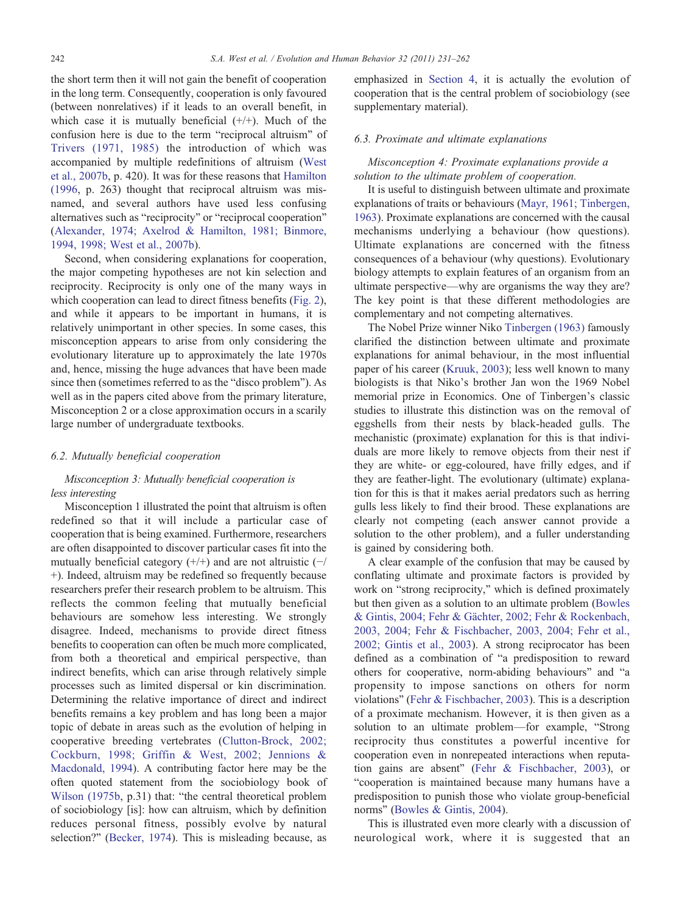the short term then it will not gain the benefit of cooperation in the long term. Consequently, cooperation is only favoured (between nonrelatives) if it leads to an overall benefit, in which case it is mutually beneficial (+/+). Much of the confusion here is due to the term "reciprocal altruism" of Trivers (1971, 1985) the introduction of which was accompanied by multiple redefinitions of altruism (West et al., 2007b, p. 420). It was for these reasons that Hamilton (1996, p. 263) thought that reciprocal altruism was misnamed, and several authors have used less confusing alternatives such as "reciprocity" or "reciprocal cooperation" (Alexander, 1974; Axelrod & Hamilton, 1981; Binmore, 1994, 1998; West et al., 2007b).

Second, when considering explanations for cooperation, the major competing hypotheses are not kin selection and reciprocity. Reciprocity is only one of the many ways in which cooperation can lead to direct fitness benefits (Fig. 2), and while it appears to be important in humans, it is relatively unimportant in other species. In some cases, this misconception appears to arise from only considering the evolutionary literature up to approximately the late 1970s and, hence, missing the huge advances that have been made since then (sometimes referred to as the "disco problem"). As well as in the papers cited above from the primary literature, Misconception 2 or a close approximation occurs in a scarily large number of undergraduate textbooks.

### 6.2. Mutually beneficial cooperation

*Misconception 3: Mutually beneficial cooperation is less interesting*

Misconception 1 illustrated the point that altruism is often redefined so that it will include a particular case of cooperation that is being examined. Furthermore, researchers are often disappointed to discover particular cases fit into the mutually beneficial category (+/+) and are not altruistic (−/+). Indeed, altruism may be redefined so frequently because researchers prefer their research problem to be altruism. This reflects the common feeling that mutually beneficial behaviours are somehow less interesting. We strongly disagree. Indeed, mechanisms to provide direct fitness benefits to cooperation can often be much more complicated, from both a theoretical and empirical perspective, than indirect benefits, which can arise through relatively simple processes such as limited dispersal or kin discrimination. Determining the relative importance of direct and indirect benefits remains a key problem and has long been a major topic of debate in areas such as the evolution of helping in cooperative breeding vertebrates (Clutton-Brock, 2002; Cockburn, 1998; Griffin & West, 2002; Jennions & Macdonald, 1994). A contributing factor here may be the often quoted statement from the sociobiology book of Wilson (1975b, p.31) that: "the central theoretical problem of sociobiology [is]: how can altruism, which by definition reduces personal fitness, possibly evolve by natural selection?" (Becker, 1974). This is misleading because, as emphasized in Section 4, it is actually the evolution of cooperation that is the central problem of sociobiology (see supplementary material).

### 6.3. Proximate and ultimate explanations

*Misconception 4: Proximate explanations provide a solution to the ultimate problem of cooperation.*

It is useful to distinguish between ultimate and proximate explanations of traits or behaviours (Mayr, 1961; Tinbergen, 1963). Proximate explanations are concerned with the causal mechanisms underlying a behaviour (how questions). Ultimate explanations are concerned with the fitness consequences of a behaviour (why questions). Evolutionary biology attempts to explain features of an organism from an ultimate perspective—why are organisms the way they are? The key point is that these different methodologies are complementary and not competing alternatives.

The Nobel Prize winner Niko Tinbergen (1963) famously clarified the distinction between ultimate and proximate explanations for animal behaviour, in the most influential paper of his career (Kruuk, 2003); less well known to many biologists is that Niko's brother Jan won the 1969 Nobel memorial prize in Economics. One of Tinbergen's classic studies to illustrate this distinction was on the removal of eggshells from their nests by black-headed gulls. The mechanistic (proximate) explanation for this is that individuals are more likely to remove objects from their nest if they are white- or egg-coloured, have frilly edges, and if they are feather-light. The evolutionary (ultimate) explanation for this is that it makes aerial predators such as herring gulls less likely to find their brood. These explanations are clearly not competing (each answer cannot provide a solution to the other problem), and a fuller understanding is gained by considering both.

A clear example of the confusion that may be caused by conflating ultimate and proximate factors is provided by work on "strong reciprocity," which is defined proximately but then given as a solution to an ultimate problem (Bowles & Gintis, 2004; Fehr & Gächter, 2002; Fehr & Rockenbach, 2003, 2004; Fehr & Fischbacher, 2003, 2004; Fehr et al., 2002; Gintis et al., 2003). A strong reciprocator has been defined as a combination of "a predisposition to reward others for cooperative, norm-abiding behaviours" and "a propensity to impose sanctions on others for norm violations" (Fehr & Fischbacher, 2003). This is a description of a proximate mechanism. However, it is then given as a solution to an ultimate problem—for example, "Strong reciprocity thus constitutes a powerful incentive for cooperation even in nonrepeated interactions when reputation gains are absent" (Fehr & Fischbacher, 2003), or "cooperation is maintained because many humans have a predisposition to punish those who violate group-beneficial norms" (Bowles & Gintis, 2004).

This is illustrated even more clearly with a discussion of neurological work, where it is suggested that an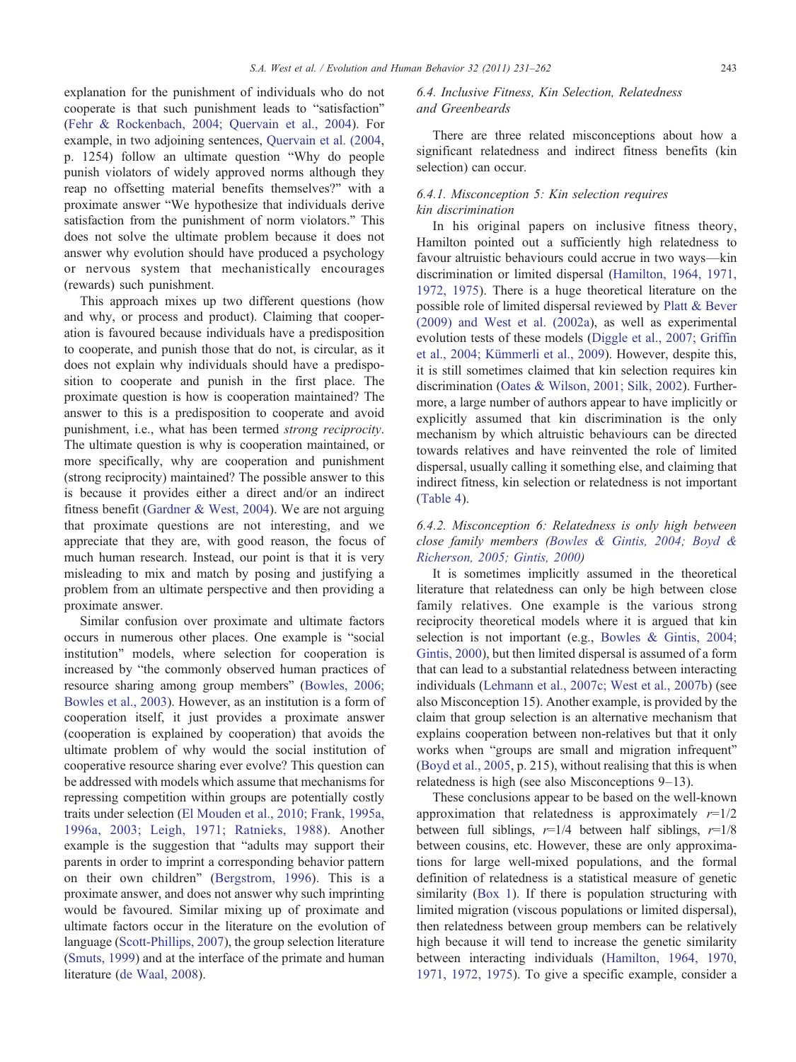explanation for the punishment of individuals who do not cooperate is that such punishment leads to "satisfaction" (Fehr & Rockenbach, 2004; Quervain et al., 2004). For example, in two adjoining sentences, Quervain et al. (2004, p. 1254) follow an ultimate question "Why do people punish violators of widely approved norms although they reap no offsetting material benefits themselves?" with a proximate answer "We hypothesize that individuals derive satisfaction from the punishment of norm violators." This does not solve the ultimate problem because it does not answer why evolution should have produced a psychology or nervous system that mechanistically encourages (rewards) such punishment.

This approach mixes up two different questions (how and why, or process and product). Claiming that cooperation is favoured because individuals have a predisposition to cooperate, and punish those that do not, is circular, as it does not explain why individuals should have a predisposition to cooperate and punish in the first place. The proximate question is how is cooperation maintained? The answer to this is a predisposition to cooperate and avoid punishment, i.e., what has been termed *strong reciprocity*. The ultimate question is why is cooperation maintained, or more specifically, why are cooperation and punishment (strong reciprocity) maintained? The possible answer to this is because it provides either a direct and/or an indirect fitness benefit (Gardner & West, 2004). We are not arguing that proximate questions are not interesting, and we appreciate that they are, with good reason, the focus of much human research. Instead, our point is that it is very misleading to mix and match by posing and justifying a problem from an ultimate perspective and then providing a proximate answer.

Similar confusion over proximate and ultimate factors occurs in numerous other places. One example is "social institution" models, where selection for cooperation is increased by "the commonly observed human practices of resource sharing among group members" (Bowles, 2006; Bowles et al., 2003). However, as an institution is a form of cooperation itself, it just provides a proximate answer (cooperation is explained by cooperation) that avoids the ultimate problem of why would the social institution of cooperative resource sharing ever evolve? This question can be addressed with models which assume that mechanisms for repressing competition within groups are potentially costly traits under selection (El Mouden et al., 2010; Frank, 1995a, 1996a, 2003; Leigh, 1971; Ratnieks, 1988). Another example is the suggestion that "adults may support their parents in order to imprint a corresponding behavior pattern on their own children" (Bergstrom, 1996). This is a proximate answer, and does not answer why such imprinting would be favoured. Similar mixing up of proximate and ultimate factors occur in the literature on the evolution of language (Scott-Phillips, 2007), the group selection literature (Smuts, 1999) and at the interface of the primate and human literature (de Waal, 2008).

### 6.4. Inclusive Fitness, Kin Selection, Relatedness and Greenbeards

There are three related misconceptions about how a significant relatedness and indirect fitness benefits (kin selection) can occur.

#### 6.4.1. Misconception 5: Kin selection requires kin discrimination

In his original papers on inclusive fitness theory, Hamilton pointed out a sufficiently high relatedness to favour altruistic behaviours could accrue in two ways—kin discrimination or limited dispersal (Hamilton, 1964, 1971, 1972, 1975). There is a huge theoretical literature on the possible role of limited dispersal reviewed by Platt & Bever (2009) and West et al. (2002a), as well as experimental evolution tests of these models (Diggle et al., 2007; Griffin et al., 2004; Kümmerli et al., 2009). However, despite this, it is still sometimes claimed that kin selection requires kin discrimination (Oates & Wilson, 2001; Silk, 2002). Furthermore, a large number of authors appear to have implicitly or explicitly assumed that kin discrimination is the only mechanism by which altruistic behaviours can be directed towards relatives and have reinvented the role of limited dispersal, usually calling it something else, and claiming that indirect fitness, kin selection or relatedness is not important (Table 4).

#### 6.4.2. Misconception 6: Relatedness is only high between close family members *(Bowles & Gintis, 2004; Boyd & Richerson, 2005; Gintis, 2000)*

It is sometimes implicitly assumed in the theoretical literature that relatedness can only be high between close family relatives. One example is the various strong reciprocity theoretical models where it is argued that kin selection is not important (e.g., Bowles & Gintis, 2004; Gintis, 2000), but then limited dispersal is assumed of a form that can lead to a substantial relatedness between interacting individuals (Lehmann et al., 2007c; West et al., 2007b) (see also Misconception 15). Another example, is provided by the claim that group selection is an alternative mechanism that explains cooperation between non-relatives but that it only works when "groups are small and migration infrequent" (Boyd et al., 2005, p. 215), without realising that this is when relatedness is high (see also Misconceptions 9–13).

These conclusions appear to be based on the well-known approximation that relatedness is approximately $r$=1/2 between full siblings, $r$=1/4 between half siblings, $r$=1/8 between cousins, etc. However, these are only approximations for large well-mixed populations, and the formal definition of relatedness is a statistical measure of genetic similarity (Box 1). If there is population structuring with limited migration (viscous populations or limited dispersal), then relatedness between group members can be relatively high because it will tend to increase the genetic similarity between interacting individuals (Hamilton, 1964, 1970, 1971, 1972, 1975). To give a specific example, consider a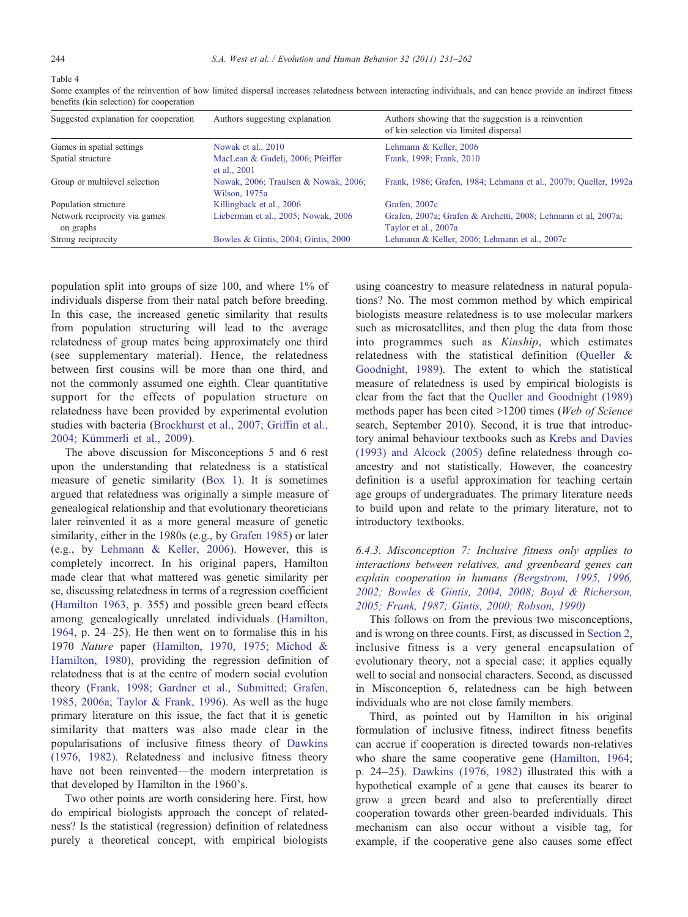Table 4

Some examples of the reinvention of how limited dispersal increases relatedness between interacting individuals, and can hence provide an indirect fitness benefits (kin selection) for cooperation

| Suggested explanation for cooperation | Authors suggesting explanation | Authors showing that the suggestion is a reinvention of kin selection via limited dispersal |
| --- | --- | --- |
| Games in spatial settings | Nowak et al., 2010 | Lehmann & Keller, 2006 |
| Spatial structure | MacLean & Gudelj, 2006; Pfeiffer et al., 2001 | Frank, 1998; Frank, 2010 |
| Group or multilevel selection | Nowak, 2006; Traulsen & Nowak, 2006; Wilson, 1975a | Frank, 1986; Grafen, 1984; Lehmann et al., 2007b; Queller, 1992a |
| Population structure | Killingback et al., 2006 | Grafen, 2007c |
| Network reciprocity via games on graphs | Lieberman et al., 2005; Nowak, 2006 | Grafen, 2007a; Grafen & Archetti, 2008; Lehmann et al, 2007a; Taylor et al., 2007a |
| Strong reciprocity | Bowles & Gintis, 2004; Gintis, 2000 | Lehmann & Keller, 2006; Lehmann et al., 2007c |

population split into groups of size 100, and where 1% of individuals disperse from their natal patch before breeding. In this case, the increased genetic similarity that results from population structuring will lead to the average relatedness of group mates being approximately one third (see supplementary material). Hence, the relatedness between first cousins will be more than one third, and not the commonly assumed one eighth. Clear quantitative support for the effects of population structure on relatedness have been provided by experimental evolution studies with bacteria (Brockhurst et al., 2007; Griffin et al., 2004; Kümmerli et al., 2009).

The above discussion for Misconceptions 5 and 6 rest upon the understanding that relatedness is a statistical measure of genetic similarity (Box 1). It is sometimes argued that relatedness was originally a simple measure of genealogical relationship and that evolutionary theoreticians later reinvented it as a more general measure of genetic similarity, either in the 1980s (e.g., by Grafen 1985) or later (e.g., by Lehmann & Keller, 2006). However, this is completely incorrect. In his original papers, Hamilton made clear that what mattered was genetic similarity per se, discussing relatedness in terms of a regression coefficient (Hamilton 1963, p. 355) and possible green beard effects among genealogically unrelated individuals (Hamilton, 1964, p. 24–25). He then went on to formalise this in his 1970 *Nature* paper (Hamilton, 1970, 1975; Michod & Hamilton, 1980), providing the regression definition of relatedness that is at the centre of modern social evolution theory (Frank, 1998; Gardner et al., Submitted; Grafen, 1985, 2006a; Taylor & Frank, 1996). As well as the huge primary literature on this issue, the fact that it is genetic similarity that matters was also made clear in the popularisations of inclusive fitness theory of Dawkins (1976, 1982). Relatedness and inclusive fitness theory have not been reinvented—the modern interpretation is that developed by Hamilton in the 1960's.

Two other points are worth considering here. First, how do empirical biologists approach the concept of relatedness? Is the statistical (regression) definition of relatedness purely a theoretical concept, with empirical biologists using coancestry to measure relatedness in natural populations? No. The most common method by which empirical biologists measure relatedness is to use molecular markers such as microsatellites, and then plug the data from those into programmes such as *Kinship*, which estimates relatedness with the statistical definition (Queller & Goodnight, 1989). The extent to which the statistical measure of relatedness is used by empirical biologists is clear from the fact that the Queller and Goodnight (1989) methods paper has been cited >1200 times (*Web of Science* search, September 2010). Second, it is true that introductory animal behaviour textbooks such as Krebs and Davies (1993) and Alcock (2005) define relatedness through coancestry and not statistically. However, the coancestry definition is a useful approximation for teaching certain age groups of undergraduates. The primary literature needs to build upon and relate to the primary literature, not to introductory textbooks.

#### 6.4.3. Misconception 7: Inclusive fitness only applies to interactions between relatives, and greenbeard genes can explain cooperation in humans (Bergstrom, 1995, 1996, 2002; Bowles & Gintis, 2004, 2008; Boyd & Richerson, 2005; Frank, 1987; Gintis, 2000; Robson, 1990)

This follows on from the previous two misconceptions, and is wrong on three counts. First, as discussed in Section 2, inclusive fitness is a very general encapsulation of evolutionary theory, not a special case; it applies equally well to social and nonsocial characters. Second, as discussed in Misconception 6, relatedness can be high between individuals who are not close family members.

Third, as pointed out by Hamilton in his original formulation of inclusive fitness, indirect fitness benefits can accrue if cooperation is directed towards non-relatives who share the same cooperative gene (Hamilton, 1964; p. 24–25). Dawkins (1976, 1982) illustrated this with a hypothetical example of a gene that causes its bearer to grow a green beard and also to preferentially direct cooperation towards other green-bearded individuals. This mechanism can also occur without a visible tag, for example, if the cooperative gene also causes some effect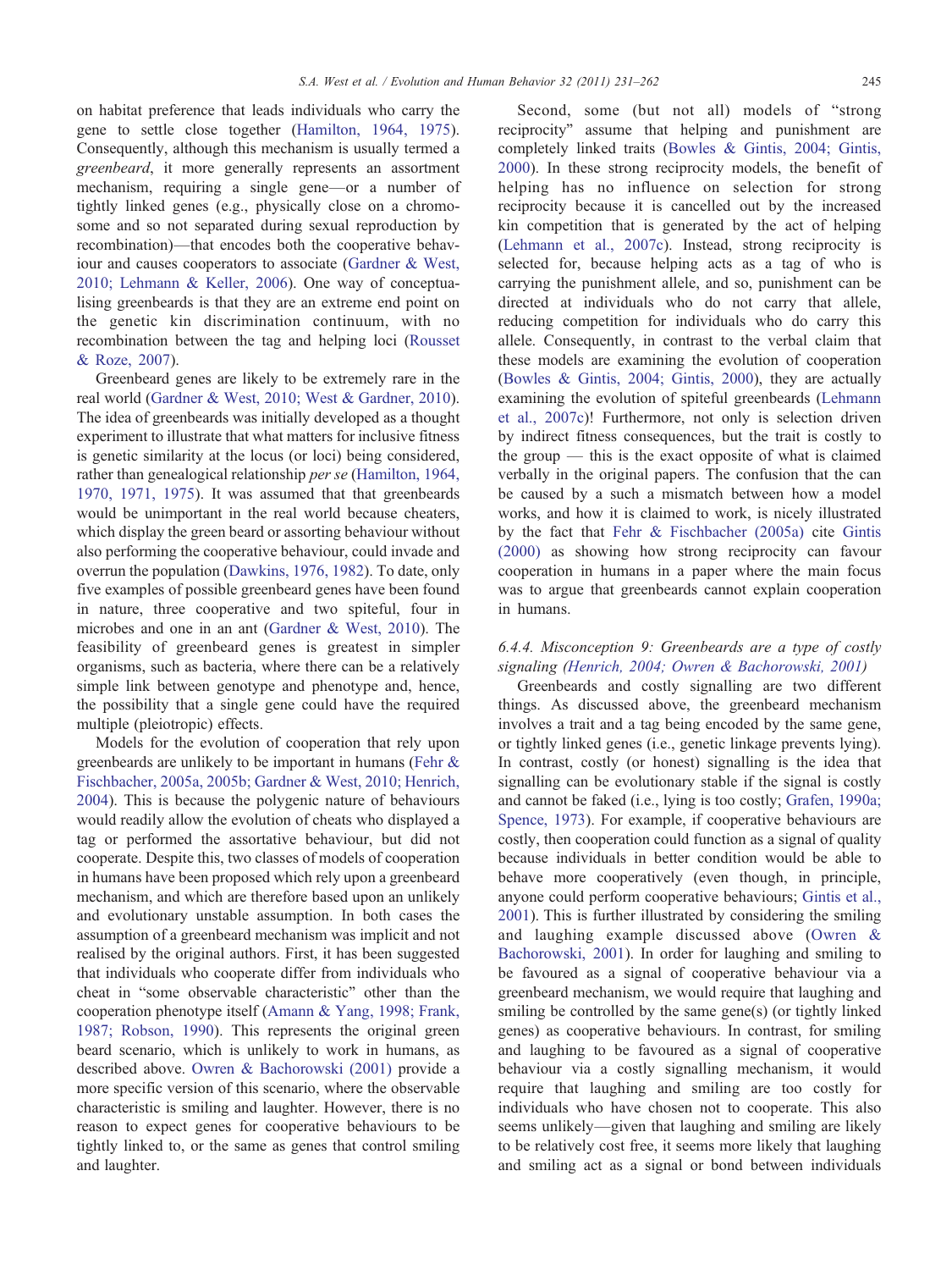on habitat preference that leads individuals who carry the gene to settle close together (Hamilton, 1964, 1975). Consequently, although this mechanism is usually termed a *greenbeard*, it more generally represents an assortment mechanism, requiring a single gene—or a number of tightly linked genes (e.g., physically close on a chromosome and so not separated during sexual reproduction by recombination)—that encodes both the cooperative behaviour and causes cooperators to associate (Gardner & West, 2010; Lehmann & Keller, 2006). One way of conceptualising greenbeards is that they are an extreme end point on the genetic kin discrimination continuum, with no recombination between the tag and helping loci (Rousset & Roze, 2007).

Greenbeard genes are likely to be extremely rare in the real world (Gardner & West, 2010; West & Gardner, 2010). The idea of greenbeards was initially developed as a thought experiment to illustrate that what matters for inclusive fitness is genetic similarity at the locus (or loci) being considered, rather than genealogical relationship *per se* (Hamilton, 1964, 1970, 1971, 1975). It was assumed that that greenbeards would be unimportant in the real world because cheaters, which display the green beard or assorting behaviour without also performing the cooperative behaviour, could invade and overrun the population (Dawkins, 1976, 1982). To date, only five examples of possible greenbeard genes have been found in nature, three cooperative and two spiteful, four in microbes and one in an ant (Gardner & West, 2010). The feasibility of greenbeard genes is greatest in simpler organisms, such as bacteria, where there can be a relatively simple link between genotype and phenotype and, hence, the possibility that a single gene could have the required multiple (pleiotropic) effects.

Models for the evolution of cooperation that rely upon greenbeards are unlikely to be important in humans (Fehr & Fischbacher, 2005a, 2005b; Gardner & West, 2010; Henrich, 2004). This is because the polygenic nature of behaviours would readily allow the evolution of cheats who displayed a tag or performed the assortative behaviour, but did not cooperate. Despite this, two classes of models of cooperation in humans have been proposed which rely upon a greenbeard mechanism, and which are therefore based upon an unlikely and evolutionary unstable assumption. In both cases the assumption of a greenbeard mechanism was implicit and not realised by the original authors. First, it has been suggested that individuals who cooperate differ from individuals who cheat in "some observable characteristic" other than the cooperation phenotype itself (Amann & Yang, 1998; Frank, 1987; Robson, 1990). This represents the original green beard scenario, which is unlikely to work in humans, as described above. Owren & Bachorowski (2001) provide a more specific version of this scenario, where the observable characteristic is smiling and laughter. However, there is no reason to expect genes for cooperative behaviours to be tightly linked to, or the same as genes that control smiling and laughter.

Second, some (but not all) models of "strong reciprocity" assume that helping and punishment are completely linked traits (Bowles & Gintis, 2004; Gintis, 2000). In these strong reciprocity models, the benefit of helping has no influence on selection for strong reciprocity because it is cancelled out by the increased kin competition that is generated by the act of helping (Lehmann et al., 2007c). Instead, strong reciprocity is selected for, because helping acts as a tag of who is carrying the punishment allele, and so, punishment can be directed at individuals who do not carry that allele, reducing competition for individuals who do carry this allele. Consequently, in contrast to the verbal claim that these models are examining the evolution of cooperation (Bowles & Gintis, 2004; Gintis, 2000), they are actually examining the evolution of spiteful greenbeards (Lehmann et al., 2007c)! Furthermore, not only is selection driven by indirect fitness consequences, but the trait is costly to the group — this is the exact opposite of what is claimed verbally in the original papers. The confusion that the can be caused by a such a mismatch between how a model works, and how it is claimed to work, is nicely illustrated by the fact that Fehr & Fischbacher (2005a) cite Gintis (2000) as showing how strong reciprocity can favour cooperation in humans in a paper where the main focus was to argue that greenbeards cannot explain cooperation in humans.

#### 6.4.4. Misconception 9: Greenbeards are a type of costly signaling (Henrich, 2004; Owren & Bachorowski, 2001)

Greenbeards and costly signalling are two different things. As discussed above, the greenbeard mechanism involves a trait and a tag being encoded by the same gene, or tightly linked genes (i.e., genetic linkage prevents lying). In contrast, costly (or honest) signalling is the idea that signalling can be evolutionary stable if the signal is costly and cannot be faked (i.e., lying is too costly; Grafen, 1990a; Spence, 1973). For example, if cooperative behaviours are costly, then cooperation could function as a signal of quality because individuals in better condition would be able to behave more cooperatively (even though, in principle, anyone could perform cooperative behaviours; Gintis et al., 2001). This is further illustrated by considering the smiling and laughing example discussed above (Owren & Bachorowski, 2001). In order for laughing and smiling to be favoured as a signal of cooperative behaviour via a greenbeard mechanism, we would require that laughing and smiling be controlled by the same gene(s) (or tightly linked genes) as cooperative behaviours. In contrast, for smiling and laughing to be favoured as a signal of cooperative behaviour via a costly signalling mechanism, it would require that laughing and smiling are too costly for individuals who have chosen not to cooperate. This also seems unlikely—given that laughing and smiling are likely to be relatively cost free, it seems more likely that laughing and smiling act as a signal or bond between individuals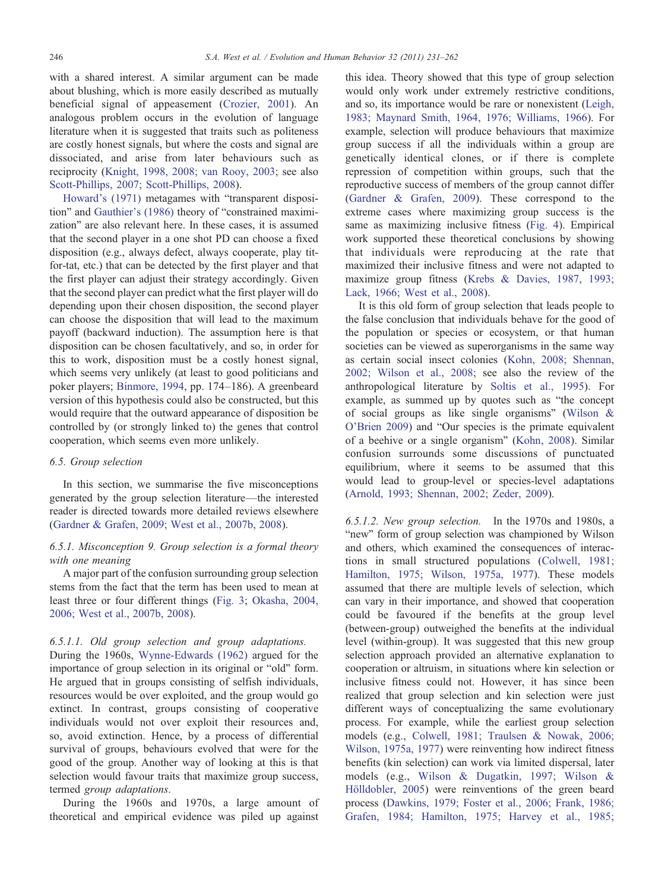with a shared interest. A similar argument can be made about blushing, which is more easily described as mutually beneficial signal of appeasement (Crozier, 2001). An analogous problem occurs in the evolution of language literature when it is suggested that traits such as politeness are costly honest signals, but where the costs and signal are dissociated, and arise from later behaviours such as reciprocity (Knight, 1998, 2008; van Rooy, 2003; see also Scott-Phillips, 2007; Scott-Phillips, 2008).

Howard's (1971) metagames with "transparent disposition" and Gauthier's (1986) theory of "constrained maximization" are also relevant here. In these cases, it is assumed that the second player in a one shot PD can choose a fixed disposition (e.g., always defect, always cooperate, play tit-for-tat, etc.) that can be detected by the first player and that the first player can adjust their strategy accordingly. Given that the second player can predict what the first player will do depending upon their chosen disposition, the second player can choose the disposition that will lead to the maximum payoff (backward induction). The assumption here is that disposition can be chosen facultatively, and so, in order for this to work, disposition must be a costly honest signal, which seems very unlikely (at least to good politicians and poker players; Binmore, 1994, pp. 174–186). A greenbeard version of this hypothesis could also be constructed, but this would require that the outward appearance of disposition be controlled by (or strongly linked to) the genes that control cooperation, which seems even more unlikely.

### 6.5. Group selection

In this section, we summarise the five misconceptions generated by the group selection literature—the interested reader is directed towards more detailed reviews elsewhere (Gardner & Grafen, 2009; West et al., 2007b, 2008).

#### 6.5.1. Misconception 9. Group selection is a formal theory with one meaning

A major part of the confusion surrounding group selection stems from the fact that the term has been used to mean at least three or four different things (Fig. 3; Okasha, 2004, 2006; West et al., 2007b, 2008).

*6.5.1.1. Old group selection and group adaptations.* During the 1960s, Wynne-Edwards (1962) argued for the importance of group selection in its original or "old" form. He argued that in groups consisting of selfish individuals, resources would be over exploited, and the group would go extinct. In contrast, groups consisting of cooperative individuals would not over exploit their resources and, so, avoid extinction. Hence, by a process of differential survival of groups, behaviours evolved that were for the good of the group. Another way of looking at this is that selection would favour traits that maximize group success, termed *group adaptations*.

During the 1960s and 1970s, a large amount of theoretical and empirical evidence was piled up against this idea. Theory showed that this type of group selection would only work under extremely restrictive conditions, and so, its importance would be rare or nonexistent (Leigh, 1983; Maynard Smith, 1964, 1976; Williams, 1966). For example, selection will produce behaviours that maximize group success if all the individuals within a group are genetically identical clones, or if there is complete repression of competition within groups, such that the reproductive success of members of the group cannot differ (Gardner & Grafen, 2009). These correspond to the extreme cases where maximizing group success is the same as maximizing inclusive fitness (Fig. 4). Empirical work supported these theoretical conclusions by showing that individuals were reproducing at the rate that maximized their inclusive fitness and were not adapted to maximize group fitness (Krebs & Davies, 1987, 1993; Lack, 1966; West et al., 2008).

It is this old form of group selection that leads people to the false conclusion that individuals behave for the good of the population or species or ecosystem, or that human societies can be viewed as superorganisms in the same way as certain social insect colonies (Kohn, 2008; Shennan, 2002; Wilson et al., 2008; see also the review of the anthropological literature by Soltis et al., 1995). For example, as summed up by quotes such as "the concept of social groups as like single organisms" (Wilson & O'Brien 2009) and "Our species is the primate equivalent of a beehive or a single organism" (Kohn, 2008). Similar confusion surrounds some discussions of punctuated equilibrium, where it seems to be assumed that this would lead to group-level or species-level adaptations (Arnold, 1993; Shennan, 2002; Zeder, 2009).

*6.5.1.2. New group selection.* In the 1970s and 1980s, a "new" form of group selection was championed by Wilson and others, which examined the consequences of interactions in small structured populations (Colwell, 1981; Hamilton, 1975; Wilson, 1975a, 1977). These models assumed that there are multiple levels of selection, which can vary in their importance, and showed that cooperation could be favoured if the benefits at the group level (between-group) outweighed the benefits at the individual level (within-group). It was suggested that this new group selection approach provided an alternative explanation to cooperation or altruism, in situations where kin selection or inclusive fitness could not. However, it has since been realized that group selection and kin selection were just different ways of conceptualizing the same evolutionary process. For example, while the earliest group selection models (e.g., Colwell, 1981; Traulsen & Nowak, 2006; Wilson, 1975a, 1977) were reinventing how indirect fitness benefits (kin selection) can work via limited dispersal, later models (e.g., Wilson & Dugatkin, 1997; Wilson & Hölldobler, 2005) were reinventions of the green beard process (Dawkins, 1979; Foster et al., 2006; Frank, 1986; Grafen, 1984; Hamilton, 1975; Harvey et al., 1985;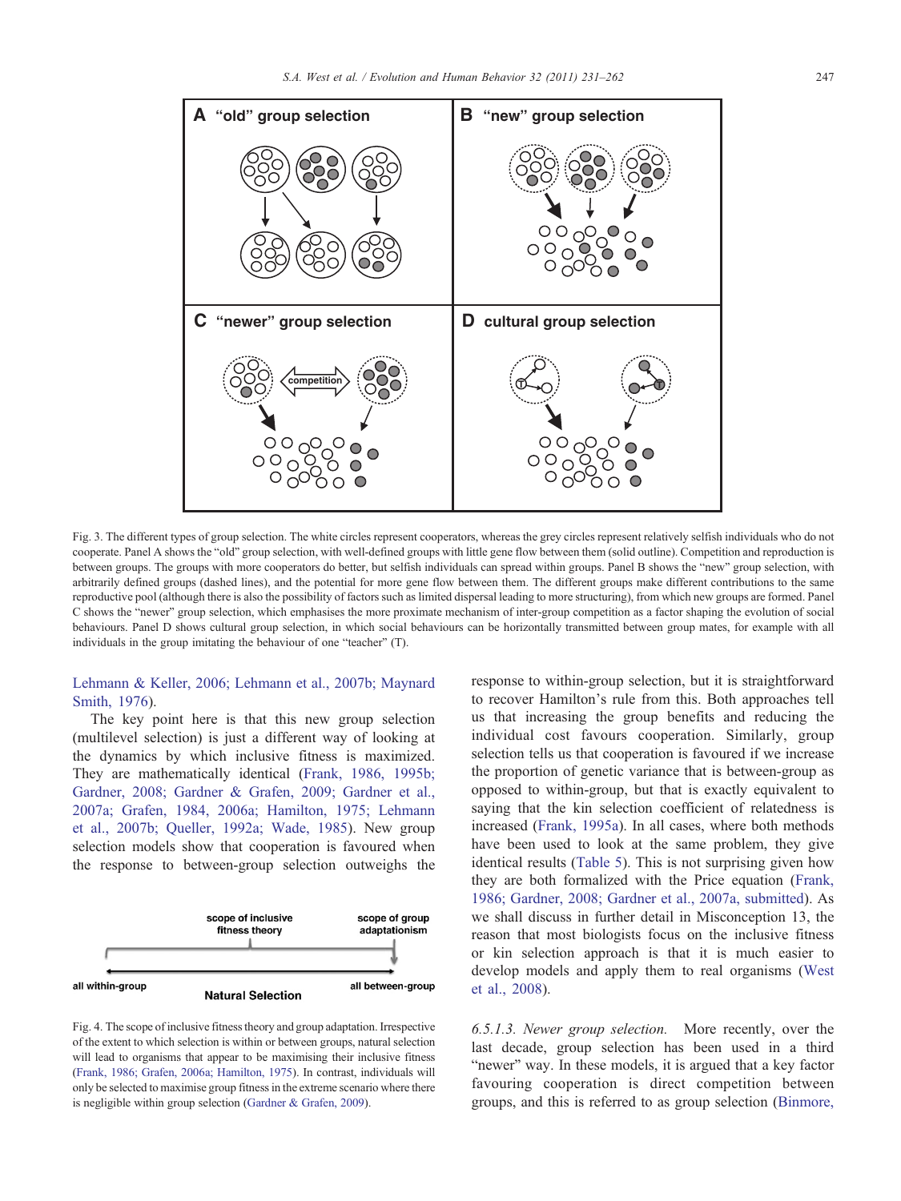Fig. 3. The different types of group selection. The white circles represent cooperators, whereas the grey circles represent relatively selfish individuals who do not cooperate. Panel A shows the "old" group selection, with well-defined groups with little gene flow between them (solid outline). Competition and reproduction is between groups. The groups with more cooperators do better, but selfish individuals can spread within groups. Panel B shows the "new" group selection, with arbitrarily defined groups (dashed lines), and the potential for more gene flow between them. The different groups make different contributions to the same reproductive pool (although there is also the possibility of factors such as limited dispersal leading to more structuring), from which new groups are formed. Panel C shows the "newer" group selection, which emphasises the more proximate mechanism of inter-group competition as a factor shaping the evolution of social behaviours. Panel D shows cultural group selection, in which social behaviours can be horizontally transmitted between group mates, for example with all individuals in the group imitating the behaviour of one "teacher" (T).

Lehmann & Keller, 2006; Lehmann et al., 2007b; Maynard Smith, 1976).

The key point here is that this new group selection (multilevel selection) is just a different way of looking at the dynamics by which inclusive fitness is maximized. They are mathematically identical (Frank, 1986, 1995b; Gardner, 2008; Gardner & Grafen, 2009; Gardner et al., 2007a; Grafen, 1984, 2006a; Hamilton, 1975; Lehmann et al., 2007b; Queller, 1992a; Wade, 1985). New group selection models show that cooperation is favoured when the response to between-group selection outweighs the response to within-group selection, but it is straightforward to recover Hamilton's rule from this. Both approaches tell us that increasing the group benefits and reducing the individual cost favours cooperation. Similarly, group selection tells us that cooperation is favoured if we increase the proportion of genetic variance that is between-group as opposed to within-group, but that is exactly equivalent to saying that the kin selection coefficient of relatedness is increased (Frank, 1995a). In all cases, where both methods have been used to look at the same problem, they give identical results (Table 5). This is not surprising given how they are both formalized with the Price equation (Frank, 1986; Gardner, 2008; Gardner et al., 2007a, submitted). As we shall discuss in further detail in Misconception 13, the reason that most biologists focus on the inclusive fitness or kin selection approach is that it is much easier to develop models and apply them to real organisms (West et al., 2008).

Fig. 4. The scope of inclusive fitness theory and group adaptation. Irrespective of the extent to which selection is within or between groups, natural selection will lead to organisms that appear to be maximising their inclusive fitness (Frank, 1986; Grafen, 2006a; Hamilton, 1975). In contrast, individuals will only be selected to maximise group fitness in the extreme scenario where there is negligible within group selection (Gardner & Grafen, 2009).

*6.5.1.3. Newer group selection.* More recently, over the last decade, group selection has been used in a third "newer" way. In these models, it is argued that a key factor favouring cooperation is direct competition between groups, and this is referred to as group selection (Binmore,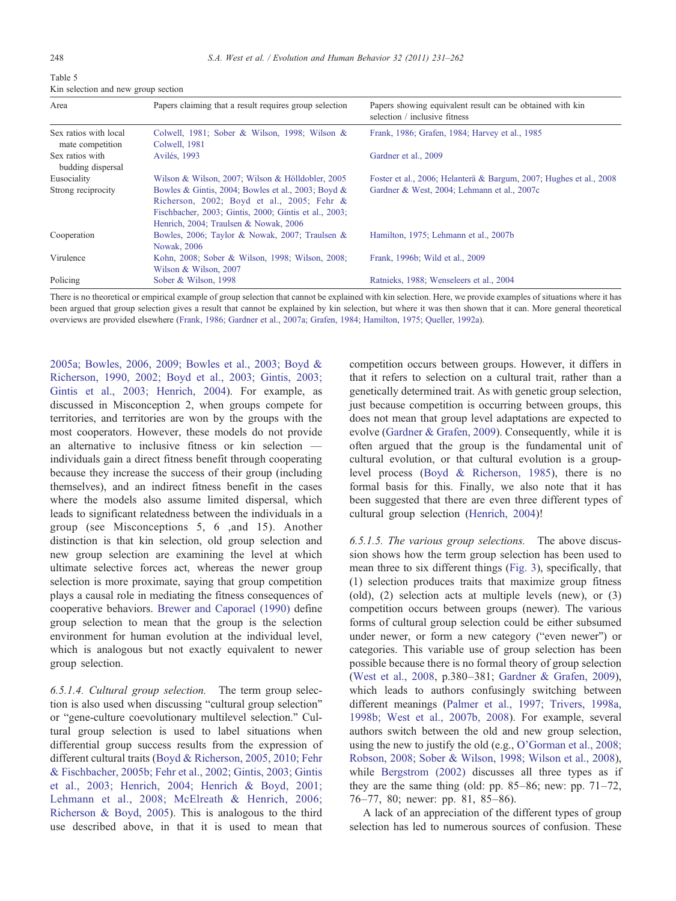Table 5
Kin selection and new group section

| Area | Papers claiming that a result requires group selection | Papers showing equivalent result can be obtained with kin selection / inclusive fitness |
|---|---|---|
| Sex ratios with local mate competition | Colwell, 1981; Sober & Wilson, 1998; Wilson & Colwell, 1981 | Frank, 1986; Grafen, 1984; Harvey et al., 1985 |
| Sex ratios with budding dispersal | Avilés, 1993 | Gardner et al., 2009 |
| Eusociality | Wilson & Wilson, 2007; Wilson & Hölldobler, 2005 | Foster et al., 2006; Helanterä & Bargum, 2007; Hughes et al., 2008 |
| Strong reciprocity | Bowles & Gintis, 2004; Bowles et al., 2003; Boyd & Richerson, 2002; Boyd et al., 2005; Fehr & Fischbacher, 2003; Gintis, 2000; Gintis et al., 2003; Henrich, 2004; Traulsen & Nowak, 2006 | Gardner & West, 2004; Lehmann et al., 2007c |
| Cooperation | Bowles, 2006; Taylor & Nowak, 2007; Traulsen & Nowak, 2006 | Hamilton, 1975; Lehmann et al., 2007b |
| Virulence | Kohn, 2008; Sober & Wilson, 1998; Wilson, 2008; Wilson & Wilson, 2007 | Frank, 1996b; Wild et al., 2009 |
| Policing | Sober & Wilson, 1998 | Ratnieks, 1988; Wenseleers et al., 2004 |

There is no theoretical or empirical example of group selection that cannot be explained with kin selection. Here, we provide examples of situations where it has been argued that group selection gives a result that cannot be explained by kin selection, but where it was then shown that it can. More general theoretical overviews are provided elsewhere (Frank, 1986; Gardner et al., 2007a; Grafen, 1984; Hamilton, 1975; Queller, 1992a).

2005a; Bowles, 2006, 2009; Bowles et al., 2003; Boyd & Richerson, 1990, 2002; Boyd et al., 2003; Gintis, 2003; Gintis et al., 2003; Henrich, 2004). For example, as discussed in Misconception 2, when groups compete for territories, and territories are won by the groups with the most cooperators. However, these models do not provide an alternative to inclusive fitness or kin selection — individuals gain a direct fitness benefit through cooperating because they increase the success of their group (including themselves), and an indirect fitness benefit in the cases where the models also assume limited dispersal, which leads to significant relatedness between the individuals in a group (see Misconceptions 5, 6 ,and 15). Another distinction is that kin selection, old group selection and new group selection are examining the level at which ultimate selective forces act, whereas the newer group selection is more proximate, saying that group competition plays a causal role in mediating the fitness consequences of cooperative behaviors. Brewer and Caporael (1990) define group selection to mean that the group is the selection environment for human evolution at the individual level, which is analogous but not exactly equivalent to newer group selection.

*6.5.1.4. Cultural group selection.* The term group selection is also used when discussing "cultural group selection" or "gene-culture coevolutionary multilevel selection." Cultural group selection is used to label situations when differential group success results from the expression of different cultural traits (Boyd & Richerson, 2005, 2010; Fehr & Fischbacher, 2005b; Fehr et al., 2002; Gintis, 2003; Gintis et al., 2003; Henrich, 2004; Henrich & Boyd, 2001; Lehmann et al., 2008; McElreath & Henrich, 2006; Richerson & Boyd, 2005). This is analogous to the third use described above, in that it is used to mean that competition occurs between groups. However, it differs in that it refers to selection on a cultural trait, rather than a genetically determined trait. As with genetic group selection, just because competition is occurring between groups, this does not mean that group level adaptations are expected to evolve (Gardner & Grafen, 2009). Consequently, while it is often argued that the group is the fundamental unit of cultural evolution, or that cultural evolution is a group-level process (Boyd & Richerson, 1985), there is no formal basis for this. Finally, we also note that it has been suggested that there are even three different types of cultural group selection (Henrich, 2004)!

*6.5.1.5. The various group selections.* The above discussion shows how the term group selection has been used to mean three to six different things (Fig. 3), specifically, that (1) selection produces traits that maximize group fitness (old), (2) selection acts at multiple levels (new), or (3) competition occurs between groups (newer). The various forms of cultural group selection could be either subsumed under newer, or form a new category ("even newer") or categories. This variable use of group selection has been possible because there is no formal theory of group selection (West et al., 2008, p.380–381; Gardner & Grafen, 2009), which leads to authors confusingly switching between different meanings (Palmer et al., 1997; Trivers, 1998a, 1998b; West et al., 2007b, 2008). For example, several authors switch between the old and new group selection, using the new to justify the old (e.g., O'Gorman et al., 2008; Robson, 2008; Sober & Wilson, 1998; Wilson et al., 2008), while Bergstrom (2002) discusses all three types as if they are the same thing (old: pp. 85–86; new: pp. 71–72, 76–77, 80; newer: pp. 81, 85–86).

A lack of an appreciation of the different types of group selection has led to numerous sources of confusion. These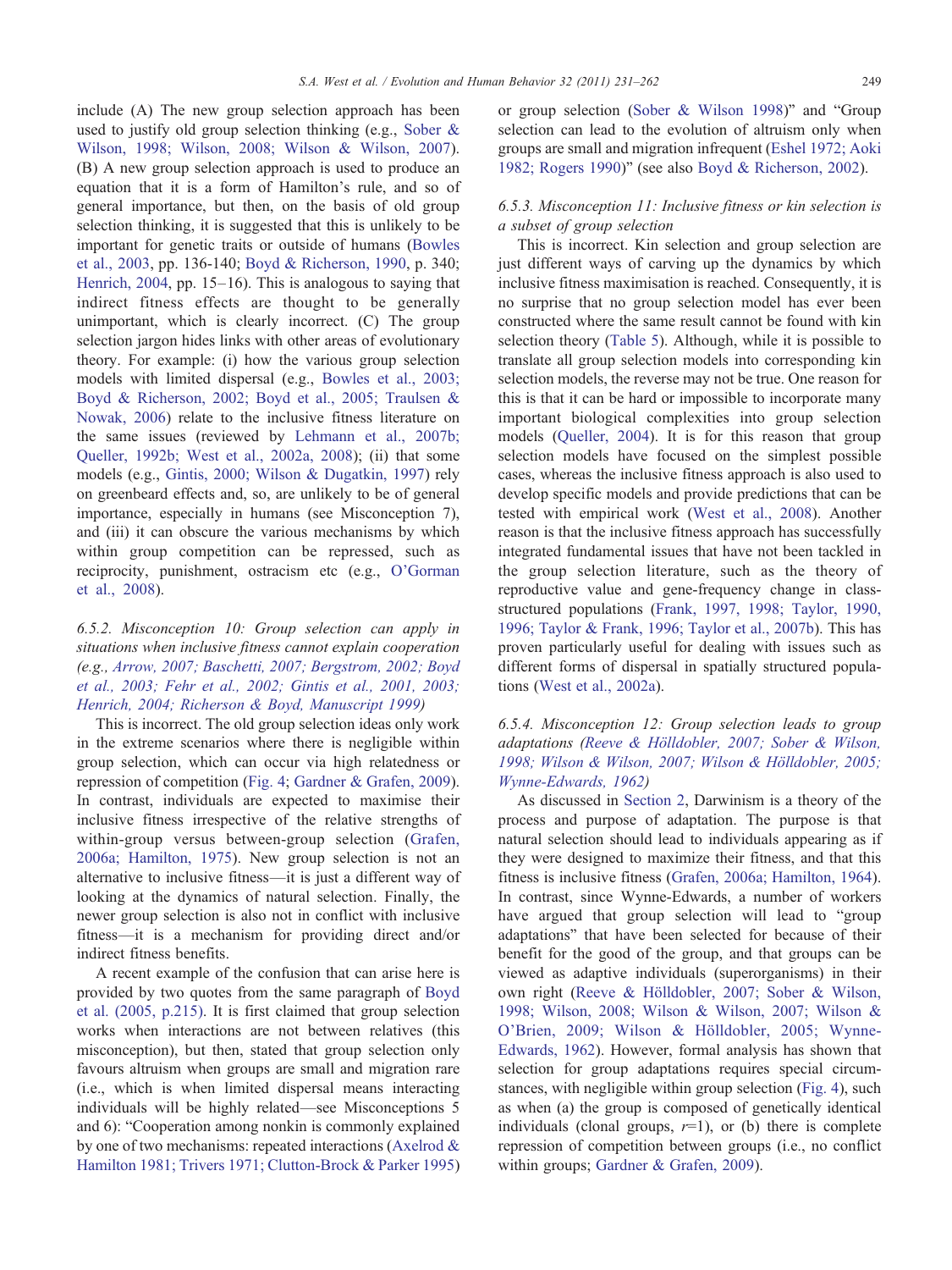include (A) The new group selection approach has been used to justify old group selection thinking (e.g., Sober & Wilson, 1998; Wilson, 2008; Wilson & Wilson, 2007). (B) A new group selection approach is used to produce an equation that it is a form of Hamilton's rule, and so of general importance, but then, on the basis of old group selection thinking, it is suggested that this is unlikely to be important for genetic traits or outside of humans (Bowles et al., 2003, pp. 136-140; Boyd & Richerson, 1990, p. 340; Henrich, 2004, pp. 15–16). This is analogous to saying that indirect fitness effects are thought to be generally unimportant, which is clearly incorrect. (C) The group selection jargon hides links with other areas of evolutionary theory. For example: (i) how the various group selection models with limited dispersal (e.g., Bowles et al., 2003; Boyd & Richerson, 2002; Boyd et al., 2005; Traulsen & Nowak, 2006) relate to the inclusive fitness literature on the same issues (reviewed by Lehmann et al., 2007b; Queller, 1992b; West et al., 2002a, 2008); (ii) that some models (e.g., Gintis, 2000; Wilson & Dugatkin, 1997) rely on greenbeard effects and, so, are unlikely to be of general importance, especially in humans (see Misconception 7), and (iii) it can obscure the various mechanisms by which within group competition can be repressed, such as reciprocity, punishment, ostracism etc (e.g., O'Gorman et al., 2008).

#### 6.5.2. Misconception 10: Group selection can apply in situations when inclusive fitness cannot explain cooperation (e.g., Arrow, 2007; Baschetti, 2007; Bergstrom, 2002; Boyd et al., 2003; Fehr et al., 2002; Gintis et al., 2001, 2003; Henrich, 2004; Richerson & Boyd, Manuscript 1999)

This is incorrect. The old group selection ideas only work in the extreme scenarios where there is negligible within group selection, which can occur via high relatedness or repression of competition (Fig. 4; Gardner & Grafen, 2009). In contrast, individuals are expected to maximise their inclusive fitness irrespective of the relative strengths of within-group versus between-group selection (Grafen, 2006a; Hamilton, 1975). New group selection is not an alternative to inclusive fitness—it is just a different way of looking at the dynamics of natural selection. Finally, the newer group selection is also not in conflict with inclusive fitness—it is a mechanism for providing direct and/or indirect fitness benefits.

A recent example of the confusion that can arise here is provided by two quotes from the same paragraph of Boyd et al. (2005, p.215). It is first claimed that group selection works when interactions are not between relatives (this misconception), but then, stated that group selection only favours altruism when groups are small and migration rare (i.e., which is when limited dispersal means interacting individuals will be highly related—see Misconceptions 5 and 6): "Cooperation among nonkin is commonly explained by one of two mechanisms: repeated interactions (Axelrod & Hamilton 1981; Trivers 1971; Clutton-Brock & Parker 1995) or group selection (Sober & Wilson 1998)" and "Group selection can lead to the evolution of altruism only when groups are small and migration infrequent (Eshel 1972; Aoki 1982; Rogers 1990)" (see also Boyd & Richerson, 2002).

#### 6.5.3. Misconception 11: Inclusive fitness or kin selection is a subset of group selection

This is incorrect. Kin selection and group selection are just different ways of carving up the dynamics by which inclusive fitness maximisation is reached. Consequently, it is no surprise that no group selection model has ever been constructed where the same result cannot be found with kin selection theory (Table 5). Although, while it is possible to translate all group selection models into corresponding kin selection models, the reverse may not be true. One reason for this is that it can be hard or impossible to incorporate many important biological complexities into group selection models (Queller, 2004). It is for this reason that group selection models have focused on the simplest possible cases, whereas the inclusive fitness approach is also used to develop specific models and provide predictions that can be tested with empirical work (West et al., 2008). Another reason is that the inclusive fitness approach has successfully integrated fundamental issues that have not been tackled in the group selection literature, such as the theory of reproductive value and gene-frequency change in class-structured populations (Frank, 1997, 1998; Taylor, 1990, 1996; Taylor & Frank, 1996; Taylor et al., 2007b). This has proven particularly useful for dealing with issues such as different forms of dispersal in spatially structured populations (West et al., 2002a).

#### 6.5.4. Misconception 12: Group selection leads to group adaptations (Reeve & Hölldobler, 2007; Sober & Wilson, 1998; Wilson & Wilson, 2007; Wilson & Hölldobler, 2005; Wynne-Edwards, 1962)

As discussed in Section 2, Darwinism is a theory of the process and purpose of adaptation. The purpose is that natural selection should lead to individuals appearing as if they were designed to maximize their fitness, and that this fitness is inclusive fitness (Grafen, 2006a; Hamilton, 1964). In contrast, since Wynne-Edwards, a number of workers have argued that group selection will lead to "group adaptations" that have been selected for because of their benefit for the good of the group, and that groups can be viewed as adaptive individuals (superorganisms) in their own right (Reeve & Hölldobler, 2007; Sober & Wilson, 1998; Wilson, 2008; Wilson & Wilson, 2007; Wilson & O'Brien, 2009; Wilson & Hölldobler, 2005; Wynne-Edwards, 1962). However, formal analysis has shown that selection for group adaptations requires special circumstances, with negligible within group selection (Fig. 4), such as when (a) the group is composed of genetically identical individuals (clonal groups, $r$=1), or (b) there is complete repression of competition between groups (i.e., no conflict within groups; Gardner & Grafen, 2009).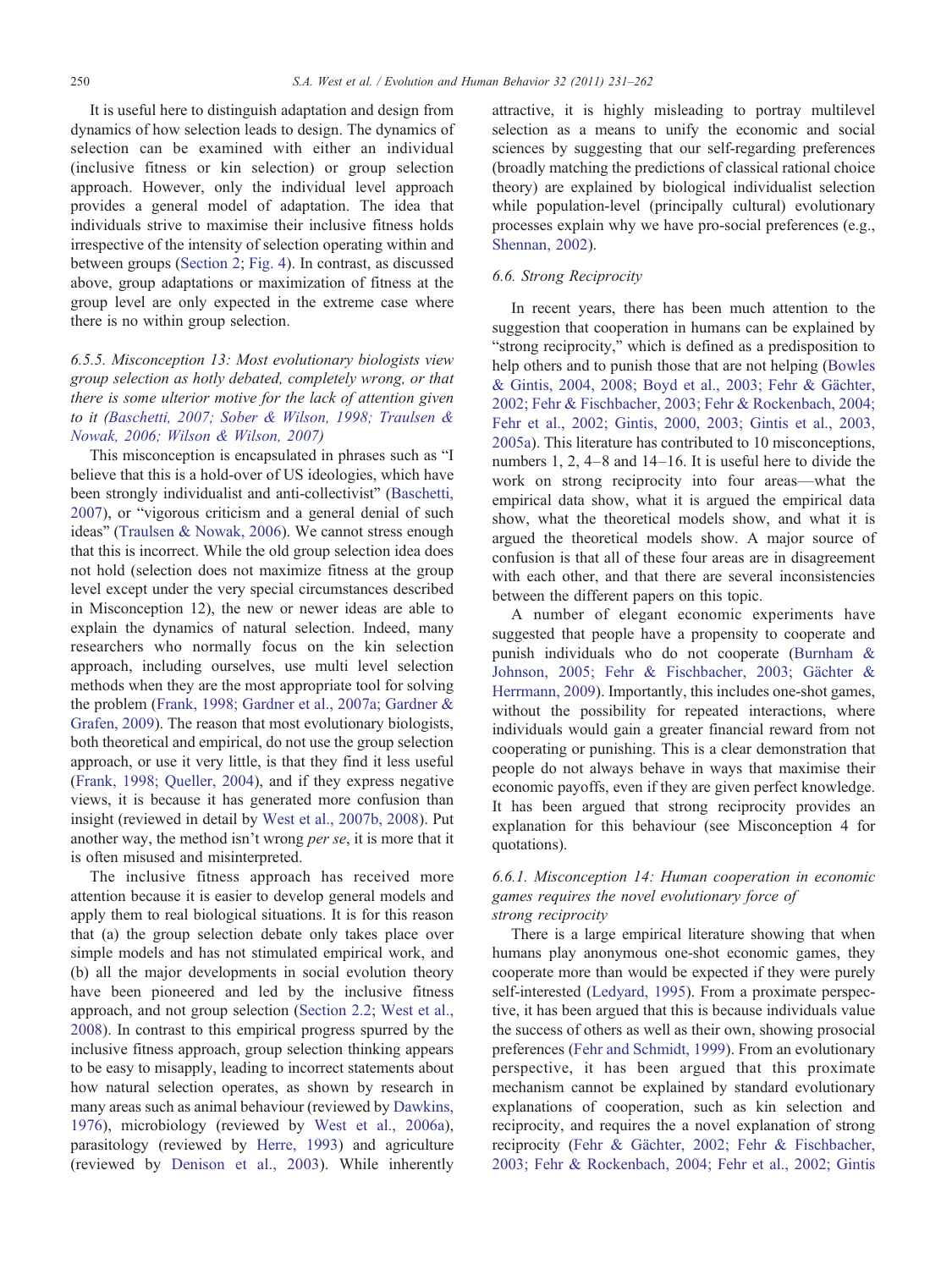It is useful here to distinguish adaptation and design from dynamics of how selection leads to design. The dynamics of selection can be examined with either an individual (inclusive fitness or kin selection) or group selection approach. However, only the individual level approach provides a general model of adaptation. The idea that individuals strive to maximise their inclusive fitness holds irrespective of the intensity of selection operating within and between groups (Section 2; Fig. 4). In contrast, as discussed above, group adaptations or maximization of fitness at the group level are only expected in the extreme case where there is no within group selection.

#### 6.5.5. Misconception 13: Most evolutionary biologists view group selection as hotly debated, completely wrong, or that there is some ulterior motive for the lack of attention given to it (Baschetti, 2007; Sober & Wilson, 1998; Traulsen & Nowak, 2006; Wilson & Wilson, 2007)

This misconception is encapsulated in phrases such as "I believe that this is a hold-over of US ideologies, which have been strongly individualist and anti-collectivist" (Baschetti, 2007), or "vigorous criticism and a general denial of such ideas" (Traulsen & Nowak, 2006). We cannot stress enough that this is incorrect. While the old group selection idea does not hold (selection does not maximize fitness at the group level except under the very special circumstances described in Misconception 12), the new or newer ideas are able to explain the dynamics of natural selection. Indeed, many researchers who normally focus on the kin selection approach, including ourselves, use multi level selection methods when they are the most appropriate tool for solving the problem (Frank, 1998; Gardner et al., 2007a; Gardner & Grafen, 2009). The reason that most evolutionary biologists, both theoretical and empirical, do not use the group selection approach, or use it very little, is that they find it less useful (Frank, 1998; Queller, 2004), and if they express negative views, it is because it has generated more confusion than insight (reviewed in detail by West et al., 2007b, 2008). Put another way, the method isn't wrong *per se*, it is more that it is often misused and misinterpreted.

The inclusive fitness approach has received more attention because it is easier to develop general models and apply them to real biological situations. It is for this reason that (a) the group selection debate only takes place over simple models and has not stimulated empirical work, and (b) all the major developments in social evolution theory have been pioneered and led by the inclusive fitness approach, and not group selection (Section 2.2; West et al., 2008). In contrast to this empirical progress spurred by the inclusive fitness approach, group selection thinking appears to be easy to misapply, leading to incorrect statements about how natural selection operates, as shown by research in many areas such as animal behaviour (reviewed by Dawkins, 1976), microbiology (reviewed by West et al., 2006a), parasitology (reviewed by Herre, 1993) and agriculture (reviewed by Denison et al., 2003). While inherently attractive, it is highly misleading to portray multilevel selection as a means to unify the economic and social sciences by suggesting that our self-regarding preferences (broadly matching the predictions of classical rational choice theory) are explained by biological individualist selection while population-level (principally cultural) evolutionary processes explain why we have pro-social preferences (e.g., Shennan, 2002).

### 6.6. Strong Reciprocity

In recent years, there has been much attention to the suggestion that cooperation in humans can be explained by "strong reciprocity," which is defined as a predisposition to help others and to punish those that are not helping (Bowles & Gintis, 2004, 2008; Boyd et al., 2003; Fehr & Gächter, 2002; Fehr & Fischbacher, 2003; Fehr & Rockenbach, 2004; Fehr et al., 2002; Gintis, 2000, 2003; Gintis et al., 2003, 2005a). This literature has contributed to 10 misconceptions, numbers 1, 2, 4–8 and 14–16. It is useful here to divide the work on strong reciprocity into four areas—what the empirical data show, what it is argued the empirical data show, what the theoretical models show, and what it is argued the theoretical models show. A major source of confusion is that all of these four areas are in disagreement with each other, and that there are several inconsistencies between the different papers on this topic.

A number of elegant economic experiments have suggested that people have a propensity to cooperate and punish individuals who do not cooperate (Burnham & Johnson, 2005; Fehr & Fischbacher, 2003; Gächter & Herrmann, 2009). Importantly, this includes one-shot games, without the possibility for repeated interactions, where individuals would gain a greater financial reward from not cooperating or punishing. This is a clear demonstration that people do not always behave in ways that maximise their economic payoffs, even if they are given perfect knowledge. It has been argued that strong reciprocity provides an explanation for this behaviour (see Misconception 4 for quotations).

#### 6.6.1. Misconception 14: Human cooperation in economic games requires the novel evolutionary force of strong reciprocity

There is a large empirical literature showing that when humans play anonymous one-shot economic games, they cooperate more than would be expected if they were purely self-interested (Ledyard, 1995). From a proximate perspective, it has been argued that this is because individuals value the success of others as well as their own, showing prosocial preferences (Fehr and Schmidt, 1999). From an evolutionary perspective, it has been argued that this proximate mechanism cannot be explained by standard evolutionary explanations of cooperation, such as kin selection and reciprocity, and requires the a novel explanation of strong reciprocity (Fehr & Gächter, 2002; Fehr & Fischbacher, 2003; Fehr & Rockenbach, 2004; Fehr et al., 2002; Gintis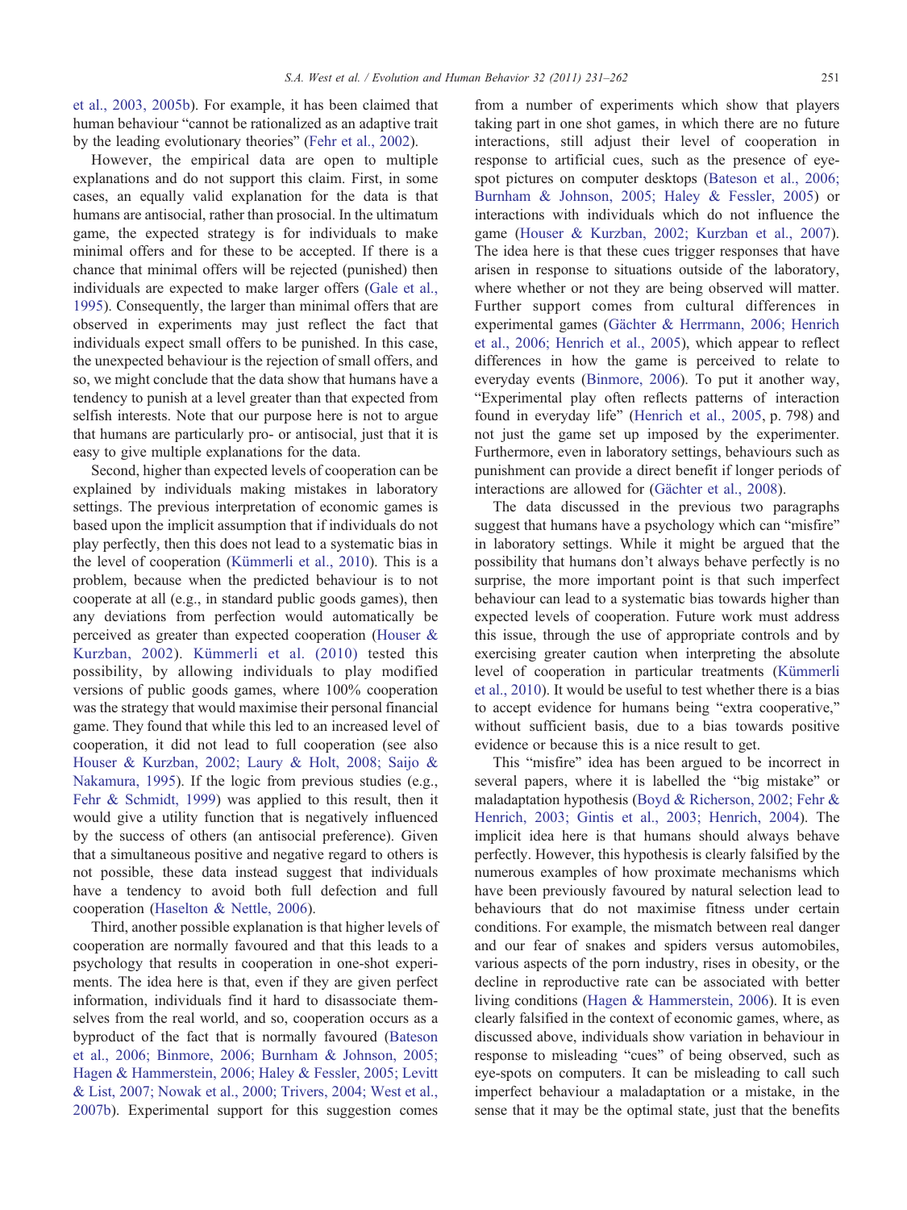et al., 2003, 2005b). For example, it has been claimed that human behaviour "cannot be rationalized as an adaptive trait by the leading evolutionary theories" (Fehr et al., 2002).

However, the empirical data are open to multiple explanations and do not support this claim. First, in some cases, an equally valid explanation for the data is that humans are antisocial, rather than prosocial. In the ultimatum game, the expected strategy is for individuals to make minimal offers and for these to be accepted. If there is a chance that minimal offers will be rejected (punished) then individuals are expected to make larger offers (Gale et al., 1995). Consequently, the larger than minimal offers that are observed in experiments may just reflect the fact that individuals expect small offers to be punished. In this case, the unexpected behaviour is the rejection of small offers, and so, we might conclude that the data show that humans have a tendency to punish at a level greater than that expected from selfish interests. Note that our purpose here is not to argue that humans are particularly pro- or antisocial, just that it is easy to give multiple explanations for the data.

Second, higher than expected levels of cooperation can be explained by individuals making mistakes in laboratory settings. The previous interpretation of economic games is based upon the implicit assumption that if individuals do not play perfectly, then this does not lead to a systematic bias in the level of cooperation (Kümmerli et al., 2010). This is a problem, because when the predicted behaviour is to not cooperate at all (e.g., in standard public goods games), then any deviations from perfection would automatically be perceived as greater than expected cooperation (Houser & Kurzban, 2002). Kümmerli et al. (2010) tested this possibility, by allowing individuals to play modified versions of public goods games, where 100% cooperation was the strategy that would maximise their personal financial game. They found that while this led to an increased level of cooperation, it did not lead to full cooperation (see also Houser & Kurzban, 2002; Laury & Holt, 2008; Saijo & Nakamura, 1995). If the logic from previous studies (e.g., Fehr & Schmidt, 1999) was applied to this result, then it would give a utility function that is negatively influenced by the success of others (an antisocial preference). Given that a simultaneous positive and negative regard to others is not possible, these data instead suggest that individuals have a tendency to avoid both full defection and full cooperation (Haselton & Nettle, 2006).

Third, another possible explanation is that higher levels of cooperation are normally favoured and that this leads to a psychology that results in cooperation in one-shot experiments. The idea here is that, even if they are given perfect information, individuals find it hard to disassociate themselves from the real world, and so, cooperation occurs as a byproduct of the fact that is normally favoured (Bateson et al., 2006; Binmore, 2006; Burnham & Johnson, 2005; Hagen & Hammerstein, 2006; Haley & Fessler, 2005; Levitt & List, 2007; Nowak et al., 2000; Trivers, 2004; West et al., 2007b). Experimental support for this suggestion comes from a number of experiments which show that players taking part in one shot games, in which there are no future interactions, still adjust their level of cooperation in response to artificial cues, such as the presence of eye-spot pictures on computer desktops (Bateson et al., 2006; Burnham & Johnson, 2005; Haley & Fessler, 2005) or interactions with individuals which do not influence the game (Houser & Kurzban, 2002; Kurzban et al., 2007). The idea here is that these cues trigger responses that have arisen in response to situations outside of the laboratory, where whether or not they are being observed will matter. Further support comes from cultural differences in experimental games (Gächter & Herrmann, 2006; Henrich et al., 2006; Henrich et al., 2005), which appear to reflect differences in how the game is perceived to relate to everyday events (Binmore, 2006). To put it another way, "Experimental play often reflects patterns of interaction found in everyday life" (Henrich et al., 2005, p. 798) and not just the game set up imposed by the experimenter. Furthermore, even in laboratory settings, behaviours such as punishment can provide a direct benefit if longer periods of interactions are allowed for (Gächter et al., 2008).

The data discussed in the previous two paragraphs suggest that humans have a psychology which can "misfire" in laboratory settings. While it might be argued that the possibility that humans don't always behave perfectly is no surprise, the more important point is that such imperfect behaviour can lead to a systematic bias towards higher than expected levels of cooperation. Future work must address this issue, through the use of appropriate controls and by exercising greater caution when interpreting the absolute level of cooperation in particular treatments (Kümmerli et al., 2010). It would be useful to test whether there is a bias to accept evidence for humans being "extra cooperative," without sufficient basis, due to a bias towards positive evidence or because this is a nice result to get.

This "misfire" idea has been argued to be incorrect in several papers, where it is labelled the "big mistake" or maladaptation hypothesis (Boyd & Richerson, 2002; Fehr & Henrich, 2003; Gintis et al., 2003; Henrich, 2004). The implicit idea here is that humans should always behave perfectly. However, this hypothesis is clearly falsified by the numerous examples of how proximate mechanisms which have been previously favoured by natural selection lead to behaviours that do not maximise fitness under certain conditions. For example, the mismatch between real danger and our fear of snakes and spiders versus automobiles, various aspects of the porn industry, rises in obesity, or the decline in reproductive rate can be associated with better living conditions (Hagen & Hammerstein, 2006). It is even clearly falsified in the context of economic games, where, as discussed above, individuals show variation in behaviour in response to misleading "cues" of being observed, such as eye-spots on computers. It can be misleading to call such imperfect behaviour a maladaptation or a mistake, in the sense that it may be the optimal state, just that the benefits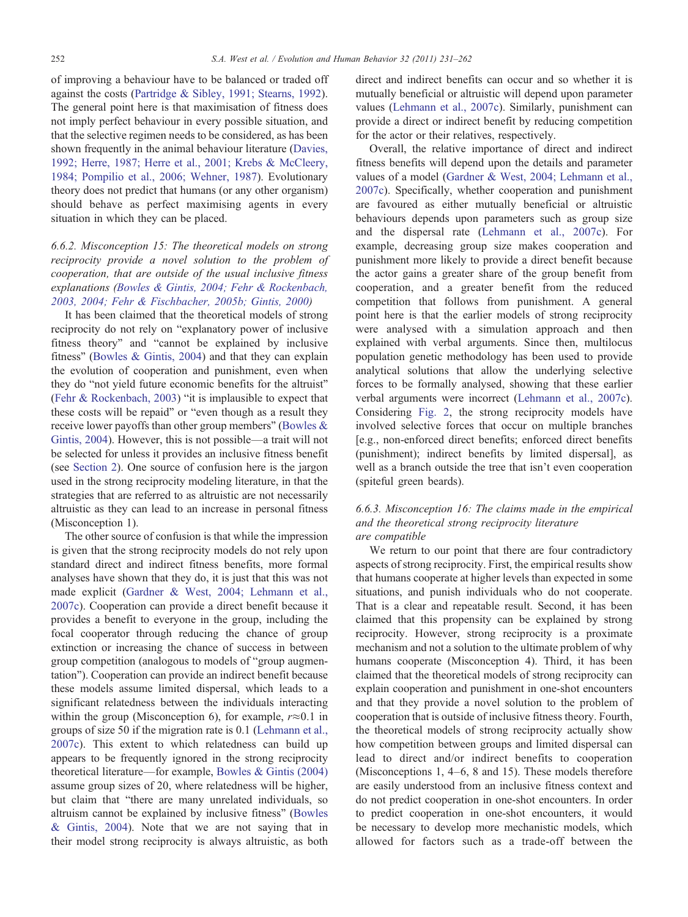of improving a behaviour have to be balanced or traded off against the costs (Partridge & Sibley, 1991; Stearns, 1992). The general point here is that maximisation of fitness does not imply perfect behaviour in every possible situation, and that the selective regimen needs to be considered, as has been shown frequently in the animal behaviour literature (Davies, 1992; Herre, 1987; Herre et al., 2001; Krebs & McCleery, 1984; Pompilio et al., 2006; Wehner, 1987). Evolutionary theory does not predict that humans (or any other organism) should behave as perfect maximising agents in every situation in which they can be placed.

#### 6.6.2. Misconception 15: The theoretical models on strong reciprocity provide a novel solution to the problem of cooperation, that are outside of the usual inclusive fitness explanations (Bowles & Gintis, 2004; Fehr & Rockenbach, 2003, 2004; Fehr & Fischbacher, 2005b; Gintis, 2000)

It has been claimed that the theoretical models of strong reciprocity do not rely on "explanatory power of inclusive fitness theory" and "cannot be explained by inclusive fitness" (Bowles & Gintis, 2004) and that they can explain the evolution of cooperation and punishment, even when they do "not yield future economic benefits for the altruist" (Fehr & Rockenbach, 2003) "it is implausible to expect that these costs will be repaid" or "even though as a result they receive lower payoffs than other group members" (Bowles & Gintis, 2004). However, this is not possible—a trait will not be selected for unless it provides an inclusive fitness benefit (see Section 2). One source of confusion here is the jargon used in the strong reciprocity modeling literature, in that the strategies that are referred to as altruistic are not necessarily altruistic as they can lead to an increase in personal fitness (Misconception 1).

The other source of confusion is that while the impression is given that the strong reciprocity models do not rely upon standard direct and indirect fitness benefits, more formal analyses have shown that they do, it is just that this was not made explicit (Gardner & West, 2004; Lehmann et al., 2007c). Cooperation can provide a direct benefit because it provides a benefit to everyone in the group, including the focal cooperator through reducing the chance of group extinction or increasing the chance of success in between group competition (analogous to models of "group augmentation"). Cooperation can provide an indirect benefit because these models assume limited dispersal, which leads to a significant relatedness between the individuals interacting within the group (Misconception 6), for example, $r\approx0.1$ in groups of size 50 if the migration rate is 0.1 (Lehmann et al., 2007c). This extent to which relatedness can build up appears to be frequently ignored in the strong reciprocity theoretical literature—for example, Bowles & Gintis (2004) assume group sizes of 20, where relatedness will be higher, but claim that "there are many unrelated individuals, so altruism cannot be explained by inclusive fitness" (Bowles & Gintis, 2004). Note that we are not saying that in their model strong reciprocity is always altruistic, as both direct and indirect benefits can occur and so whether it is mutually beneficial or altruistic will depend upon parameter values (Lehmann et al., 2007c). Similarly, punishment can provide a direct or indirect benefit by reducing competition for the actor or their relatives, respectively.

Overall, the relative importance of direct and indirect fitness benefits will depend upon the details and parameter values of a model (Gardner & West, 2004; Lehmann et al., 2007c). Specifically, whether cooperation and punishment are favoured as either mutually beneficial or altruistic behaviours depends upon parameters such as group size and the dispersal rate (Lehmann et al., 2007c). For example, decreasing group size makes cooperation and punishment more likely to provide a direct benefit because the actor gains a greater share of the group benefit from cooperation, and a greater benefit from the reduced competition that follows from punishment. A general point here is that the earlier models of strong reciprocity were analysed with a simulation approach and then explained with verbal arguments. Since then, multilocus population genetic methodology has been used to provide analytical solutions that allow the underlying selective forces to be formally analysed, showing that these earlier verbal arguments were incorrect (Lehmann et al., 2007c). Considering Fig. 2, the strong reciprocity models have involved selective forces that occur on multiple branches [e.g., non-enforced direct benefits; enforced direct benefits (punishment); indirect benefits by limited dispersal], as well as a branch outside the tree that isn't even cooperation (spiteful green beards).

#### 6.6.3. Misconception 16: The claims made in the empirical and the theoretical strong reciprocity literature are compatible

We return to our point that there are four contradictory aspects of strong reciprocity. First, the empirical results show that humans cooperate at higher levels than expected in some situations, and punish individuals who do not cooperate. That is a clear and repeatable result. Second, it has been claimed that this propensity can be explained by strong reciprocity. However, strong reciprocity is a proximate mechanism and not a solution to the ultimate problem of why humans cooperate (Misconception 4). Third, it has been claimed that the theoretical models of strong reciprocity can explain cooperation and punishment in one-shot encounters and that they provide a novel solution to the problem of cooperation that is outside of inclusive fitness theory. Fourth, the theoretical models of strong reciprocity actually show how competition between groups and limited dispersal can lead to direct and/or indirect benefits to cooperation (Misconceptions 1, 4–6, 8 and 15). These models therefore are easily understood from an inclusive fitness context and do not predict cooperation in one-shot encounters. In order to predict cooperation in one-shot encounters, it would be necessary to develop more mechanistic models, which allowed for factors such as a trade-off between the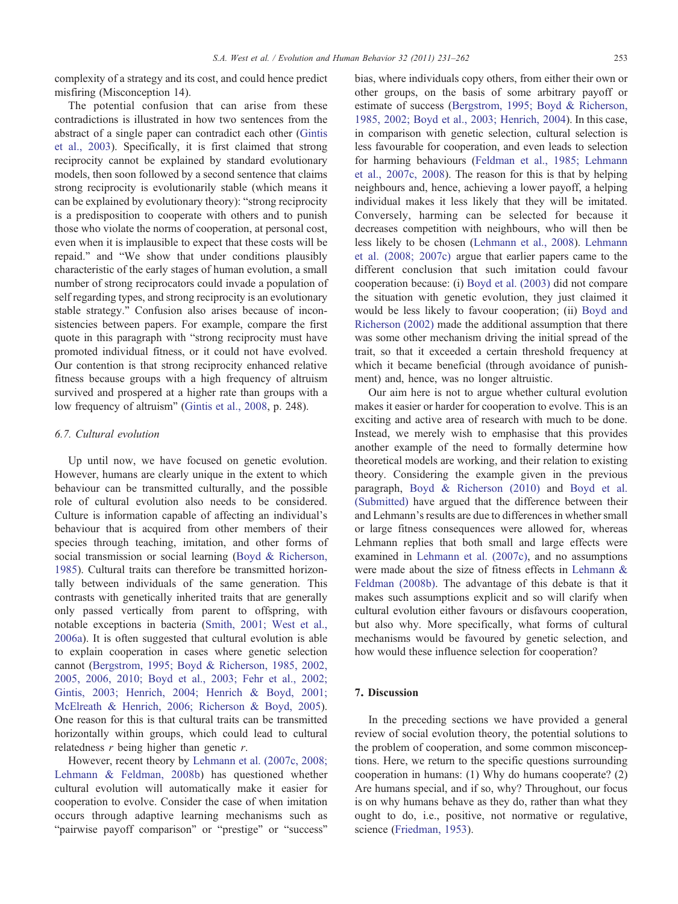complexity of a strategy and its cost, and could hence predict misfiring (Misconception 14).

The potential confusion that can arise from these contradictions is illustrated in how two sentences from the abstract of a single paper can contradict each other (Gintis et al., 2003). Specifically, it is first claimed that strong reciprocity cannot be explained by standard evolutionary models, then soon followed by a second sentence that claims strong reciprocity is evolutionarily stable (which means it can be explained by evolutionary theory): "strong reciprocity is a predisposition to cooperate with others and to punish those who violate the norms of cooperation, at personal cost, even when it is implausible to expect that these costs will be repaid." and "We show that under conditions plausibly characteristic of the early stages of human evolution, a small number of strong reciprocators could invade a population of self regarding types, and strong reciprocity is an evolutionary stable strategy." Confusion also arises because of inconsistencies between papers. For example, compare the first quote in this paragraph with "strong reciprocity must have promoted individual fitness, or it could not have evolved. Our contention is that strong reciprocity enhanced relative fitness because groups with a high frequency of altruism survived and prospered at a higher rate than groups with a low frequency of altruism" (Gintis et al., 2008, p. 248).

### 6.7. Cultural evolution

Up until now, we have focused on genetic evolution. However, humans are clearly unique in the extent to which behaviour can be transmitted culturally, and the possible role of cultural evolution also needs to be considered. Culture is information capable of affecting an individual's behaviour that is acquired from other members of their species through teaching, imitation, and other forms of social transmission or social learning (Boyd & Richerson, 1985). Cultural traits can therefore be transmitted horizontally between individuals of the same generation. This contrasts with genetically inherited traits that are generally only passed vertically from parent to offspring, with notable exceptions in bacteria (Smith, 2001; West et al., 2006a). It is often suggested that cultural evolution is able to explain cooperation in cases where genetic selection cannot (Bergstrom, 1995; Boyd & Richerson, 1985, 2002, 2005, 2006, 2010; Boyd et al., 2003; Fehr et al., 2002; Gintis, 2003; Henrich, 2004; Henrich & Boyd, 2001; McElreath & Henrich, 2006; Richerson & Boyd, 2005). One reason for this is that cultural traits can be transmitted horizontally within groups, which could lead to cultural relatedness $r$ being higher than genetic $r$.

However, recent theory by Lehmann et al. (2007c, 2008; Lehmann & Feldman, 2008b) has questioned whether cultural evolution will automatically make it easier for cooperation to evolve. Consider the case of when imitation occurs through adaptive learning mechanisms such as "pairwise payoff comparison" or "prestige" or "success" bias, where individuals copy others, from either their own or other groups, on the basis of some arbitrary payoff or estimate of success (Bergstrom, 1995; Boyd & Richerson, 1985, 2002; Boyd et al., 2003; Henrich, 2004). In this case, in comparison with genetic selection, cultural selection is less favourable for cooperation, and even leads to selection for harming behaviours (Feldman et al., 1985; Lehmann et al., 2007c, 2008). The reason for this is that by helping neighbours and, hence, achieving a lower payoff, a helping individual makes it less likely that they will be imitated. Conversely, harming can be selected for because it decreases competition with neighbours, who will then be less likely to be chosen (Lehmann et al., 2008). Lehmann et al. (2008; 2007c) argue that earlier papers came to the different conclusion that such imitation could favour cooperation because: (i) Boyd et al. (2003) did not compare the situation with genetic evolution, they just claimed it would be less likely to favour cooperation; (ii) Boyd and Richerson (2002) made the additional assumption that there was some other mechanism driving the initial spread of the trait, so that it exceeded a certain threshold frequency at which it became beneficial (through avoidance of punishment) and, hence, was no longer altruistic.

Our aim here is not to argue whether cultural evolution makes it easier or harder for cooperation to evolve. This is an exciting and active area of research with much to be done. Instead, we merely wish to emphasise that this provides another example of the need to formally determine how theoretical models are working, and their relation to existing theory. Considering the example given in the previous paragraph, Boyd & Richerson (2010) and Boyd et al. (Submitted) have argued that the difference between their and Lehmann's results are due to differences in whether small or large fitness consequences were allowed for, whereas Lehmann replies that both small and large effects were examined in Lehmann et al. (2007c), and no assumptions were made about the size of fitness effects in Lehmann & Feldman (2008b). The advantage of this debate is that it makes such assumptions explicit and so will clarify when cultural evolution either favours or disfavours cooperation, but also why. More specifically, what forms of cultural mechanisms would be favoured by genetic selection, and how would these influence selection for cooperation?

## 7. Discussion

In the preceding sections we have provided a general review of social evolution theory, the potential solutions to the problem of cooperation, and some common misconceptions. Here, we return to the specific questions surrounding cooperation in humans: (1) Why do humans cooperate? (2) Are humans special, and if so, why? Throughout, our focus is on why humans behave as they do, rather than what they ought to do, i.e., positive, not normative or regulative, science (Friedman, 1953).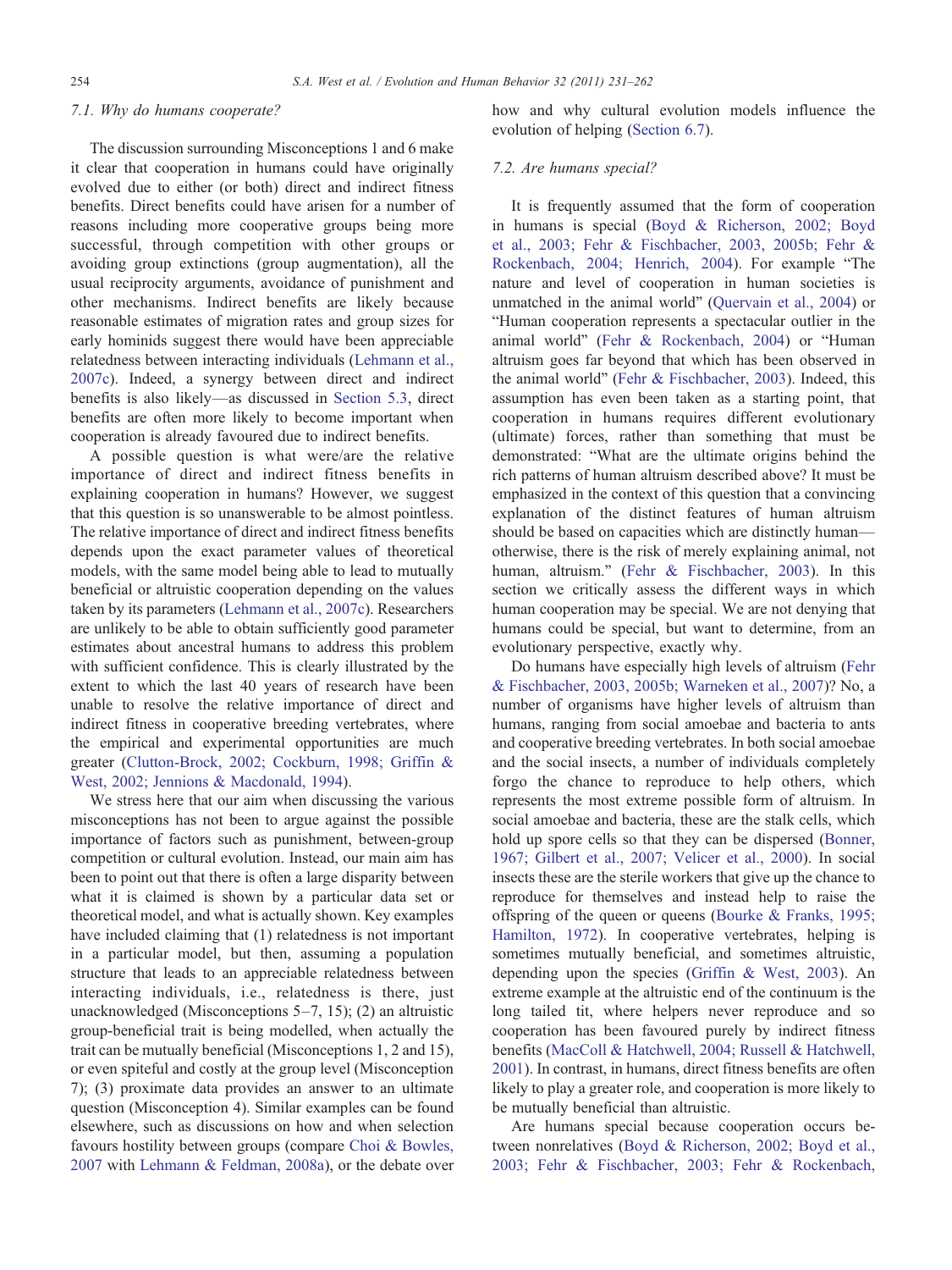### 7.1. Why do humans cooperate?

The discussion surrounding Misconceptions 1 and 6 make it clear that cooperation in humans could have originally evolved due to either (or both) direct and indirect fitness benefits. Direct benefits could have arisen for a number of reasons including more cooperative groups being more successful, through competition with other groups or avoiding group extinctions (group augmentation), all the usual reciprocity arguments, avoidance of punishment and other mechanisms. Indirect benefits are likely because reasonable estimates of migration rates and group sizes for early hominids suggest there would have been appreciable relatedness between interacting individuals (Lehmann et al., 2007c). Indeed, a synergy between direct and indirect benefits is also likely—as discussed in Section 5.3, direct benefits are often more likely to become important when cooperation is already favoured due to indirect benefits.

A possible question is what were/are the relative importance of direct and indirect fitness benefits in explaining cooperation in humans? However, we suggest that this question is so unanswerable to be almost pointless. The relative importance of direct and indirect fitness benefits depends upon the exact parameter values of theoretical models, with the same model being able to lead to mutually beneficial or altruistic cooperation depending on the values taken by its parameters (Lehmann et al., 2007c). Researchers are unlikely to be able to obtain sufficiently good parameter estimates about ancestral humans to address this problem with sufficient confidence. This is clearly illustrated by the extent to which the last 40 years of research have been unable to resolve the relative importance of direct and indirect fitness in cooperative breeding vertebrates, where the empirical and experimental opportunities are much greater (Clutton-Brock, 2002; Cockburn, 1998; Griffin & West, 2002; Jennions & Macdonald, 1994).

We stress here that our aim when discussing the various misconceptions has not been to argue against the possible importance of factors such as punishment, between-group competition or cultural evolution. Instead, our main aim has been to point out that there is often a large disparity between what it is claimed is shown by a particular data set or theoretical model, and what is actually shown. Key examples have included claiming that (1) relatedness is not important in a particular model, but then, assuming a population structure that leads to an appreciable relatedness between interacting individuals, i.e., relatedness is there, just unacknowledged (Misconceptions 5–7, 15); (2) an altruistic group-beneficial trait is being modelled, when actually the trait can be mutually beneficial (Misconceptions 1, 2 and 15), or even spiteful and costly at the group level (Misconception 7); (3) proximate data provides an answer to an ultimate question (Misconception 4). Similar examples can be found elsewhere, such as discussions on how and when selection favours hostility between groups (compare Choi & Bowles, 2007 with Lehmann & Feldman, 2008a), or the debate over how and why cultural evolution models influence the evolution of helping (Section 6.7).

### 7.2. Are humans special?

It is frequently assumed that the form of cooperation in humans is special (Boyd & Richerson, 2002; Boyd et al., 2003; Fehr & Fischbacher, 2003, 2005b; Fehr & Rockenbach, 2004; Henrich, 2004). For example "The nature and level of cooperation in human societies is unmatched in the animal world" (Quervain et al., 2004) or "Human cooperation represents a spectacular outlier in the animal world" (Fehr & Rockenbach, 2004) or "Human altruism goes far beyond that which has been observed in the animal world" (Fehr & Fischbacher, 2003). Indeed, this assumption has even been taken as a starting point, that cooperation in humans requires different evolutionary (ultimate) forces, rather than something that must be demonstrated: "What are the ultimate origins behind the rich patterns of human altruism described above? It must be emphasized in the context of this question that a convincing explanation of the distinct features of human altruism should be based on capacities which are distinctly human—otherwise, there is the risk of merely explaining animal, not human, altruism." (Fehr & Fischbacher, 2003). In this section we critically assess the different ways in which human cooperation may be special. We are not denying that humans could be special, but want to determine, from an evolutionary perspective, exactly why.

Do humans have especially high levels of altruism (Fehr & Fischbacher, 2003, 2005b; Warneken et al., 2007)? No, a number of organisms have higher levels of altruism than humans, ranging from social amoebae and bacteria to ants and cooperative breeding vertebrates. In both social amoebae and the social insects, a number of individuals completely forgo the chance to reproduce to help others, which represents the most extreme possible form of altruism. In social amoebae and bacteria, these are the stalk cells, which hold up spore cells so that they can be dispersed (Bonner, 1967; Gilbert et al., 2007; Velicer et al., 2000). In social insects these are the sterile workers that give up the chance to reproduce for themselves and instead help to raise the offspring of the queen or queens (Bourke & Franks, 1995; Hamilton, 1972). In cooperative vertebrates, helping is sometimes mutually beneficial, and sometimes altruistic, depending upon the species (Griffin & West, 2003). An extreme example at the altruistic end of the continuum is the long tailed tit, where helpers never reproduce and so cooperation has been favoured purely by indirect fitness benefits (MacColl & Hatchwell, 2004; Russell & Hatchwell, 2001). In contrast, in humans, direct fitness benefits are often likely to play a greater role, and cooperation is more likely to be mutually beneficial than altruistic.

Are humans special because cooperation occurs between nonrelatives (Boyd & Richerson, 2002; Boyd et al., 2003; Fehr & Fischbacher, 2003; Fehr & Rockenbach,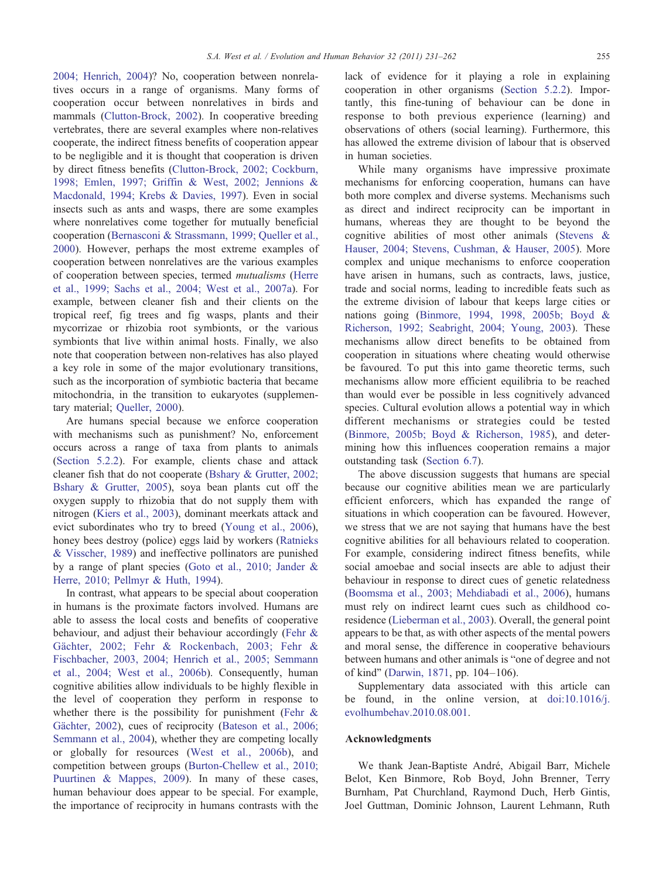2004; Henrich, 2004)? No, cooperation between nonrelatives occurs in a range of organisms. Many forms of cooperation occur between nonrelatives in birds and mammals (Clutton-Brock, 2002). In cooperative breeding vertebrates, there are several examples where non-relatives cooperate, the indirect fitness benefits of cooperation appear to be negligible and it is thought that cooperation is driven by direct fitness benefits (Clutton-Brock, 2002; Cockburn, 1998; Emlen, 1997; Griffin & West, 2002; Jennions & Macdonald, 1994; Krebs & Davies, 1997). Even in social insects such as ants and wasps, there are some examples where nonrelatives come together for mutually beneficial cooperation (Bernasconi & Strassmann, 1999; Queller et al., 2000). However, perhaps the most extreme examples of cooperation between nonrelatives are the various examples of cooperation between species, termed *mutualisms* (Herre et al., 1999; Sachs et al., 2004; West et al., 2007a). For example, between cleaner fish and their clients on the tropical reef, fig trees and fig wasps, plants and their mycorrizae or rhizobia root symbionts, or the various symbionts that live within animal hosts. Finally, we also note that cooperation between non-relatives has also played a key role in some of the major evolutionary transitions, such as the incorporation of symbiotic bacteria that became mitochondria, in the transition to eukaryotes (supplementary material; Queller, 2000).

Are humans special because we enforce cooperation with mechanisms such as punishment? No, enforcement occurs across a range of taxa from plants to animals (Section 5.2.2). For example, clients chase and attack cleaner fish that do not cooperate (Bshary & Grutter, 2002; Bshary & Grutter, 2005), soya bean plants cut off the oxygen supply to rhizobia that do not supply them with nitrogen (Kiers et al., 2003), dominant meerkats attack and evict subordinates who try to breed (Young et al., 2006), honey bees destroy (police) eggs laid by workers (Ratnieks & Visscher, 1989) and ineffective pollinators are punished by a range of plant species (Goto et al., 2010; Jander & Herre, 2010; Pellmyr & Huth, 1994).

In contrast, what appears to be special about cooperation in humans is the proximate factors involved. Humans are able to assess the local costs and benefits of cooperative behaviour, and adjust their behaviour accordingly (Fehr & Gächter, 2002; Fehr & Rockenbach, 2003; Fehr & Fischbacher, 2003, 2004; Henrich et al., 2005; Semmann et al., 2004; West et al., 2006b). Consequently, human cognitive abilities allow individuals to be highly flexible in the level of cooperation they perform in response to whether there is the possibility for punishment (Fehr & Gächter, 2002), cues of reciprocity (Bateson et al., 2006; Semmann et al., 2004), whether they are competing locally or globally for resources (West et al., 2006b), and competition between groups (Burton-Chellew et al., 2010; Puurtinen & Mappes, 2009). In many of these cases, human behaviour does appear to be special. For example, the importance of reciprocity in humans contrasts with the lack of evidence for it playing a role in explaining cooperation in other organisms (Section 5.2.2). Importantly, this fine-tuning of behaviour can be done in response to both previous experience (learning) and observations of others (social learning). Furthermore, this has allowed the extreme division of labour that is observed in human societies.

While many organisms have impressive proximate mechanisms for enforcing cooperation, humans can have both more complex and diverse systems. Mechanisms such as direct and indirect reciprocity can be important in humans, whereas they are thought to be beyond the cognitive abilities of most other animals (Stevens & Hauser, 2004; Stevens, Cushman, & Hauser, 2005). More complex and unique mechanisms to enforce cooperation have arisen in humans, such as contracts, laws, justice, trade and social norms, leading to incredible feats such as the extreme division of labour that keeps large cities or nations going (Binmore, 1994, 1998, 2005b; Boyd & Richerson, 1992; Seabright, 2004; Young, 2003). These mechanisms allow direct benefits to be obtained from cooperation in situations where cheating would otherwise be favoured. To put this into game theoretic terms, such mechanisms allow more efficient equilibria to be reached than would ever be possible in less cognitively advanced species. Cultural evolution allows a potential way in which different mechanisms or strategies could be tested (Binmore, 2005b; Boyd & Richerson, 1985), and determining how this influences cooperation remains a major outstanding task (Section 6.7).

The above discussion suggests that humans are special because our cognitive abilities mean we are particularly efficient enforcers, which has expanded the range of situations in which cooperation can be favoured. However, we stress that we are not saying that humans have the best cognitive abilities for all behaviours related to cooperation. For example, considering indirect fitness benefits, while social amoebae and social insects are able to adjust their behaviour in response to direct cues of genetic relatedness (Boomsma et al., 2003; Mehdiabadi et al., 2006), humans must rely on indirect learnt cues such as childhood co-residence (Lieberman et al., 2003). Overall, the general point appears to be that, as with other aspects of the mental powers and moral sense, the difference in cooperative behaviours between humans and other animals is "one of degree and not of kind" (Darwin, 1871, pp. 104–106).

Supplementary data associated with this article can be found, in the online version, at doi:10.1016/j.evolhumbehav.2010.08.001.

## Acknowledgments

We thank Jean-Baptiste André, Abigail Barr, Michele Belot, Ken Binmore, Rob Boyd, John Brenner, Terry Burnham, Pat Churchland, Raymond Duch, Herb Gintis, Joel Guttman, Dominic Johnson, Laurent Lehmann, Ruth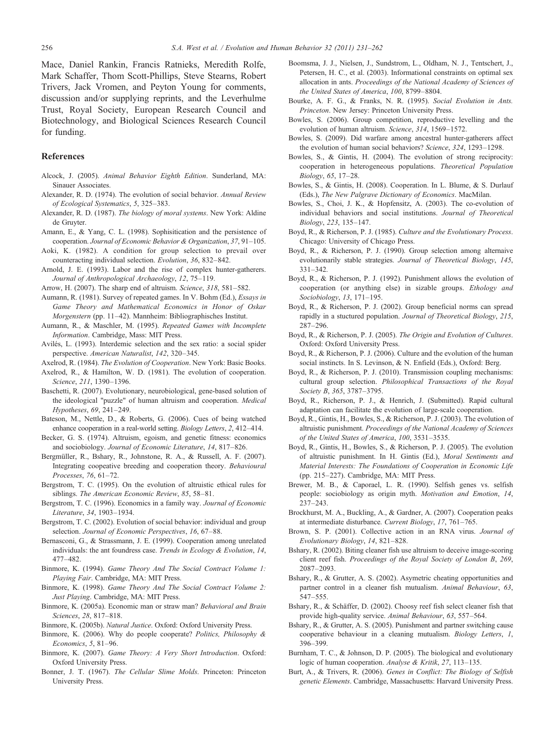Mace, Daniel Rankin, Francis Ratnieks, Meredith Rolfe, Mark Schaffer, Thom Scott-Phillips, Steve Stearns, Robert Trivers, Jack Vromen, and Peyton Young for comments, discussion and/or supplying reprints, and the Leverhulme Trust, Royal Society, European Research Council and Biotechnology, and Biological Sciences Research Council for funding.

## References

Alcock, J. (2005). *Animal Behavior Eighth Edition*. Sunderland, MA: Sinauer Associates.

Alexander, R. D. (1974). The evolution of social behavior. *Annual Review of Ecological Systematics*, *5*, 325–383.

Alexander, R. D. (1987). *The biology of moral systems*. New York: Aldine de Gruyter.

Amann, E., & Yang, C. L. (1998). Sophisitication and the persistence of cooperation. *Journal of Economic Behavior & Organization*, *37*, 91–105.

Aoki, K. (1982). A condition for group selection to prevail over counteracting individual selection. *Evolution*, *36*, 832–842.

Arnold, J. E. (1993). Labor and the rise of complex hunter-gatherers. *Journal of Anthropological Archaeology*, *12*, 75–119.

Arrow, H. (2007). The sharp end of altruism. *Science*, *318*, 581–582.

Aumann, R. (1981). Survey of repeated games. In V. Bohm (Ed.), *Essays in Game Theory and Mathematical Economics in Honor of Oskar Morgenstern* (pp. 11–42). Mannheim: Bibliographisches Institut.

Aumann, R., & Maschler, M. (1995). *Repeated Games with Incomplete Information*. Cambridge, Mass: MIT Press.

Avilés, L. (1993). Interdemic selection and the sex ratio: a social spider perspective. *American Naturalist*, *142*, 320–345.

Axelrod, R. (1984). *The Evolution of Cooperation*. New York: Basic Books.

Axelrod, R., & Hamilton, W. D. (1981). The evolution of cooperation. *Science*, *211*, 1390–1396.

Baschetti, R. (2007). Evolutionary, neurobiological, gene-based solution of the ideological "puzzle" of human altruism and cooperation. *Medical Hypotheses*, *69*, 241–249.

Bateson, M., Nettle, D., & Roberts, G. (2006). Cues of being watched enhance cooperation in a real-world setting. *Biology Letters*, *2*, 412–414.

Becker, G. S. (1974). Altruism, egoism, and genetic fitness: economics and sociobiology. *Journal of Economic Literature*, *14*, 817–826.

Bergmüller, R., Bshary, R., Johnstone, R. A., & Russell, A. F. (2007). Integrating coopeative breeding and cooperation theory. *Behavioural Processes*, *76*, 61–72.

Bergstrom, T. C. (1995). On the evolution of altruistic ethical rules for siblings. *The American Economic Review*, *85*, 58–81.

Bergstrom, T. C. (1996). Economics in a family way. *Journal of Economic Literature*, *34*, 1903–1934.

Bergstrom, T. C. (2002). Evolution of social behavior: individual and group selection. *Journal of Economic Perspectives*, *16*, 67–88.

Bernasconi, G., & Strassmann, J. E. (1999). Cooperation among unrelated individuals: the ant foundress case. *Trends in Ecology & Evolution*, *14*, 477–482.

Binmore, K. (1994). *Game Theory And The Social Contract Volume 1: Playing Fair*. Cambridge, MA: MIT Press.

Binmore, K. (1998). *Game Theory And The Social Contract Volume 2: Just Playing*. Cambridge, MA: MIT Press.

Binmore, K. (2005a). Economic man or straw man? *Behavioral and Brain Sciences*, *28*, 817–818.

Binmore, K. (2005b). *Natural Justice*. Oxford: Oxford University Press.

Binmore, K. (2006). Why do people cooperate? *Politics, Philosophy & Economics*, *5*, 81–96.

Binmore, K. (2007). *Game Theory: A Very Short Introduction*. Oxford: Oxford University Press.

Bonner, J. T. (1967). *The Cellular Slime Molds*. Princeton: Princeton University Press.

Boomsma, J. J., Nielsen, J., Sundstrom, L., Oldham, N. J., Tentschert, J., Petersen, H. C., et al. (2003). Informational constraints on optimal sex allocation in ants. *Proceedings of the National Academy of Sciences of the United States of America*, *100*, 8799–8804.

Bourke, A. F. G., & Franks, N. R. (1995). *Social Evolution in Ants. Princeton*. New Jersey: Princeton University Press.

Bowles, S. (2006). Group competition, reproductive levelling and the evolution of human altruism. *Science*, *314*, 1569–1572.

Bowles, S. (2009). Did warfare among ancestral hunter-gatherers affect the evolution of human social behaviors? *Science*, *324*, 1293–1298.

Bowles, S., & Gintis, H. (2004). The evolution of strong reciprocity: cooperation in heterogeneous populations. *Theoretical Population Biology*, *65*, 17–28.

Bowles, S., & Gintis, H. (2008). Cooperation. In L. Blume, & S. Durlauf (Eds.), *The New Palgrave Dictionary of Economics*. MacMilan.

Bowles, S., Choi, J. K., & Hopfensitz, A. (2003). The co-evolution of individual behaviors and social institutions. *Journal of Theoretical Biology*, *223*, 135–147.

Boyd, R., & Richerson, P. J. (1985). *Culture and the Evolutionary Process*. Chicago: University of Chicago Press.

Boyd, R., & Richerson, P. J. (1990). Group selection among alternaive evolutionarily stable strategies. *Journal of Theoretical Biology*, *145*, 331–342.

Boyd, R., & Richerson, P. J. (1992). Punishment allows the evolution of cooperation (or anything else) in sizable groups. *Ethology and Sociobiology*, *13*, 171–195.

Boyd, R., & Richerson, P. J. (2002). Group beneficial norms can spread rapidly in a stuctured population. *Journal of Theoretical Biology*, *215*, 287–296.

Boyd, R., & Richerson, P. J. (2005). *The Origin and Evolution of Cultures*. Oxford: Oxford University Press.

Boyd, R., & Richerson, P. J. (2006). Culture and the evolution of the human social instincts. In S. Levinson, & N. Enfield (Eds.), Oxford: Berg.

Boyd, R., & Richerson, P. J. (2010). Transmission coupling mechanisms: cultural group selection. *Philosophical Transactions of the Royal Society B*, *365*, 3787–3795.

Boyd, R., Richerson, P. J., & Henrich, J. (Submitted). Rapid cultural adaptation can facilitate the evolution of large-scale cooperation.

Boyd, R., Gintis, H., Bowles, S., & Richerson, P. J. (2003). The evolution of altruistic punishment. *Proceedings of the National Academy of Sciences of the United States of America*, *100*, 3531–3535.

Boyd, R., Gintis, H., Bowles, S., & Richerson, P. J. (2005). The evolution of altruistic punishment. In H. Gintis (Ed.), *Moral Sentiments and Material Interests: The Foundations of Cooperation in Economic Life* (pp. 215–227). Cambridge, MA: MIT Press.

Brewer, M. B., & Caporael, L. R. (1990). Selfish genes vs. selfish people: sociobiology as origin myth. *Motivation and Emotion*, *14*, 237–243.

Brockhurst, M. A., Buckling, A., & Gardner, A. (2007). Cooperation peaks at intermediate disturbance. *Current Biology*, *17*, 761–765.

Brown, S. P. (2001). Collective action in an RNA virus. *Journal of Evolutionary Biology*, *14*, 821–828.

Bshary, R. (2002). Biting cleaner fish use altruism to deceive image-scoring client reef fish. *Proceedings of the Royal Society of London B*, *269*, 2087–2093.

Bshary, R., & Grutter, A. S. (2002). Asymetric cheating opportunities and partner control in a cleaner fish mutualism. *Animal Behaviour*, *63*, 547–555.

Bshary, R., & Schäffer, D. (2002). Choosy reef fish select cleaner fish that provide high-quality service. *Animal Behaviour*, *63*, 557–564.

Bshary, R., & Grutter, A. S. (2005). Punishment and partner switching cause cooperative behaviour in a cleaning mutualism. *Biology Letters*, *1*, 396–399.

Burnham, T. C., & Johnson, D. P. (2005). The biological and evolutionary logic of human cooperation. *Analyse & Kritik*, *27*, 113–135.

Burt, A., & Trivers, R. (2006). *Genes in Conflict: The Biology of Selfish genetic Elements*. Cambridge, Massachusetts: Harvard University Press.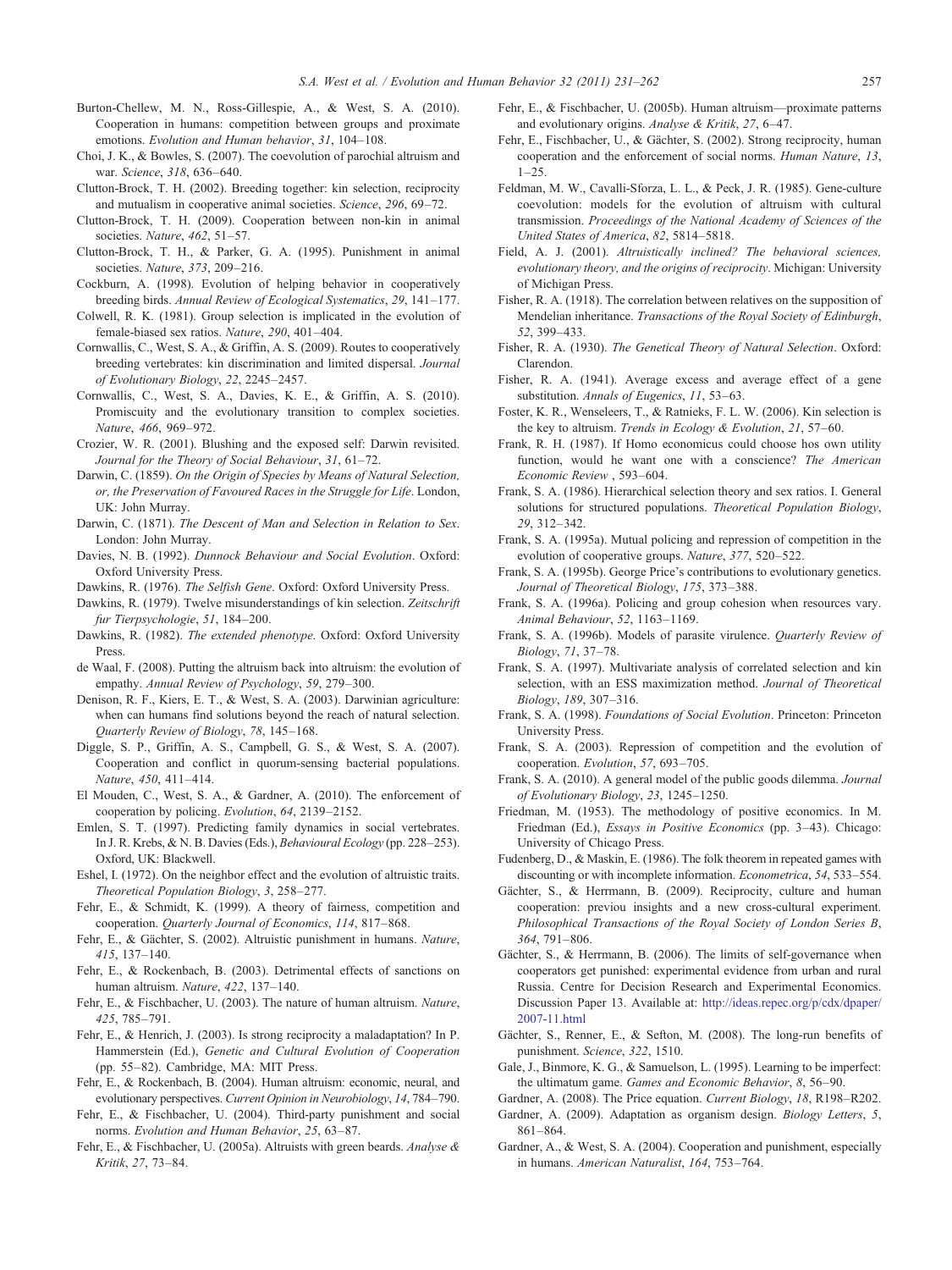Burton-Chellew, M. N., Ross-Gillespie, A., & West, S. A. (2010). Cooperation in humans: competition between groups and proximate emotions. *Evolution and Human behavior*, *31*, 104–108.

Choi, J. K., & Bowles, S. (2007). The coevolution of parochial altruism and war. *Science*, *318*, 636–640.

Clutton-Brock, T. H. (2002). Breeding together: kin selection, reciprocity and mutualism in cooperative animal societies. *Science*, *296*, 69–72.

Clutton-Brock, T. H. (2009). Cooperation between non-kin in animal societies. *Nature*, *462*, 51–57.

Clutton-Brock, T. H., & Parker, G. A. (1995). Punishment in animal societies. *Nature*, *373*, 209–216.

Cockburn, A. (1998). Evolution of helping behavior in cooperatively breeding birds. *Annual Review of Ecological Systematics*, *29*, 141–177.

Colwell, R. K. (1981). Group selection is implicated in the evolution of female-biased sex ratios. *Nature*, *290*, 401–404.

Cornwallis, C., West, S. A., & Griffin, A. S. (2009). Routes to cooperatively breeding vertebrates: kin discrimination and limited dispersal. *Journal of Evolutionary Biology*, *22*, 2245–2457.

Cornwallis, C., West, S. A., Davies, K. E., & Griffin, A. S. (2010). Promiscuity and the evolutionary transition to complex societies. *Nature*, *466*, 969–972.

Crozier, W. R. (2001). Blushing and the exposed self: Darwin revisited. *Journal for the Theory of Social Behaviour*, *31*, 61–72.

Darwin, C. (1859). *On the Origin of Species by Means of Natural Selection, or, the Preservation of Favoured Races in the Struggle for Life*. London, UK: John Murray.

Darwin, C. (1871). *The Descent of Man and Selection in Relation to Sex*. London: John Murray.

Davies, N. B. (1992). *Dunnock Behaviour and Social Evolution*. Oxford: Oxford University Press.

Dawkins, R. (1976). *The Selfish Gene*. Oxford: Oxford University Press.

Dawkins, R. (1979). Twelve misunderstandings of kin selection. *Zeitschrift fur Tierpsychologie*, *51*, 184–200.

Dawkins, R. (1982). *The extended phenotype*. Oxford: Oxford University Press.

de Waal, F. (2008). Putting the altruism back into altruism: the evolution of empathy. *Annual Review of Psychology*, *59*, 279–300.

Denison, R. F., Kiers, E. T., & West, S. A. (2003). Darwinian agriculture: when can humans find solutions beyond the reach of natural selection. *Quarterly Review of Biology*, *78*, 145–168.

Diggle, S. P., Griffin, A. S., Campbell, G. S., & West, S. A. (2007). Cooperation and conflict in quorum-sensing bacterial populations. *Nature*, *450*, 411–414.

El Mouden, C., West, S. A., & Gardner, A. (2010). The enforcement of cooperation by policing. *Evolution*, *64*, 2139–2152.

Emlen, S. T. (1997). Predicting family dynamics in social vertebrates. In J. R. Krebs, & N. B. Davies (Eds.), *Behavioural Ecology* (pp. 228–253). Oxford, UK: Blackwell.

Eshel, I. (1972). On the neighbor effect and the evolution of altruistic traits. *Theoretical Population Biology*, *3*, 258–277.

Fehr, E., & Schmidt, K. (1999). A theory of fairness, competition and cooperation. *Quarterly Journal of Economics*, *114*, 817–868.

Fehr, E., & Gächter, S. (2002). Altruistic punishment in humans. *Nature*, *415*, 137–140.

Fehr, E., & Rockenbach, B. (2003). Detrimental effects of sanctions on human altruism. *Nature*, *422*, 137–140.

Fehr, E., & Fischbacher, U. (2003). The nature of human altruism. *Nature*, *425*, 785–791.

Fehr, E., & Henrich, J. (2003). Is strong reciprocity a maladaptation? In P. Hammerstein (Ed.), *Genetic and Cultural Evolution of Cooperation* (pp. 55–82). Cambridge, MA: MIT Press.

Fehr, E., & Rockenbach, B. (2004). Human altruism: economic, neural, and evolutionary perspectives. *Current Opinion in Neurobiology*, *14*, 784–790.

Fehr, E., & Fischbacher, U. (2004). Third-party punishment and social norms. *Evolution and Human Behavior*, *25*, 63–87.

Fehr, E., & Fischbacher, U. (2005a). Altruists with green beards. *Analyse & Kritik*, *27*, 73–84.

Fehr, E., & Fischbacher, U. (2005b). Human altruism—proximate patterns and evolutionary origins. *Analyse & Kritik*, *27*, 6–47.

Fehr, E., Fischbacher, U., & Gächter, S. (2002). Strong reciprocity, human cooperation and the enforcement of social norms. *Human Nature*, *13*, 1–25.

Feldman, M. W., Cavalli-Sforza, L. L., & Peck, J. R. (1985). Gene-culture coevolution: models for the evolution of altruism with cultural transmission. *Proceedings of the National Academy of Sciences of the United States of America*, *82*, 5814–5818.

Field, A. J. (2001). *Altruistically inclined? The behavioral sciences, evolutionary theory, and the origins of reciprocity*. Michigan: University of Michigan Press.

Fisher, R. A. (1918). The correlation between relatives on the supposition of Mendelian inheritance. *Transactions of the Royal Society of Edinburgh*, *52*, 399–433.

Fisher, R. A. (1930). *The Genetical Theory of Natural Selection*. Oxford: Clarendon.

Fisher, R. A. (1941). Average excess and average effect of a gene substitution. *Annals of Eugenics*, *11*, 53–63.

Foster, K. R., Wenseleers, T., & Ratnieks, F. L. W. (2006). Kin selection is the key to altruism. *Trends in Ecology & Evolution*, *21*, 57–60.

Frank, R. H. (1987). If Homo economicus could choose hos own utility function, would he want one with a conscience? *The American Economic Review* , 593–604.

Frank, S. A. (1986). Hierarchical selection theory and sex ratios. I. General solutions for structured populations. *Theoretical Population Biology*, *29*, 312–342.

Frank, S. A. (1995a). Mutual policing and repression of competition in the evolution of cooperative groups. *Nature*, *377*, 520–522.

Frank, S. A. (1995b). George Price's contributions to evolutionary genetics. *Journal of Theoretical Biology*, *175*, 373–388.

Frank, S. A. (1996a). Policing and group cohesion when resources vary. *Animal Behaviour*, *52*, 1163–1169.

Frank, S. A. (1996b). Models of parasite virulence. *Quarterly Review of Biology*, *71*, 37–78.

Frank, S. A. (1997). Multivariate analysis of correlated selection and kin selection, with an ESS maximization method. *Journal of Theoretical Biology*, *189*, 307–316.

Frank, S. A. (1998). *Foundations of Social Evolution*. Princeton: Princeton University Press.

Frank, S. A. (2003). Repression of competition and the evolution of cooperation. *Evolution*, *57*, 693–705.

Frank, S. A. (2010). A general model of the public goods dilemma. *Journal of Evolutionary Biology*, *23*, 1245–1250.

Friedman, M. (1953). The methodology of positive economics. In M. Friedman (Ed.), *Essays in Positive Economics* (pp. 3–43). Chicago: University of Chicago Press.

Fudenberg, D., & Maskin, E. (1986). The folk theorem in repeated games with discounting or with incomplete information. *Econometrica*, *54*, 533–554.

Gächter, S., & Herrmann, B. (2009). Reciprocity, culture and human cooperation: previou insights and a new cross-cultural experiment. *Philosophical Transactions of the Royal Society of London Series B*, *364*, 791–806.

Gächter, S., & Herrmann, B. (2006). The limits of self-governance when cooperators get punished: experimental evidence from urban and rural Russia. Centre for Decision Research and Experimental Economics. Discussion Paper 13. Available at: http://ideas.repec.org/p/cdx/dpaper/2007-11.html

Gächter, S., Renner, E., & Sefton, M. (2008). The long-run benefits of punishment. *Science*, *322*, 1510.

Gale, J., Binmore, K. G., & Samuelson, L. (1995). Learning to be imperfect: the ultimatum game. *Games and Economic Behavior*, *8*, 56–90.

Gardner, A. (2008). The Price equation. *Current Biology*, *18*, R198–R202.

Gardner, A. (2009). Adaptation as organism design. *Biology Letters*, *5*, 861–864.

Gardner, A., & West, S. A. (2004). Cooperation and punishment, especially in humans. *American Naturalist*, *164*, 753–764.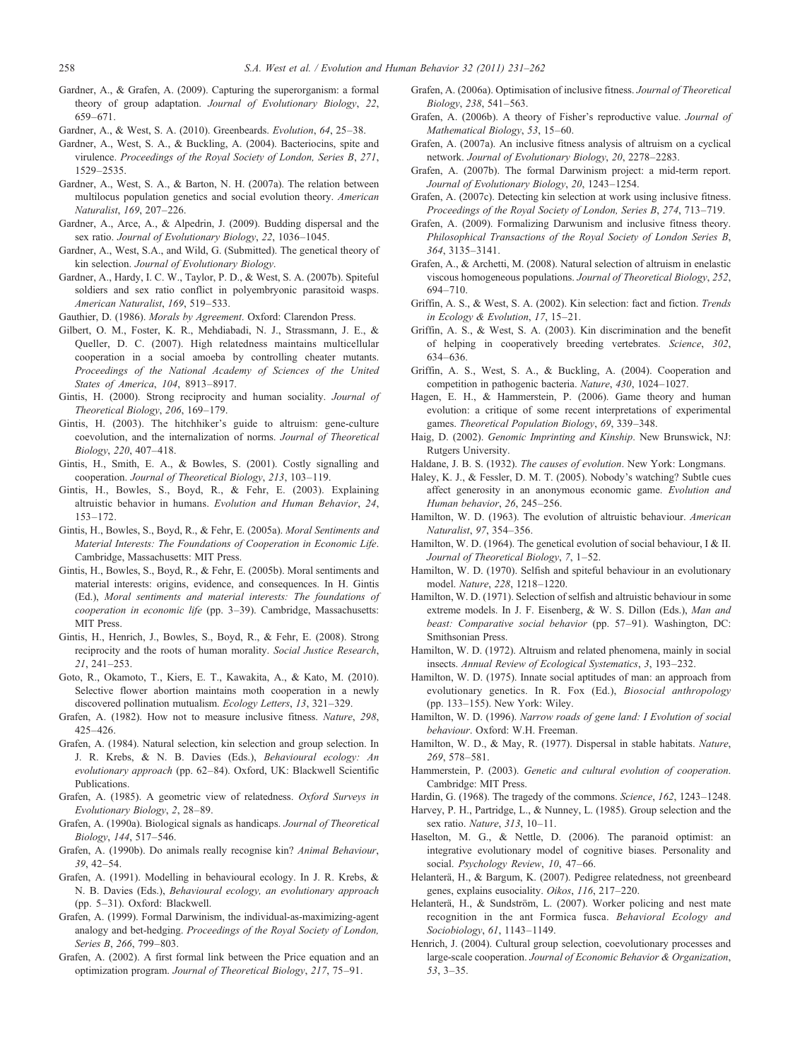Gardner, A., & Grafen, A. (2009). Capturing the superorganism: a formal theory of group adaptation. *Journal of Evolutionary Biology*, *22*, 659–671.

Gardner, A., & West, S. A. (2010). Greenbeards. *Evolution*, *64*, 25–38.

Gardner, A., West, S. A., & Buckling, A. (2004). Bacteriocins, spite and virulence. *Proceedings of the Royal Society of London, Series B*, *271*, 1529–2535.

Gardner, A., West, S. A., & Barton, N. H. (2007a). The relation between multilocus population genetics and social evolution theory. *American Naturalist*, *169*, 207–226.

Gardner, A., Arce, A., & Alpedrin, J. (2009). Budding dispersal and the sex ratio. *Journal of Evolutionary Biology*, *22*, 1036–1045.

Gardner, A., West, S.A., and Wild, G. (Submitted). The genetical theory of kin selection. *Journal of Evolutionary Biology*.

Gardner, A., Hardy, I. C. W., Taylor, P. D., & West, S. A. (2007b). Spiteful soldiers and sex ratio conflict in polyembryonic parasitoid wasps. *American Naturalist*, *169*, 519–533.

Gauthier, D. (1986). *Morals by Agreement*. Oxford: Clarendon Press.

Gilbert, O. M., Foster, K. R., Mehdiabadi, N. J., Strassmann, J. E., & Queller, D. C. (2007). High relatedness maintains multicellular cooperation in a social amoeba by controlling cheater mutants. *Proceedings of the National Academy of Sciences of the United States of America*, *104*, 8913–8917.

Gintis, H. (2000). Strong reciprocity and human sociality. *Journal of Theoretical Biology*, *206*, 169–179.

Gintis, H. (2003). The hitchhiker's guide to altruism: gene-culture coevolution, and the internalization of norms. *Journal of Theoretical Biology*, *220*, 407–418.

Gintis, H., Smith, E. A., & Bowles, S. (2001). Costly signalling and cooperation. *Journal of Theoretical Biology*, *213*, 103–119.

Gintis, H., Bowles, S., Boyd, R., & Fehr, E. (2003). Explaining altruistic behavior in humans. *Evolution and Human Behavior*, *24*, 153–172.

Gintis, H., Bowles, S., Boyd, R., & Fehr, E. (2005a). *Moral Sentiments and Material Interests: The Foundations of Cooperation in Economic Life*. Cambridge, Massachusetts: MIT Press.

Gintis, H., Bowles, S., Boyd, R., & Fehr, E. (2005b). Moral sentiments and material interests: origins, evidence, and consequences. In H. Gintis (Ed.), *Moral sentiments and material interests: The foundations of cooperation in economic life* (pp. 3–39). Cambridge, Massachusetts: MIT Press.

Gintis, H., Henrich, J., Bowles, S., Boyd, R., & Fehr, E. (2008). Strong reciprocity and the roots of human morality. *Social Justice Research*, *21*, 241–253.

Goto, R., Okamoto, T., Kiers, E. T., Kawakita, A., & Kato, M. (2010). Selective flower abortion maintains moth cooperation in a newly discovered pollination mutualism. *Ecology Letters*, *13*, 321–329.

Grafen, A. (1982). How not to measure inclusive fitness. *Nature*, *298*, 425–426.

Grafen, A. (1984). Natural selection, kin selection and group selection. In J. R. Krebs, & N. B. Davies (Eds.), *Behavioural ecology: An evolutionary approach* (pp. 62–84). Oxford, UK: Blackwell Scientific Publications.

Grafen, A. (1985). A geometric view of relatedness. *Oxford Surveys in Evolutionary Biology*, *2*, 28–89.

Grafen, A. (1990a). Biological signals as handicaps. *Journal of Theoretical Biology*, *144*, 517–546.

Grafen, A. (1990b). Do animals really recognise kin? *Animal Behaviour*, *39*, 42–54.

Grafen, A. (1991). Modelling in behavioural ecology. In J. R. Krebs, & N. B. Davies (Eds.), *Behavioural ecology, an evolutionary approach* (pp. 5–31). Oxford: Blackwell.

Grafen, A. (1999). Formal Darwinism, the individual-as-maximizing-agent analogy and bet-hedging. *Proceedings of the Royal Society of London, Series B*, *266*, 799–803.

Grafen, A. (2002). A first formal link between the Price equation and an optimization program. *Journal of Theoretical Biology*, *217*, 75–91.

Grafen, A. (2006a). Optimisation of inclusive fitness. *Journal of Theoretical Biology*, *238*, 541–563.

Grafen, A. (2006b). A theory of Fisher's reproductive value. *Journal of Mathematical Biology*, *53*, 15–60.

Grafen, A. (2007a). An inclusive fitness analysis of altruism on a cyclical network. *Journal of Evolutionary Biology*, *20*, 2278–2283.

Grafen, A. (2007b). The formal Darwinism project: a mid-term report. *Journal of Evolutionary Biology*, *20*, 1243–1254.

Grafen, A. (2007c). Detecting kin selection at work using inclusive fitness. *Proceedings of the Royal Society of London, Series B*, *274*, 713–719.

Grafen, A. (2009). Formalizing Darwinism and inclusive fitness theory. *Philosophical Transactions of the Royal Society of London Series B*, *364*, 3135–3141.

Grafen, A., & Archetti, M. (2008). Natural selection of altruism in enelastic viscous homogeneous populations. *Journal of Theoretical Biology*, *252*, 694–710.

Griffin, A. S., & West, S. A. (2002). Kin selection: fact and fiction. *Trends in Ecology & Evolution*, *17*, 15–21.

Griffin, A. S., & West, S. A. (2003). Kin discrimination and the benefit of helping in cooperatively breeding vertebrates. *Science*, *302*, 634–636.

Griffin, A. S., West, S. A., & Buckling, A. (2004). Cooperation and competition in pathogenic bacteria. *Nature*, *430*, 1024–1027.

Hagen, E. H., & Hammerstein, P. (2006). Game theory and human evolution: a critique of some recent interpretations of experimental games. *Theoretical Population Biology*, *69*, 339–348.

Haig, D. (2002). *Genomic Imprinting and Kinship*. New Brunswick, NJ: Rutgers University.

Haldane, J. B. S. (1932). *The causes of evolution*. New York: Longmans.

Haley, K. J., & Fessler, D. M. T. (2005). Nobody's watching? Subtle cues affect generosity in an anonymous economic game. *Evolution and Human behavior*, *26*, 245–256.

Hamilton, W. D. (1963). The evolution of altruistic behaviour. *American Naturalist*, *97*, 354–356.

Hamilton, W. D. (1964). The genetical evolution of social behaviour, I & II. *Journal of Theoretical Biology*, *7*, 1–52.

Hamilton, W. D. (1970). Selfish and spiteful behaviour in an evolutionary model. *Nature*, *228*, 1218–1220.

Hamilton, W. D. (1971). Selection of selfish and altruistic behaviour in some extreme models. In J. F. Eisenberg, & W. S. Dillon (Eds.), *Man and beast: Comparative social behavior* (pp. 57–91). Washington, DC: Smithsonian Press.

Hamilton, W. D. (1972). Altruism and related phenomena, mainly in social insects. *Annual Review of Ecological Systematics*, *3*, 193–232.

Hamilton, W. D. (1975). Innate social aptitudes of man: an approach from evolutionary genetics. In R. Fox (Ed.), *Biosocial anthropology* (pp. 133–155). New York: Wiley.

Hamilton, W. D. (1996). *Narrow roads of gene land: I Evolution of social behaviour*. Oxford: W.H. Freeman.

Hamilton, W. D., & May, R. (1977). Dispersal in stable habitats. *Nature*, *269*, 578–581.

Hammerstein, P. (2003). *Genetic and cultural evolution of cooperation*. Cambridge: MIT Press.

Hardin, G. (1968). The tragedy of the commons. *Science*, *162*, 1243–1248.

Harvey, P. H., Partridge, L., & Nunney, L. (1985). Group selection and the sex ratio. *Nature*, *313*, 10–11.

Haselton, M. G., & Nettle, D. (2006). The paranoid optimist: an integrative evolutionary model of cognitive biases. Personality and social. *Psychology Review*, *10*, 47–66.

Helanterä, H., & Bargum, K. (2007). Pedigree relatedness, not greenbeard genes, explains eusociality. *Oikos*, *116*, 217–220.

Helanterä, H., & Sundström, L. (2007). Worker policing and nest mate recognition in the ant Formica fusca. *Behavioral Ecology and Sociobiology*, *61*, 1143–1149.

Henrich, J. (2004). Cultural group selection, coevolutionary processes and large-scale cooperation. *Journal of Economic Behavior & Organization*, *53*, 3–35.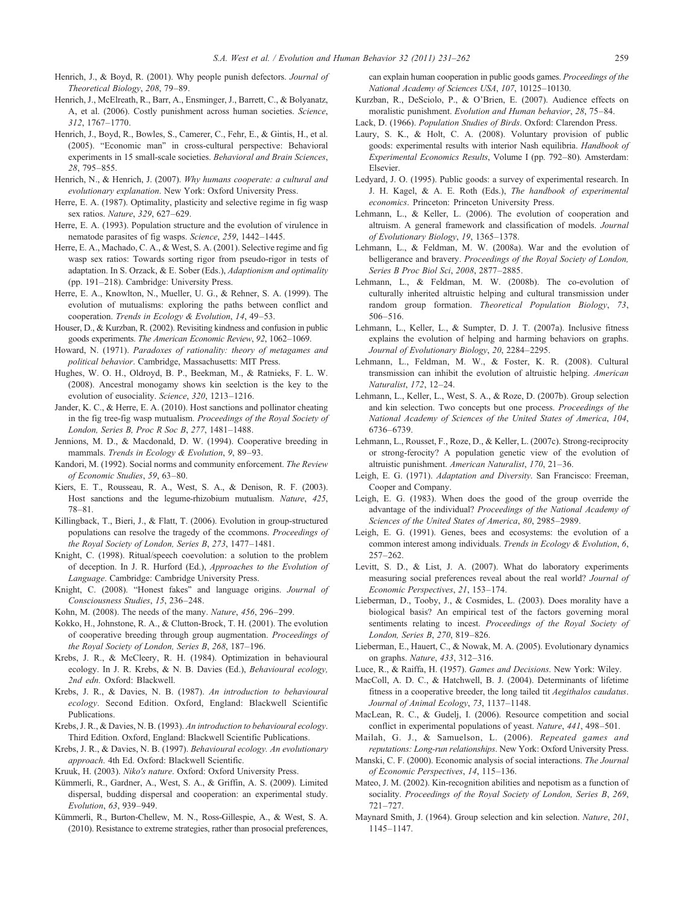Henrich, J., & Boyd, R. (2001). Why people punish defectors. *Journal of Theoretical Biology*, *208*, 79–89.

Henrich, J., McElreath, R., Barr, A., Ensminger, J., Barrett, C., & Bolyanatz, A, et al. (2006). Costly punishment across human societies. *Science*, *312*, 1767–1770.

Henrich, J., Boyd, R., Bowles, S., Camerer, C., Fehr, E., & Gintis, H., et al. (2005). "Economic man" in cross-cultural perspective: Behavioral experiments in 15 small-scale societies. *Behavioral and Brain Sciences*, *28*, 795–855.

Henrich, N., & Henrich, J. (2007). *Why humans cooperate: a cultural and evolutionary explanation*. New York: Oxford University Press.

Herre, E. A. (1987). Optimality, plasticity and selective regime in fig wasp sex ratios. *Nature*, *329*, 627–629.

Herre, E. A. (1993). Population structure and the evolution of virulence in nematode parasites of fig wasps. *Science*, *259*, 1442–1445.

Herre, E. A., Machado, C. A., & West, S. A. (2001). Selective regime and fig wasp sex ratios: Towards sorting rigor from pseudo-rigor in tests of adaptation. In S. Orzack, & E. Sober (Eds.), *Adaptionism and optimality* (pp. 191–218). Cambridge: University Press.

Herre, E. A., Knowlton, N., Mueller, U. G., & Rehner, S. A. (1999). The evolution of mutualisms: exploring the paths between conflict and cooperation. *Trends in Ecology & Evolution*, *14*, 49–53.

Houser, D., & Kurzban, R. (2002). Revisiting kindness and confusion in public goods experiments. *The American Economic Review*, *92*, 1062–1069.

Howard, N. (1971). *Paradoxes of rationality: theory of metagames and political behavior*. Cambridge, Massachusetts: MIT Press.

Hughes, W. O. H., Oldroyd, B. P., Beekman, M., & Ratnieks, F. L. W. (2008). Ancestral monogamy shows kin seelction is the key to the evolution of eusociality. *Science*, *320*, 1213–1216.

Jander, K. C., & Herre, E. A. (2010). Host sanctions and pollinator cheating in the fig tree-fig wasp mutualism. *Proceedings of the Royal Society of London, Series B, Proc R Soc B*, *277*, 1481–1488.

Jennions, M. D., & Macdonald, D. W. (1994). Cooperative breeding in mammals. *Trends in Ecology & Evolution*, *9*, 89–93.

Kandori, M. (1992). Social norms and community enforcement. *The Review of Economic Studies*, *59*, 63–80.

Kiers, E. T., Rousseau, R. A., West, S. A., & Denison, R. F. (2003). Host sanctions and the legume-rhizobium mutualism. *Nature*, *425*, 78–81.

Killingback, T., Bieri, J., & Flatt, T. (2006). Evolution in group-structured populations can resolve the tragedy of the ccommons. *Proceedings of the Royal Society of London, Series B*, *273*, 1477–1481.

Knight, C. (1998). Ritual/speech coevolution: a solution to the problem of deception. In J. R. Hurford (Ed.), *Approaches to the Evolution of Language*. Cambridge: Cambridge University Press.

Knight, C. (2008). "Honest fakes" and language origins. *Journal of Consciousness Studies*, *15*, 236–248.

Kohn, M. (2008). The needs of the many. *Nature*, *456*, 296–299.

Kokko, H., Johnstone, R. A., & Clutton-Brock, T. H. (2001). The evolution of cooperative breeding through group augmentation. *Proceedings of the Royal Society of London, Series B*, *268*, 187–196.

Krebs, J. R., & McCleery, R. H. (1984). Optimization in behavioural ecology. In J. R. Krebs, & N. B. Davies (Ed.), *Behavioural ecology, 2nd edn.* Oxford: Blackwell.

Krebs, J. R., & Davies, N. B. (1987). *An introduction to behavioural ecology*. Second Edition. Oxford, England: Blackwell Scientific Publications.

Krebs, J. R., & Davies, N. B. (1993). *An introduction to behavioural ecology*. Third Edition. Oxford, England: Blackwell Scientific Publications.

Krebs, J. R., & Davies, N. B. (1997). *Behavioural ecology. An evolutionary approach*. 4th Ed. Oxford: Blackwell Scientific.

Kruuk, H. (2003). *Niko's nature*. Oxford: Oxford University Press.

Kümmerli, R., Gardner, A., West, S. A., & Griffin, A. S. (2009). Limited dispersal, budding dispersal and cooperation: an experimental study. *Evolution*, *63*, 939–949.

Kümmerli, R., Burton-Chellew, M. N., Ross-Gillespie, A., & West, S. A. (2010). Resistance to extreme strategies, rather than prosocial preferences, can explain human cooperation in public goods games. *Proceedings of the National Academy of Sciences USA*, *107*, 10125–10130.

Kurzban, R., DeSciolo, P., & O'Brien, E. (2007). Audience effects on moralistic punishment. *Evolution and Human behavior*, *28*, 75–84.

Lack, D. (1966). *Population Studies of Birds*. Oxford: Clarendon Press.

Laury, S. K., & Holt, C. A. (2008). Voluntary provision of public goods: experimental results with interior Nash equilibria. *Handbook of Experimental Economics Results*, Volume I (pp. 792–80). Amsterdam: Elsevier.

Ledyard, J. O. (1995). Public goods: a survey of experimental research. In J. H. Kagel, & A. E. Roth (Eds.), *The handbook of experimental economics*. Princeton: Princeton University Press.

Lehmann, L., & Keller, L. (2006). The evolution of cooperation and altruism. A general framework and classification of models. *Journal of Evolutionary Biology*, *19*, 1365–1378.

Lehmann, L., & Feldman, M. W. (2008a). War and the evolution of belligerance and bravery. *Proceedings of the Royal Society of London, Series B Proc Biol Sci*, *2008*, 2877–2885.

Lehmann, L., & Feldman, M. W. (2008b). The co-evolution of culturally inherited altruistic helping and cultural transmission under random group formation. *Theoretical Population Biology*, *73*, 506–516.

Lehmann, L., Keller, L., & Sumpter, D. J. T. (2007a). Inclusive fitness explains the evolution of helping and harming behaviors on graphs. *Journal of Evolutionary Biology*, *20*, 2284–2295.

Lehmann, L., Feldman, M. W., & Foster, K. R. (2008). Cultural transmission can inhibit the evolution of altruistic helping. *American Naturalist*, *172*, 12–24.

Lehmann, L., Keller, L., West, S. A., & Roze, D. (2007b). Group selection and kin selection. Two concepts but one process. *Proceedings of the National Academy of Sciences of the United States of America*, *104*, 6736–6739.

Lehmann, L., Rousset, F., Roze, D., & Keller, L. (2007c). Strong-reciprocity or strong-ferocity? A population genetic view of the evolution of altruistic punishment. *American Naturalist*, *170*, 21–36.

Leigh, E. G. (1971). *Adaptation and Diversity*. San Francisco: Freeman, Cooper and Company.

Leigh, E. G. (1983). When does the good of the group override the advantage of the individual? *Proceedings of the National Academy of Sciences of the United States of America*, *80*, 2985–2989.

Leigh, E. G. (1991). Genes, bees and ecosystems: the evolution of a common interest among individuals. *Trends in Ecology & Evolution*, *6*, 257–262.

Levitt, S. D., & List, J. A. (2007). What do laboratory experiments measuring social preferences reveal about the real world? *Journal of Economic Perspectives*, *21*, 153–174.

Lieberman, D., Tooby, J., & Cosmides, L. (2003). Does morality have a biological basis? An empirical test of the factors governing moral sentiments relating to incest. *Proceedings of the Royal Society of London, Series B*, *270*, 819–826.

Lieberman, E., Hauert, C., & Nowak, M. A. (2005). Evolutionary dynamics on graphs. *Nature*, *433*, 312–316.

Luce, R., & Raiffa, H. (1957). *Games and Decisions*. New York: Wiley.

MacColl, A. D. C., & Hatchwell, B. J. (2004). Determinants of lifetime fitness in a cooperative breeder, the long tailed tit *Aegithalos caudatus*. *Journal of Animal Ecology*, *73*, 1137–1148.

MacLean, R. C., & Gudelj, I. (2006). Resource competition and social conflict in experimental populations of yeast. *Nature*, *441*, 498–501.

Mailah, G. J., & Samuelson, L. (2006). *Repeated games and reputations: Long-run relationships*. New York: Oxford University Press.

Manski, C. F. (2000). Economic analysis of social interactions. *The Journal of Economic Perspectives*, *14*, 115–136.

Mateo, J. M. (2002). Kin-recognition abilities and nepotism as a function of sociality. *Proceedings of the Royal Society of London, Series B*, *269*, 721–727.

Maynard Smith, J. (1964). Group selection and kin selection. *Nature*, *201*, 1145–1147.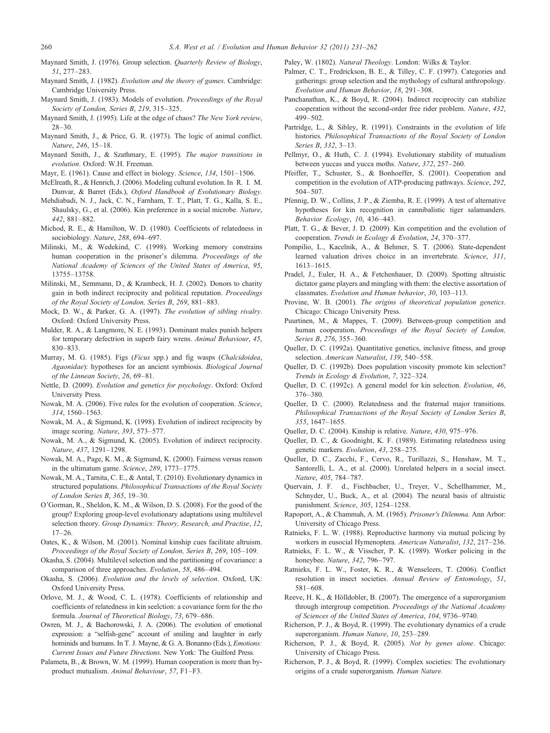Maynard Smith, J. (1976). Group selection. *Quarterly Review of Biology*, *51*, 277–283.

Maynard Smith, J. (1982). *Evolution and the theory of games*. Cambridge: Cambridge University Press.

Maynard Smith, J. (1983). Models of evolution. *Proceedings of the Royal Society of London, Series B*, *219*, 315–325.

Maynard Smith, J. (1995). Life at the edge of chaos? *The New York review*, 28–30.

Maynard Smith, J., & Price, G. R. (1973). The logic of animal conflict. *Nature*, *246*, 15–18.

Maynard Smith, J., & Szathmary, E. (1995). *The major transitions in evolution*. Oxford: W.H. Freeman.

Mayr, E. (1961). Cause and effect in biology. *Science*, *134*, 1501–1506.

McElreath, R., & Henrich, J. (2006). Modeling cultural evolution. In R. I. M. Dunvar, & Barret (Eds.), *Oxford Handbook of Evolutionary Biology*.

Mehdiabadi, N. J., Jack, C. N., Farnham, T. T., Platt, T. G., Kalla, S. E., Shaulsky, G., et al. (2006). Kin preference in a social microbe. *Nature*, *442*, 881–882.

Michod, R. E., & Hamilton, W. D. (1980). Coefficients of relatedness in sociobiology. *Nature*, *288*, 694–697.

Milinski, M., & Wedekind, C. (1998). Working memory constrains human cooperation in the prisoner's dilemma. *Proceedings of the National Academy of Sciences of the United States of America*, *95*, 13755–13758.

Milinski, M., Semmann, D., & Krambeck, H. J. (2002). Donors to charity gain in both indirect reciprocity and political reputation. *Proceedings of the Royal Society of London, Series B*, *269*, 881–883.

Mock, D. W., & Parker, G. A. (1997). *The evolution of sibling rivalry*. Oxford: Oxford University Press.

Mulder, R. A., & Langmore, N. E. (1993). Dominant males punish helpers for temporary defectrion in superb fairy wrens. *Animal Behaviour*, *45*, 830–833.

Murray, M. G. (1985). Figs (*Ficus* spp.) and fig wasps (*Chalcidoidea*, *Agaonidae*): hypotheses for an ancient symbiosis. *Biological Journal of the Linnean Society*, *26*, 69–81.

Nettle, D. (2009). *Evolution and genetics for psychology*. Oxford: Oxford University Press.

Nowak, M. A. (2006). Five rules for the evolution of cooperation. *Science*, *314*, 1560–1563.

Nowak, M. A., & Sigmund, K. (1998). Evolution of indirect reciprocity by image scoring. *Nature*, *393*, 573–577.

Nowak, M. A., & Sigmund, K. (2005). Evolution of indirect reciprocity. *Nature*, *437*, 1291–1298.

Nowak, M. A., Page, K. M., & Sigmund, K. (2000). Fairness versus reason in the ultimatum game. *Science*, *289*, 1773–1775.

Nowak, M. A., Tarnita, C. E., & Antal, T. (2010). Evolutionary dynamics in structured populations. *Philosophical Transactions of the Royal Society of London Series B*, *365*, 19–30.

O'Gorman, R., Sheldon, K. M., & Wilson, D. S. (2008). For the good of the group? Exploring group-level evolutionary adaptations using multilevel selection theory. *Group Dynamics: Theory, Research, and Practise*, *12*, 17–26.

Oates, K., & Wilson, M. (2001). Nominal kinship cues facilitate altruism. *Proceedings of the Royal Society of London, Series B*, *269*, 105–109.

Okasha, S. (2004). Multilevel selection and the partitioning of covariance: a comparison of three approaches. *Evolution*, *58*, 486–494.

Okasha, S. (2006). *Evolution and the levels of selection*. Oxford, UK: Oxford University Press.

Orlove, M. J., & Wood, C. L. (1978). Coefficients of relationship and coefficients of relatedness in kin seelction: a covariance form for the rho formula. *Journal of Theoretical Biology*, *73*, 679–686.

Owren, M. J., & Bachorowski, J. A. (2006). The evolution of emotional expression: a "selfish-gene" account of smiling and laughter in early hominids and humans. In T. J. Mayne, & G. A. Bonanno (Eds.), *Emotions: Current Issues and Future Directions*. New York: The Guilford Press.

Palameta, B., & Brown, W. M. (1999). Human cooperation is more than by-product mutualism. *Animal Behaviour*, *57*, F1–F3.

Paley, W. (1802). *Natural Theology*. London: Wilks & Taylor.

Palmer, C. T., Fredrickson, B. E., & Tilley, C. F. (1997). Categories and gatherings: group selection and the mythology of cultural anthropology. *Evolution and Human Behavior*, *18*, 291–308.

Panchanathan, K., & Boyd, R. (2004). Indirect reciprocity can stabilize cooperation without the second-order free rider problem. *Nature*, *432*, 499–502.

Partridge, L., & Sibley, R. (1991). Constraints in the evolution of life histories. *Philosophical Transactions of the Royal Society of London Series B*, *332*, 3–13.

Pellmyr, O., & Huth, C. J. (1994). Evolutionary stability of mutualism between yuccas and yucca moths. *Nature*, *372*, 257–260.

Pfeiffer, T., Schuster, S., & Bonhoeffer, S. (2001). Cooperation and competition in the evolution of ATP-producing pathways. *Science*, *292*, 504–507.

Pfennig, D. W., Collins, J. P., & Ziemba, R. E. (1999). A test of alternative hypotheses for kin recognition in cannibalistic tiger salamanders. *Behavior Ecology*, *10*, 436–443.

Platt, T. G., & Bever, J. D. (2009). Kin competition and the evolution of cooperation. *Trends in Ecology & Evolution*, *24*, 370–377.

Pompilio, L., Kacelnik, A., & Behmer, S. T. (2006). State-dependent learned valuation drives choice in an invertebrate. *Science*, *311*, 1613–1615.

Pradel, J., Euler, H. A., & Fetchenhauer, D. (2009). Spotting altruistic dictator game players and mingling with them: the elective assortation of classmates. *Evolution and Human behavior*, *30*, 103–113.

Provine, W. B. (2001). *The origins of theoretical population genetics*. Chicago: Chicago University Press.

Puurtinen, M., & Mappes, T. (2009). Between-group competition and human cooperation. *Proceedings of the Royal Society of London, Series B*, *276*, 355–360.

Queller, D. C. (1992a). Quantitative genetics, inclusive fitness, and group selection. *American Naturalist*, *139*, 540–558.

Queller, D. C. (1992b). Does population viscosity promote kin selection? *Trends in Ecology & Evolution*, *7*, 322–324.

Queller, D. C. (1992c). A general model for kin selection. *Evolution*, *46*, 376–380.

Queller, D. C. (2000). Relatedness and the fraternal major transitions. *Philosophical Transactions of the Royal Society of London Series B*, *355*, 1647–1655.

Queller, D. C. (2004). Kinship is relative. *Nature*, *430*, 975–976.

Queller, D. C., & Goodnight, K. F. (1989). Estimating relatedness using genetic markers. *Evolution*, *43*, 258–275.

Queller, D. C., Zacchi, F., Cervo, R., Turillazzi, S., Henshaw, M. T., Santorelli, L. A., et al. (2000). Unrelated helpers in a social insect. *Nature*, *405*, 784–787.

Quervain, J. F. d., Fischbacher, U., Treyer, V., Schellhammer, M., Schnyder, U., Buck, A., et al. (2004). The neural basis of altruistic punishment. *Science*, *305*, 1254–1258.

Rapoport, A., & Chammah, A. M. (1965). *Prisoner's Dilemma*. Ann Arbor: University of Chicago Press.

Ratnieks, F. L. W. (1988). Reproductive harmony via mutual policing by workers in eusocial Hymenoptera. *American Naturalist*, *132*, 217–236.

Ratnieks, F. L. W., & Visscher, P. K. (1989). Worker policing in the honeybee. *Nature*, *342*, 796–797.

Ratnieks, F. L. W., Foster, K. R., & Wenseleers, T. (2006). Conflict resolution in insect societies. *Annual Review of Entomology*, *51*, 581–608.

Reeve, H. K., & Hölldobler, B. (2007). The emergence of a superorganism through intergroup competition. *Proceedings of the National Academy of Sciences of the United States of America*, *104*, 9736–9740.

Richerson, P. J., & Boyd, R. (1999). The evolutionary dynamics of a crude superorganism. *Human Nature*, *10*, 253–289.

Richerson, P. J., & Boyd, R. (2005). *Not by genes alone*. Chicago: University of Chicago Press.

Richerson, P. J., & Boyd, R. (1999). Complex societies: The evolutionary origins of a crude superorganism. *Human Nature.*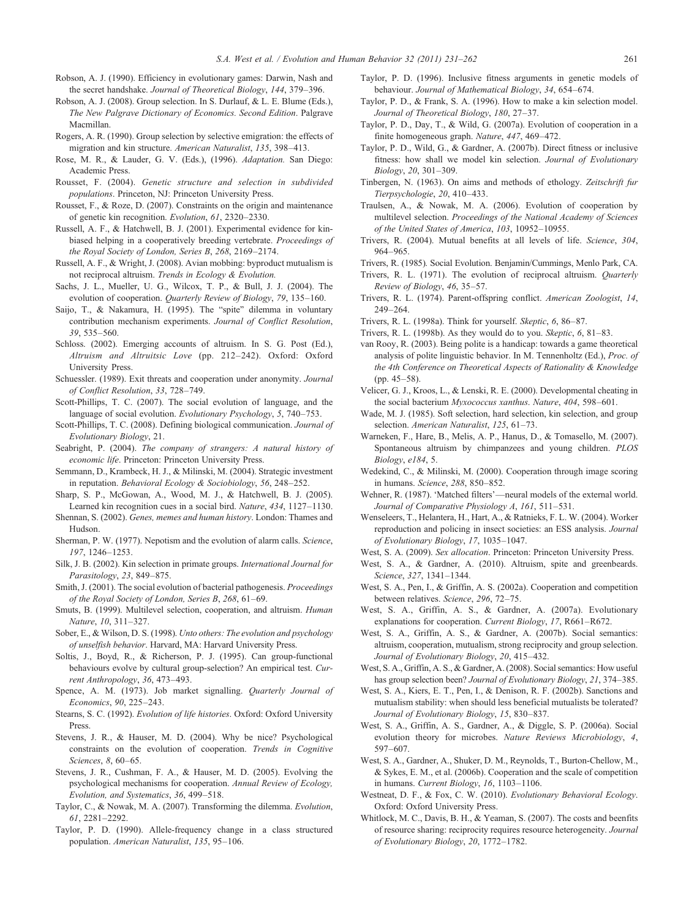Robson, A. J. (1990). Efficiency in evolutionary games: Darwin, Nash and the secret handshake. *Journal of Theoretical Biology*, *144*, 379–396.

Robson, A. J. (2008). Group selection. In S. Durlauf, & L. E. Blume (Eds.), *The New Palgrave Dictionary of Economics. Second Edition*. Palgrave Macmillan.

Rogers, A. R. (1990). Group selection by selective emigration: the effects of migration and kin structure. *American Naturalist*, *135*, 398–413.

Rose, M. R., & Lauder, G. V. (Eds.), (1996). *Adaptation.* San Diego: Academic Press.

Rousset, F. (2004). *Genetic structure and selection in subdivided populations*. Princeton, NJ: Princeton University Press.

Rousset, F., & Roze, D. (2007). Constraints on the origin and maintenance of genetic kin recognition. *Evolution*, *61*, 2320–2330.

Russell, A. F., & Hatchwell, B. J. (2001). Experimental evidence for kin-biased helping in a cooperatively breeding vertebrate. *Proceedings of the Royal Society of London, Series B*, *268*, 2169–2174.

Russell, A. F., & Wright, J. (2008). Avian mobbing: byproduct mutualism is not reciprocal altruism. *Trends in Ecology & Evolution.*

Sachs, J. L., Mueller, U. G., Wilcox, T. P., & Bull, J. J. (2004). The evolution of cooperation. *Quarterly Review of Biology*, *79*, 135–160.

Saijo, T., & Nakamura, H. (1995). The "spite" dilemma in voluntary contribution mechanism experiments. *Journal of Conflict Resolution*, *39*, 535–560.

Schloss. (2002). Emerging accounts of altruism. In S. G. Post (Ed.), *Altruism and Altruitsic Love* (pp. 212–242). Oxford: Oxford University Press.

Schuessler. (1989). Exit threats and cooperation under anonymity. *Journal of Conflict Resolution*, *33*, 728–749.

Scott-Phillips, T. C. (2007). The social evolution of language, and the language of social evolution. *Evolutionary Psychology*, *5*, 740–753.

Scott-Phillips, T. C. (2008). Defining biological communication. *Journal of Evolutionary Biology*, 21.

Seabright, P. (2004). *The company of strangers: A natural history of economic life*. Princeton: Princeton University Press.

Semmann, D., Krambeck, H. J., & Milinski, M. (2004). Strategic investment in reputation. *Behavioral Ecology & Sociobiology*, *56*, 248–252.

Sharp, S. P., McGowan, A., Wood, M. J., & Hatchwell, B. J. (2005). Learned kin recognition cues in a social bird. *Nature*, *434*, 1127–1130.

Shennan, S. (2002). *Genes, memes and human history*. London: Thames and Hudson.

Sherman, P. W. (1977). Nepotism and the evolution of alarm calls. *Science*, *197*, 1246–1253.

Silk, J. B. (2002). Kin selection in primate groups. *International Journal for Parasitology*, *23*, 849–875.

Smith, J. (2001). The social evolution of bacterial pathogenesis. *Proceedings of the Royal Society of London, Series B*, *268*, 61–69.

Smuts, B. (1999). Multilevel selection, cooperation, and altruism. *Human Nature*, *10*, 311–327.

Sober, E., & Wilson, D. S. (1998). *Unto others: The evolution and psychology of unselfish behavior*. Harvard, MA: Harvard University Press.

Soltis, J., Boyd, R., & Richerson, P. J. (1995). Can group-functional behaviours evolve by cultural group-selection? An empirical test. *Current Anthropology*, *36*, 473–493.

Spence, A. M. (1973). Job market signalling. *Quarterly Journal of Economics*, *90*, 225–243.

Stearns, S. C. (1992). *Evolution of life histories*. Oxford: Oxford University Press.

Stevens, J. R., & Hauser, M. D. (2004). Why be nice? Psychological constraints on the evolution of cooperation. *Trends in Cognitive Sciences*, *8*, 60–65.

Stevens, J. R., Cushman, F. A., & Hauser, M. D. (2005). Evolving the psychological mechanisms for cooperation. *Annual Review of Ecology, Evolution, and Systematics*, *36*, 499–518.

Taylor, C., & Nowak, M. A. (2007). Transforming the dilemma. *Evolution*, *61*, 2281–2292.

Taylor, P. D. (1990). Allele-frequency change in a class structured population. *American Naturalist*, *135*, 95–106.

Taylor, P. D. (1996). Inclusive fitness arguments in genetic models of behaviour. *Journal of Mathematical Biology*, *34*, 654–674.

Taylor, P. D., & Frank, S. A. (1996). How to make a kin selection model. *Journal of Theoretical Biology*, *180*, 27–37.

Taylor, P. D., Day, T., & Wild, G. (2007a). Evolution of cooperation in a finite homogeneous graph. *Nature*, *447*, 469–472.

Taylor, P. D., Wild, G., & Gardner, A. (2007b). Direct fitness or inclusive fitness: how shall we model kin selection. *Journal of Evolutionary Biology*, *20*, 301–309.

Tinbergen, N. (1963). On aims and methods of ethology. *Zeitschrift fur Tierpsychologie*, *20*, 410–433.

Traulsen, A., & Nowak, M. A. (2006). Evolution of cooperation by multilevel selection. *Proceedings of the National Academy of Sciences of the United States of America*, *103*, 10952–10955.

Trivers, R. (2004). Mutual benefits at all levels of life. *Science*, *304*, 964–965.

Trivers, R. (1985). Social Evolution. Benjamin/Cummings, Menlo Park, CA.

Trivers, R. L. (1971). The evolution of reciprocal altruism. *Quarterly Review of Biology*, *46*, 35–57.

Trivers, R. L. (1974). Parent-offspring conflict. *American Zoologist*, *14*, 249–264.

Trivers, R. L. (1998a). Think for yourself. *Skeptic*, *6*, 86–87.

Trivers, R. L. (1998b). As they would do to you. *Skeptic*, *6*, 81–83.

van Rooy, R. (2003). Being polite is a handicap: towards a game theoretical analysis of polite linguistic behavior. In M. Tennenholtz (Ed.), *Proc. of the 4th Conference on Theoretical Aspects of Rationality & Knowledge* (pp. 45–58).

Velicer, G. J., Kroos, L., & Lenski, R. E. (2000). Developmental cheating in the social bacterium *Myxococcus xanthus*. *Nature*, *404*, 598–601.

Wade, M. J. (1985). Soft selection, hard selection, kin selection, and group selection. *American Naturalist*, *125*, 61–73.

Warneken, F., Hare, B., Melis, A. P., Hanus, D., & Tomasello, M. (2007). Spontaneous altruism by chimpanzees and young children. *PLOS Biology*, *e184*, 5.

Wedekind, C., & Milinski, M. (2000). Cooperation through image scoring in humans. *Science*, *288*, 850–852.

Wehner, R. (1987). 'Matched filters'—neural models of the external world. *Journal of Comparative Physiology A*, *161*, 511–531.

Wenseleers, T., Helantera, H., Hart, A., & Ratnieks, F. L. W. (2004). Worker reproduction and policing in insect societies: an ESS analysis. *Journal of Evolutionary Biology*, *17*, 1035–1047.

West, S. A. (2009). *Sex allocation*. Princeton: Princeton University Press.

West, S. A., & Gardner, A. (2010). Altruism, spite and greenbeards. *Science*, *327*, 1341–1344.

West, S. A., Pen, I., & Griffin, A. S. (2002a). Cooperation and competition between relatives. *Science*, *296*, 72–75.

West, S. A., Griffin, A. S., & Gardner, A. (2007a). Evolutionary explanations for cooperation. *Current Biology*, *17*, R661–R672.

West, S. A., Griffin, A. S., & Gardner, A. (2007b). Social semantics: altruism, cooperation, mutualism, strong reciprocity and group selection. *Journal of Evolutionary Biology*, *20*, 415–432.

West, S. A., Griffin, A. S., & Gardner, A. (2008). Social semantics: How useful has group selection been? *Journal of Evolutionary Biology*, *21*, 374–385.

West, S. A., Kiers, E. T., Pen, I., & Denison, R. F. (2002b). Sanctions and mutualism stability: when should less beneficial mutualists be tolerated? *Journal of Evolutionary Biology*, *15*, 830–837.

West, S. A., Griffin, A. S., Gardner, A., & Diggle, S. P. (2006a). Social evolution theory for microbes. *Nature Reviews Microbiology*, *4*, 597–607.

West, S. A., Gardner, A., Shuker, D. M., Reynolds, T., Burton-Chellow, M., & Sykes, E. M., et al. (2006b). Cooperation and the scale of competition in humans. *Current Biology*, *16*, 1103–1106.

Westneat, D. F., & Fox, C. W. (2010). *Evolutionary Behavioral Ecology*. Oxford: Oxford University Press.

Whitlock, M. C., Davis, B. H., & Yeaman, S. (2007). The costs and beenfits of resource sharing: reciprocity requires resource heterogeneity. *Journal of Evolutionary Biology*, *20*, 1772–1782.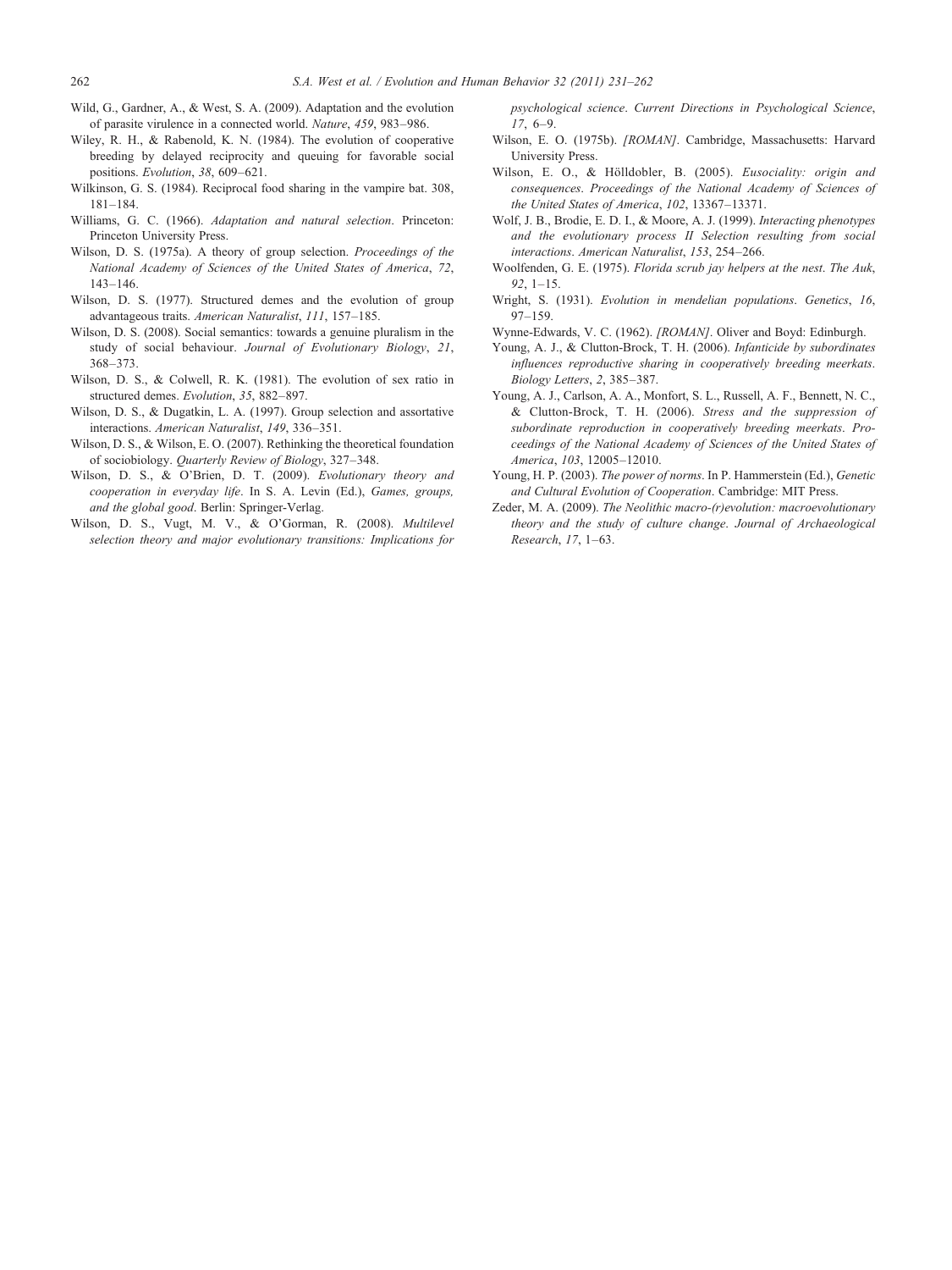Wild, G., Gardner, A., & West, S. A. (2009). Adaptation and the evolution of parasite virulence in a connected world. *Nature*, *459*, 983–986.

Wiley, R. H., & Rabenold, K. N. (1984). The evolution of cooperative breeding by delayed reciprocity and queuing for favorable social positions. *Evolution*, *38*, 609–621.

Wilkinson, G. S. (1984). Reciprocal food sharing in the vampire bat. 308, 181–184.

Williams, G. C. (1966). *Adaptation and natural selection*. Princeton: Princeton University Press.

Wilson, D. S. (1975a). A theory of group selection. *Proceedings of the National Academy of Sciences of the United States of America*, *72*, 143–146.

Wilson, D. S. (1977). Structured demes and the evolution of group advantageous traits. *American Naturalist*, *111*, 157–185.

Wilson, D. S. (2008). Social semantics: towards a genuine pluralism in the study of social behaviour. *Journal of Evolutionary Biology*, *21*, 368–373.

Wilson, D. S., & Colwell, R. K. (1981). The evolution of sex ratio in structured demes. *Evolution*, *35*, 882–897.

Wilson, D. S., & Dugatkin, L. A. (1997). Group selection and assortative interactions. *American Naturalist*, *149*, 336–351.

Wilson, D. S., & Wilson, E. O. (2007). Rethinking the theoretical foundation of sociobiology. *Quarterly Review of Biology*, 327–348.

Wilson, D. S., & O'Brien, D. T. (2009). *Evolutionary theory and cooperation in everyday life*. In S. A. Levin (Ed.), *Games, groups, and the global good*. Berlin: Springer-Verlag.

Wilson, D. S., Vugt, M. V., & O'Gorman, R. (2008). *Multilevel selection theory and major evolutionary transitions: Implications for psychological science*. *Current Directions in Psychological Science*, *17*, 6–9.

Wilson, E. O. (1975b). *[ROMAN]*. Cambridge, Massachusetts: Harvard University Press.

Wilson, E. O., & Hölldobler, B. (2005). *Eusociality: origin and consequences*. *Proceedings of the National Academy of Sciences of the United States of America*, *102*, 13367–13371.

Wolf, J. B., Brodie, E. D. I., & Moore, A. J. (1999). *Interacting phenotypes and the evolutionary process II Selection resulting from social interactions*. *American Naturalist*, *153*, 254–266.

Woolfenden, G. E. (1975). *Florida scrub jay helpers at the nest*. *The Auk*, *92*, 1–15.

Wright, S. (1931). *Evolution in mendelian populations*. *Genetics*, *16*, 97–159.

Wynne-Edwards, V. C. (1962). *[ROMAN]*. Oliver and Boyd: Edinburgh.

Young, A. J., & Clutton-Brock, T. H. (2006). *Infanticide by subordinates influences reproductive sharing in cooperatively breeding meerkats*. *Biology Letters*, *2*, 385–387.

Young, A. J., Carlson, A. A., Monfort, S. L., Russell, A. F., Bennett, N. C., & Clutton-Brock, T. H. (2006). *Stress and the suppression of subordinate reproduction in cooperatively breeding meerkats*. *Proceedings of the National Academy of Sciences of the United States of America*, *103*, 12005–12010.

Young, H. P. (2003). *The power of norms*. In P. Hammerstein (Ed.), *Genetic and Cultural Evolution of Cooperation*. Cambridge: MIT Press.

Zeder, M. A. (2009). *The Neolithic macro-(r)evolution: macroevolutionary theory and the study of culture change*. *Journal of Archaeological Research*, *17*, 1–63.